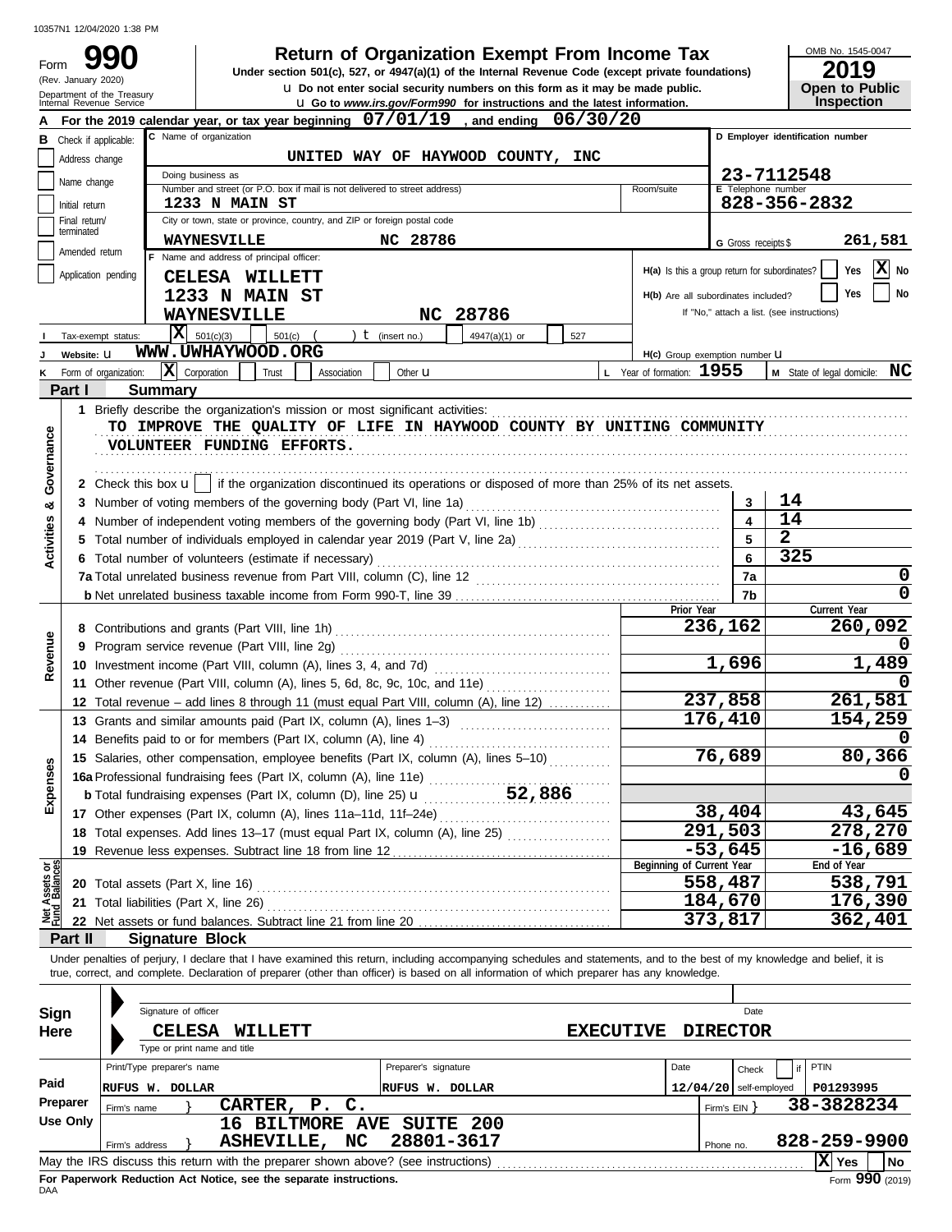10357N1 12/04/2020 1:38 PM

# Form 990

**Return of Organization Exempt From Income Tax**

Under section 501(c), 527, or 4947(a)(1) of the Internal Revenue Code (except private foundations)

u Do not enter social security numbers on this form as it may be made public.

u Go to *www.irs.gov/Form990* for instructions and the latest information.

(Rev. January 2020) Department of the Treasury Internal Revenue Service

OMB No. 1545-0047

**2019**

**Open to Public Inspection**

**A** For the 2019 calendar year, or tax year beginning 07/01/19, and ending 06/30/20

**B** Check if applicable:
- Address change
- Name change
- Initial return
- Final return/terminated
- Amended return
- Application pending

**C** Name of organization: UNITED WAY OF HAYWOOD COUNTY, INC

Doing business as

Number and street (or P.O. box if mail is not delivered to street address): 1233 N MAIN ST — Room/suite

City or town, state or province, country, and ZIP or foreign postal code: WAYNESVILLE NC 28786

**D** Employer identification number: 23-7112548

**E** Telephone number: 828-356-2832

**G** Gross receipts $ 261,581

**F** Name and address of principal officer: CELESA WILLETT, 1233 N MAIN ST, WAYNESVILLE NC 28786

**H(a)** Is this a group return for subordinates? Yes [ ] No [X]

**H(b)** Are all subordinates included? Yes [ ] No [ ]
If "No," attach a list. (see instructions)

**I** Tax-exempt status: [X] 501(c)(3) [ ] 501(c) ( ) t (insert no.) [ ] 4947(a)(1) or [ ] 527

**J** Website: u WWW.UWHAYWOOD.ORG

**H(c)** Group exemption number u

**K** Form of organization: [X] Corporation [ ] Trust [ ] Association [ ] Other u

**L** Year of formation: 1955

**M** State of legal domicile: NC

## Part I Summary

### Activities & Governance

1 Briefly describe the organization's mission or most significant activities:
TO IMPROVE THE QUALITY OF LIFE IN HAYWOOD COUNTY BY UNITING COMMUNITY VOLUNTEER FUNDING EFFORTS.

2 Check this box u [ ] if the organization discontinued its operations or disposed of more than 25% of its net assets.

| | | |
|---|---|---|
| 3 Number of voting members of the governing body (Part VI, line 1a) | 3 | 14 |
| 4 Number of independent voting members of the governing body (Part VI, line 1b) | 4 | 14 |
| 5 Total number of individuals employed in calendar year 2019 (Part V, line 2a) | 5 | 2 |
| 6 Total number of volunteers (estimate if necessary) | 6 | 325 |
| 7a Total unrelated business revenue from Part VIII, column (C), line 12 | 7a | 0 |
| b Net unrelated business taxable income from Form 990-T, line 39 | 7b | 0 |

### Revenue / Expenses

| | Prior Year | Current Year |
|---|---|---|
| 8 Contributions and grants (Part VIII, line 1h) | 236,162 | 260,092 |
| 9 Program service revenue (Part VIII, line 2g) | | 0 |
| 10 Investment income (Part VIII, column (A), lines 3, 4, and 7d) | 1,696 | 1,489 |
| 11 Other revenue (Part VIII, column (A), lines 5, 6d, 8c, 9c, 10c, and 11e) | | 0 |
| 12 Total revenue – add lines 8 through 11 (must equal Part VIII, column (A), line 12) | 237,858 | 261,581 |
| 13 Grants and similar amounts paid (Part IX, column (A), lines 1–3) | 176,410 | 154,259 |
| 14 Benefits paid to or for members (Part IX, column (A), line 4) | | 0 |
| 15 Salaries, other compensation, employee benefits (Part IX, column (A), lines 5–10) | 76,689 | 80,366 |
| 16a Professional fundraising fees (Part IX, column (A), line 11e) | | 0 |
| b Total fundraising expenses (Part IX, column (D), line 25) u 52,886 | | |
| 17 Other expenses (Part IX, column (A), lines 11a–11d, 11f–24e) | 38,404 | 43,645 |
| 18 Total expenses. Add lines 13–17 (must equal Part IX, column (A), line 25) | 291,503 | 278,270 |
| 19 Revenue less expenses. Subtract line 18 from line 12 | -53,645 | -16,689 |

### Net Assets or Fund Balances

| | Beginning of Current Year | End of Year |
|---|---|---|
| 20 Total assets (Part X, line 16) | 558,487 | 538,791 |
| 21 Total liabilities (Part X, line 26) | 184,670 | 176,390 |
| 22 Net assets or fund balances. Subtract line 21 from line 20 | 373,817 | 362,401 |

## Part II Signature Block

Under penalties of perjury, I declare that I have examined this return, including accompanying schedules and statements, and to the best of my knowledge and belief, it is true, correct, and complete. Declaration of preparer (other than officer) is based on all information of which preparer has any knowledge.

**Sign Here**

Signature of officer — Date

CELESA WILLETT — EXECUTIVE DIRECTOR
Type or print name and title

**Paid Preparer Use Only**

| Print/Type preparer's name | Preparer's signature | Date | Check [ ] if self-employed | PTIN |
|---|---|---|---|---|
| RUFUS W. DOLLAR | RUFUS W. DOLLAR | 12/04/20 | | P01293995 |

Firm's name } CARTER, P. C. — Firm's EIN } 38-3828234

Firm's address } 16 BILTMORE AVE SUITE 200, ASHEVILLE, NC 28801-3617 — Phone no. 828-259-9900

May the IRS discuss this return with the preparer shown above? (see instructions) [X] Yes [ ] No

**For Paperwork Reduction Act Notice, see the separate instructions.**

DAA

Form **990** (2019)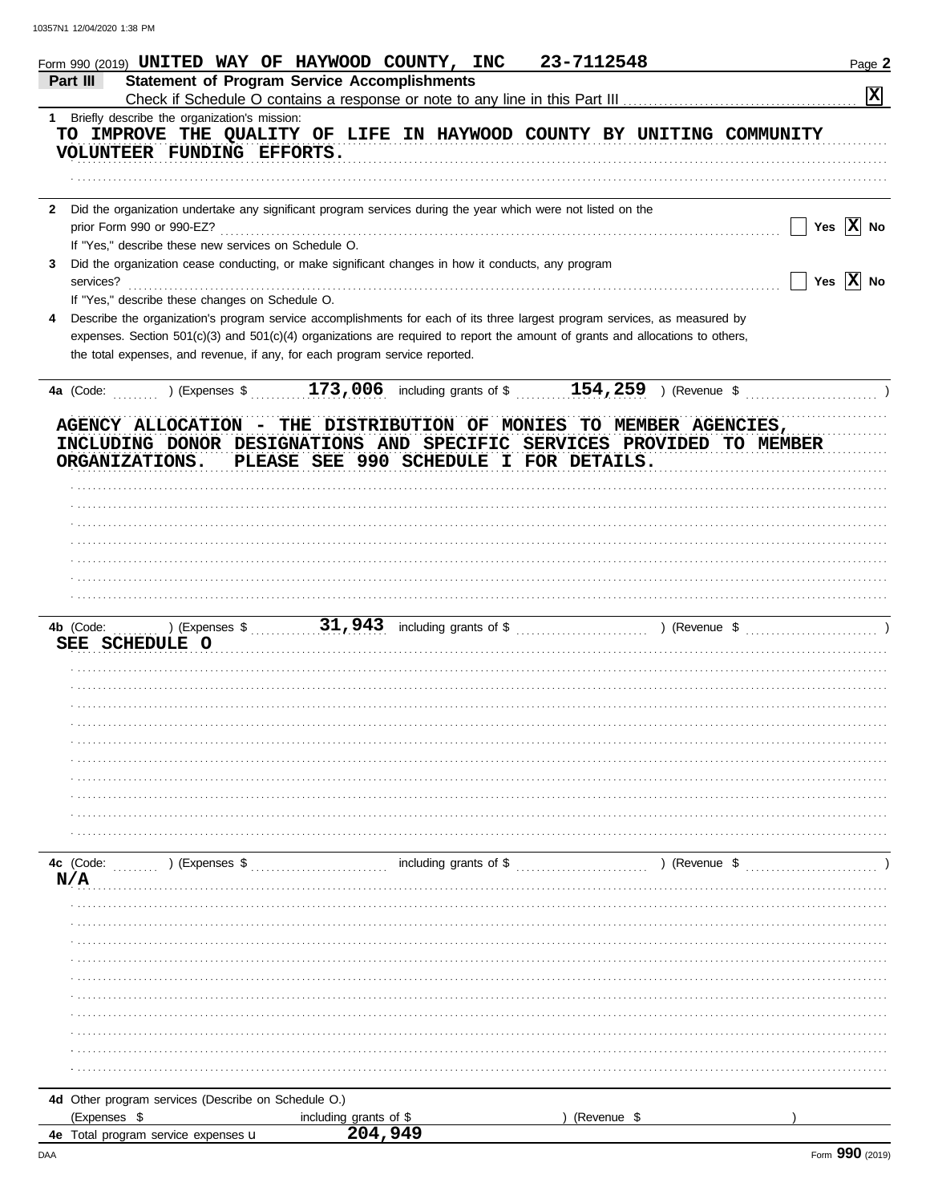Form 990 (2019) UNITED WAY OF HAYWOOD COUNTY, INC 23-7112548

## Part III Statement of Program Service Accomplishments

Check if Schedule O contains a response or note to any line in this Part III . . . . . . . . . . . . . . . . . . . . . . . . . . . . [X]

**1** Briefly describe the organization's mission:

TO IMPROVE THE QUALITY OF LIFE IN HAYWOOD COUNTY BY UNITING COMMUNITY VOLUNTEER FUNDING EFFORTS.

**2** Did the organization undertake any significant program services during the year which were not listed on the prior Form 990 or 990-EZ? . . . . . . . . . . . . [ ] Yes [X] No

If "Yes," describe these new services on Schedule O.

**3** Did the organization cease conducting, or make significant changes in how it conducts, any program services? . . . . . . . . . . . . [ ] Yes [X] No

If "Yes," describe these changes on Schedule O.

**4** Describe the organization's program service accomplishments for each of its three largest program services, as measured by expenses. Section 501(c)(3) and 501(c)(4) organizations are required to report the amount of grants and allocations to others, the total expenses, and revenue, if any, for each program service reported.

**4a** (Code: ) (Expenses $ 173,006 including grants of $ 154,259 ) (Revenue $ )

AGENCY ALLOCATION - THE DISTRIBUTION OF MONIES TO MEMBER AGENCIES, INCLUDING DONOR DESIGNATIONS AND SPECIFIC SERVICES PROVIDED TO MEMBER ORGANIZATIONS. PLEASE SEE 990 SCHEDULE I FOR DETAILS.

**4b** (Code: ) (Expenses $ 31,943 including grants of $ ) (Revenue $ )

SEE SCHEDULE O

**4c** (Code: ) (Expenses $ including grants of $ ) (Revenue $ )

N/A

**4d** Other program services (Describe on Schedule O.)

(Expenses $ including grants of $ ) (Revenue $ )

**4e** Total program service expenses ▶ 204,949

Form **990** (2019)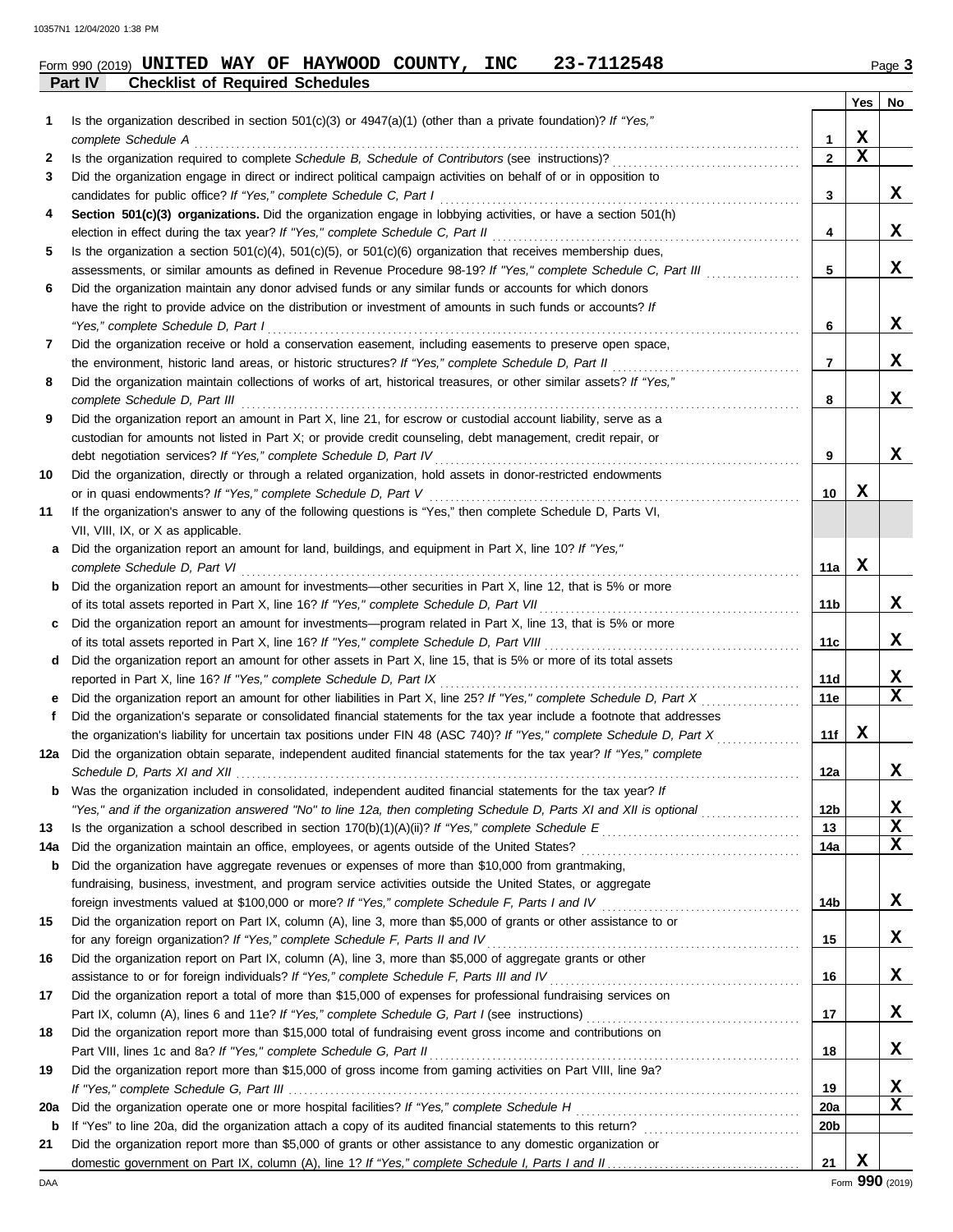Form 990 (2019) **UNITED WAY OF HAYWOOD COUNTY, INC 23-7112548** Page **3**

## Part IV Checklist of Required Schedules

| | | | Yes | No |
|---|---|---|---|---|
| **1** | Is the organization described in section 501(c)(3) or 4947(a)(1) (other than a private foundation)? *If "Yes," complete Schedule A* | **1** | X | |
| **2** | Is the organization required to complete *Schedule B, Schedule of Contributors* (see instructions)? | **2** | X | |
| **3** | Did the organization engage in direct or indirect political campaign activities on behalf of or in opposition to candidates for public office? *If "Yes," complete Schedule C, Part I* | **3** | | X |
| **4** | **Section 501(c)(3) organizations.** Did the organization engage in lobbying activities, or have a section 501(h) election in effect during the tax year? *If "Yes," complete Schedule C, Part II* | **4** | | X |
| **5** | Is the organization a section 501(c)(4), 501(c)(5), or 501(c)(6) organization that receives membership dues, assessments, or similar amounts as defined in Revenue Procedure 98-19? *If "Yes," complete Schedule C, Part III* | **5** | | X |
| **6** | Did the organization maintain any donor advised funds or any similar funds or accounts for which donors have the right to provide advice on the distribution or investment of amounts in such funds or accounts? *If "Yes," complete Schedule D, Part I* | **6** | | X |
| **7** | Did the organization receive or hold a conservation easement, including easements to preserve open space, the environment, historic land areas, or historic structures? *If "Yes," complete Schedule D, Part II* | **7** | | X |
| **8** | Did the organization maintain collections of works of art, historical treasures, or other similar assets? *If "Yes," complete Schedule D, Part III* | **8** | | X |
| **9** | Did the organization report an amount in Part X, line 21, for escrow or custodial account liability, serve as a custodian for amounts not listed in Part X; or provide credit counseling, debt management, credit repair, or debt negotiation services? *If "Yes," complete Schedule D, Part IV* | **9** | | X |
| **10** | Did the organization, directly or through a related organization, hold assets in donor-restricted endowments or in quasi endowments? *If "Yes," complete Schedule D, Part V* | **10** | X | |
| **11** | If the organization's answer to any of the following questions is "Yes," then complete Schedule D, Parts VI, VII, VIII, IX, or X as applicable. | | | |
| **a** | Did the organization report an amount for land, buildings, and equipment in Part X, line 10? *If "Yes," complete Schedule D, Part VI* | **11a** | X | |
| **b** | Did the organization report an amount for investments—other securities in Part X, line 12, that is 5% or more of its total assets reported in Part X, line 16? *If "Yes," complete Schedule D, Part VII* | **11b** | | X |
| **c** | Did the organization report an amount for investments—program related in Part X, line 13, that is 5% or more of its total assets reported in Part X, line 16? *If "Yes," complete Schedule D, Part VIII* | **11c** | | X |
| **d** | Did the organization report an amount for other assets in Part X, line 15, that is 5% or more of its total assets reported in Part X, line 16? *If "Yes," complete Schedule D, Part IX* | **11d** | | X |
| **e** | Did the organization report an amount for other liabilities in Part X, line 25? *If "Yes," complete Schedule D, Part X* | **11e** | | X |
| **f** | Did the organization's separate or consolidated financial statements for the tax year include a footnote that addresses the organization's liability for uncertain tax positions under FIN 48 (ASC 740)? *If "Yes," complete Schedule D, Part X* | **11f** | X | |
| **12a** | Did the organization obtain separate, independent audited financial statements for the tax year? *If "Yes," complete Schedule D, Parts XI and XII* | **12a** | | X |
| **b** | Was the organization included in consolidated, independent audited financial statements for the tax year? *If "Yes," and if the organization answered "No" to line 12a, then completing Schedule D, Parts XI and XII is optional* | **12b** | | X |
| **13** | Is the organization a school described in section 170(b)(1)(A)(ii)? *If "Yes," complete Schedule E* | **13** | | X |
| **14a** | Did the organization maintain an office, employees, or agents outside of the United States? | **14a** | | X |
| **b** | Did the organization have aggregate revenues or expenses of more than $10,000 from grantmaking, fundraising, business, investment, and program service activities outside the United States, or aggregate foreign investments valued at $100,000 or more? *If "Yes," complete Schedule F, Parts I and IV* | **14b** | | X |
| **15** | Did the organization report on Part IX, column (A), line 3, more than $5,000 of grants or other assistance to or for any foreign organization? *If "Yes," complete Schedule F, Parts II and IV* | **15** | | X |
| **16** | Did the organization report on Part IX, column (A), line 3, more than $5,000 of aggregate grants or other assistance to or for foreign individuals? *If "Yes," complete Schedule F, Parts III and IV* | **16** | | X |
| **17** | Did the organization report a total of more than $15,000 of expenses for professional fundraising services on Part IX, column (A), lines 6 and 11e? *If "Yes," complete Schedule G, Part I* (see instructions) | **17** | | X |
| **18** | Did the organization report more than $15,000 total of fundraising event gross income and contributions on Part VIII, lines 1c and 8a? *If "Yes," complete Schedule G, Part II* | **18** | | X |
| **19** | Did the organization report more than $15,000 of gross income from gaming activities on Part VIII, line 9a? *If "Yes," complete Schedule G, Part III* | **19** | | X |
| **20a** | Did the organization operate one or more hospital facilities? *If "Yes," complete Schedule H* | **20a** | | X |
| **b** | If "Yes" to line 20a, did the organization attach a copy of its audited financial statements to this return? | **20b** | | |
| **21** | Did the organization report more than $5,000 of grants or other assistance to any domestic organization or domestic government on Part IX, column (A), line 1? *If "Yes," complete Schedule I, Parts I and II* | **21** | X | |

Form **990** (2019)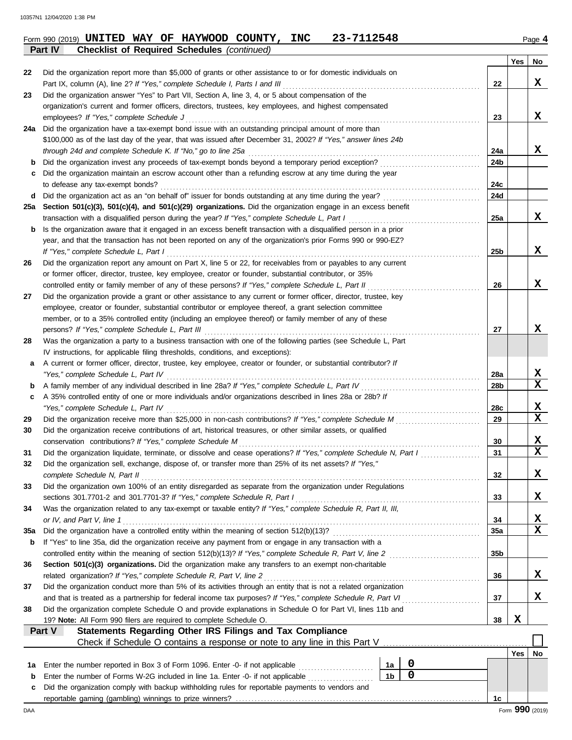Form 990 (2019) **UNITED WAY OF HAYWOOD COUNTY, INC 23-7112548** Page **4**

**Part IV Checklist of Required Schedules** *(continued)*

| | | | Yes | No |
|---|---|---|---|---|
| 22 | Did the organization report more than $5,000 of grants or other assistance to or for domestic individuals on Part IX, column (A), line 2? *If "Yes," complete Schedule I, Parts I and III* | 22 | | X |
| 23 | Did the organization answer "Yes" to Part VII, Section A, line 3, 4, or 5 about compensation of the organization's current and former officers, directors, trustees, key employees, and highest compensated employees? *If "Yes," complete Schedule J* | 23 | | X |
| 24a | Did the organization have a tax-exempt bond issue with an outstanding principal amount of more than $100,000 as of the last day of the year, that was issued after December 31, 2002? *If "Yes," answer lines 24b through 24d and complete Schedule K. If "No," go to line 25a* | 24a | | X |
| b | Did the organization invest any proceeds of tax-exempt bonds beyond a temporary period exception? | 24b | | |
| c | Did the organization maintain an escrow account other than a refunding escrow at any time during the year to defease any tax-exempt bonds? | 24c | | |
| d | Did the organization act as an "on behalf of" issuer for bonds outstanding at any time during the year? | 24d | | |
| 25a | **Section 501(c)(3), 501(c)(4), and 501(c)(29) organizations.** Did the organization engage in an excess benefit transaction with a disqualified person during the year? *If "Yes," complete Schedule L, Part I* | 25a | | X |
| b | Is the organization aware that it engaged in an excess benefit transaction with a disqualified person in a prior year, and that the transaction has not been reported on any of the organization's prior Forms 990 or 990-EZ? *If "Yes," complete Schedule L, Part I* | 25b | | X |
| 26 | Did the organization report any amount on Part X, line 5 or 22, for receivables from or payables to any current or former officer, director, trustee, key employee, creator or founder, substantial contributor, or 35% controlled entity or family member of any of these persons? *If "Yes," complete Schedule L, Part II* | 26 | | X |
| 27 | Did the organization provide a grant or other assistance to any current or former officer, director, trustee, key employee, creator or founder, substantial contributor or employee thereof, a grant selection committee member, or to a 35% controlled entity (including an employee thereof) or family member of any of these persons? *If "Yes," complete Schedule L, Part III* | 27 | | X |
| 28 | Was the organization a party to a business transaction with one of the following parties (see Schedule L, Part IV instructions, for applicable filing thresholds, conditions, and exceptions): | | | |
| a | A current or former officer, director, trustee, key employee, creator or founder, or substantial contributor? *If "Yes," complete Schedule L, Part IV* | 28a | | X |
| b | A family member of any individual described in line 28a? *If "Yes," complete Schedule L, Part IV* | 28b | | X |
| c | A 35% controlled entity of one or more individuals and/or organizations described in lines 28a or 28b? *If "Yes," complete Schedule L, Part IV* | 28c | | X |
| 29 | Did the organization receive more than $25,000 in non-cash contributions? *If "Yes," complete Schedule M* | 29 | | X |
| 30 | Did the organization receive contributions of art, historical treasures, or other similar assets, or qualified conservation contributions? *If "Yes," complete Schedule M* | 30 | | X |
| 31 | Did the organization liquidate, terminate, or dissolve and cease operations? *If "Yes," complete Schedule N, Part I* | 31 | | X |
| 32 | Did the organization sell, exchange, dispose of, or transfer more than 25% of its net assets? *If "Yes," complete Schedule N, Part II* | 32 | | X |
| 33 | Did the organization own 100% of an entity disregarded as separate from the organization under Regulations sections 301.7701-2 and 301.7701-3? *If "Yes," complete Schedule R, Part I* | 33 | | X |
| 34 | Was the organization related to any tax-exempt or taxable entity? *If "Yes," complete Schedule R, Part II, III, or IV, and Part V, line 1* | 34 | | X |
| 35a | Did the organization have a controlled entity within the meaning of section 512(b)(13)? | 35a | | X |
| b | If "Yes" to line 35a, did the organization receive any payment from or engage in any transaction with a controlled entity within the meaning of section 512(b)(13)? *If "Yes," complete Schedule R, Part V, line 2* | 35b | | |
| 36 | **Section 501(c)(3) organizations.** Did the organization make any transfers to an exempt non-charitable related organization? *If "Yes," complete Schedule R, Part V, line 2* | 36 | | X |
| 37 | Did the organization conduct more than 5% of its activities through an entity that is not a related organization and that is treated as a partnership for federal income tax purposes? *If "Yes," complete Schedule R, Part VI* | 37 | | X |
| 38 | Did the organization complete Schedule O and provide explanations in Schedule O for Part VI, lines 11b and 19? **Note:** All Form 990 filers are required to complete Schedule O. | 38 | X | |

**Part V Statements Regarding Other IRS Filings and Tax Compliance**

Check if Schedule O contains a response or note to any line in this Part V ☐

| | | | | | Yes | No |
|---|---|---|---|---|---|---|
| 1a | Enter the number reported in Box 3 of Form 1096. Enter -0- if not applicable | 1a | 0 | | | |
| b | Enter the number of Forms W-2G included in line 1a. Enter -0- if not applicable | 1b | 0 | | | |
| c | Did the organization comply with backup withholding rules for reportable payments to vendors and reportable gaming (gambling) winnings to prize winners? | | | 1c | | |

DAA Form **990** (2019)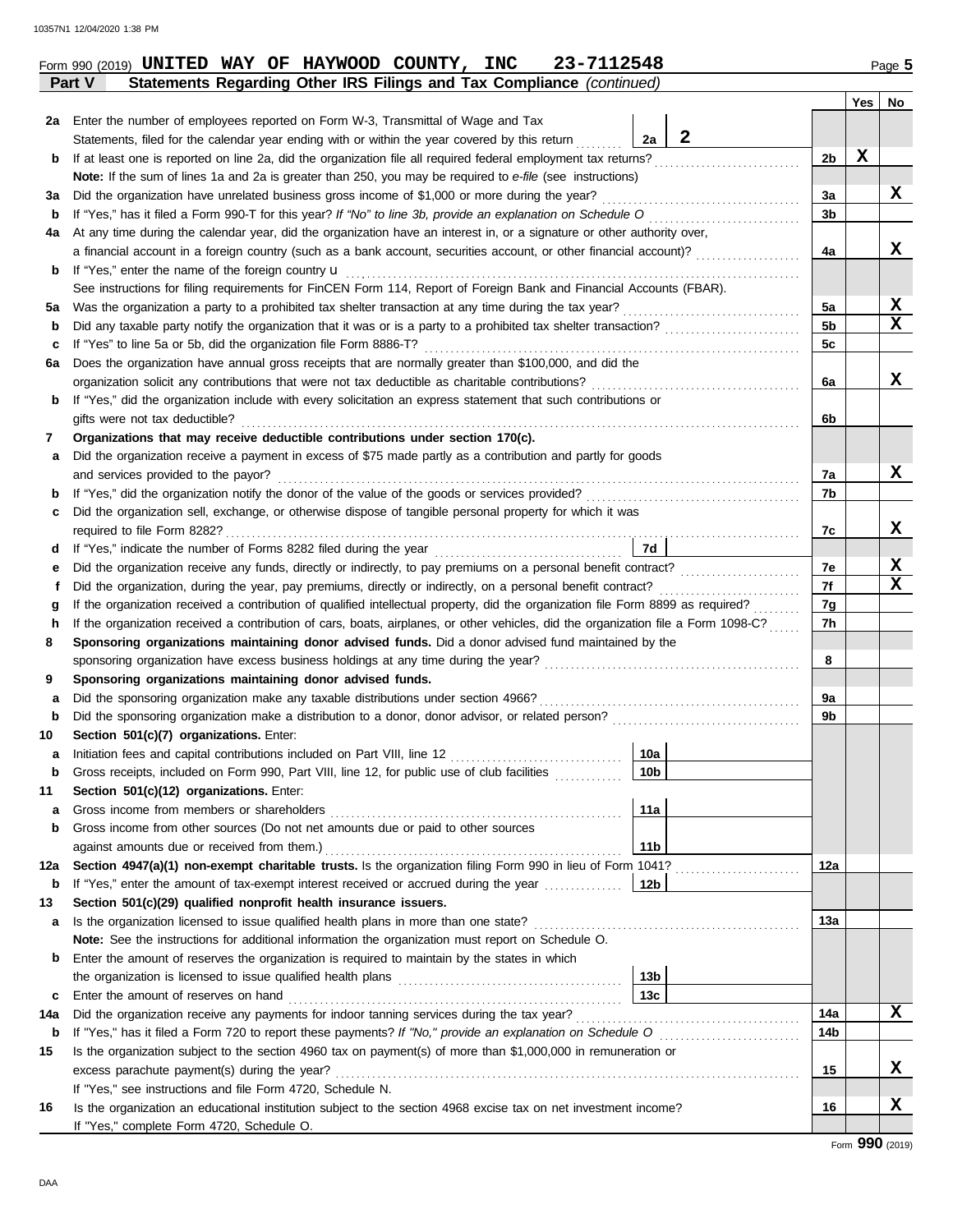Form 990 (2019) **UNITED WAY OF HAYWOOD COUNTY, INC 23-7112548** Page **5**

**Part V Statements Regarding Other IRS Filings and Tax Compliance** *(continued)*

| | | | | Yes | No |
|---|---|---|---|---|---|
| **2a** | Enter the number of employees reported on Form W-3, Transmittal of Wage and Tax Statements, filed for the calendar year ending with or within the year covered by this return | 2a: **2** | | | |
| **b** | If at least one is reported on line 2a, did the organization file all required federal employment tax returns? | | 2b | X | |
| | **Note:** If the sum of lines 1a and 2a is greater than 250, you may be required to *e-file* (see instructions) | | | | |
| **3a** | Did the organization have unrelated business gross income of $1,000 or more during the year? | | 3a | | X |
| **b** | If "Yes," has it filed a Form 990-T for this year? *If "No" to line 3b, provide an explanation on Schedule O* | | 3b | | |
| **4a** | At any time during the calendar year, did the organization have an interest in, or a signature or other authority over, a financial account in a foreign country (such as a bank account, securities account, or other financial account)? | | 4a | | X |
| **b** | If "Yes," enter the name of the foreign country u | | | | |
| | See instructions for filing requirements for FinCEN Form 114, Report of Foreign Bank and Financial Accounts (FBAR). | | | | |
| **5a** | Was the organization a party to a prohibited tax shelter transaction at any time during the tax year? | | 5a | | X |
| **b** | Did any taxable party notify the organization that it was or is a party to a prohibited tax shelter transaction? | | 5b | | X |
| **c** | If "Yes" to line 5a or 5b, did the organization file Form 8886-T? | | 5c | | |
| **6a** | Does the organization have annual gross receipts that are normally greater than $100,000, and did the organization solicit any contributions that were not tax deductible as charitable contributions? | | 6a | | X |
| **b** | If "Yes," did the organization include with every solicitation an express statement that such contributions or gifts were not tax deductible? | | 6b | | |
| **7** | **Organizations that may receive deductible contributions under section 170(c).** | | | | |
| **a** | Did the organization receive a payment in excess of $75 made partly as a contribution and partly for goods and services provided to the payor? | | 7a | | X |
| **b** | If "Yes," did the organization notify the donor of the value of the goods or services provided? | | 7b | | |
| **c** | Did the organization sell, exchange, or otherwise dispose of tangible personal property for which it was required to file Form 8282? | | 7c | | X |
| **d** | If "Yes," indicate the number of Forms 8282 filed during the year | 7d | | | |
| **e** | Did the organization receive any funds, directly or indirectly, to pay premiums on a personal benefit contract? | | 7e | | X |
| **f** | Did the organization, during the year, pay premiums, directly or indirectly, on a personal benefit contract? | | 7f | | X |
| **g** | If the organization received a contribution of qualified intellectual property, did the organization file Form 8899 as required? | | 7g | | |
| **h** | If the organization received a contribution of cars, boats, airplanes, or other vehicles, did the organization file a Form 1098-C? | | 7h | | |
| **8** | **Sponsoring organizations maintaining donor advised funds.** Did a donor advised fund maintained by the sponsoring organization have excess business holdings at any time during the year? | | 8 | | |
| **9** | **Sponsoring organizations maintaining donor advised funds.** | | | | |
| **a** | Did the sponsoring organization make any taxable distributions under section 4966? | | 9a | | |
| **b** | Did the sponsoring organization make a distribution to a donor, donor advisor, or related person? | | 9b | | |
| **10** | **Section 501(c)(7) organizations.** Enter: | | | | |
| **a** | Initiation fees and capital contributions included on Part VIII, line 12 | 10a | | | |
| **b** | Gross receipts, included on Form 990, Part VIII, line 12, for public use of club facilities | 10b | | | |
| **11** | **Section 501(c)(12) organizations.** Enter: | | | | |
| **a** | Gross income from members or shareholders | 11a | | | |
| **b** | Gross income from other sources (Do not net amounts due or paid to other sources against amounts due or received from them.) | 11b | | | |
| **12a** | **Section 4947(a)(1) non-exempt charitable trusts.** Is the organization filing Form 990 in lieu of Form 1041? | | 12a | | |
| **b** | If "Yes," enter the amount of tax-exempt interest received or accrued during the year | 12b | | | |
| **13** | **Section 501(c)(29) qualified nonprofit health insurance issuers.** | | | | |
| **a** | Is the organization licensed to issue qualified health plans in more than one state? | | 13a | | |
| | **Note:** See the instructions for additional information the organization must report on Schedule O. | | | | |
| **b** | Enter the amount of reserves the organization is required to maintain by the states in which the organization is licensed to issue qualified health plans | 13b | | | |
| **c** | Enter the amount of reserves on hand | 13c | | | |
| **14a** | Did the organization receive any payments for indoor tanning services during the tax year? | | 14a | | X |
| **b** | If "Yes," has it filed a Form 720 to report these payments? *If "No," provide an explanation on Schedule O* | | 14b | | |
| **15** | Is the organization subject to the section 4960 tax on payment(s) of more than $1,000,000 in remuneration or excess parachute payment(s) during the year? | | 15 | | X |
| | If "Yes," see instructions and file Form 4720, Schedule N. | | | | |
| **16** | Is the organization an educational institution subject to the section 4968 excise tax on net investment income? | | 16 | | X |
| | If "Yes," complete Form 4720, Schedule O. | | | | |

Form **990** (2019)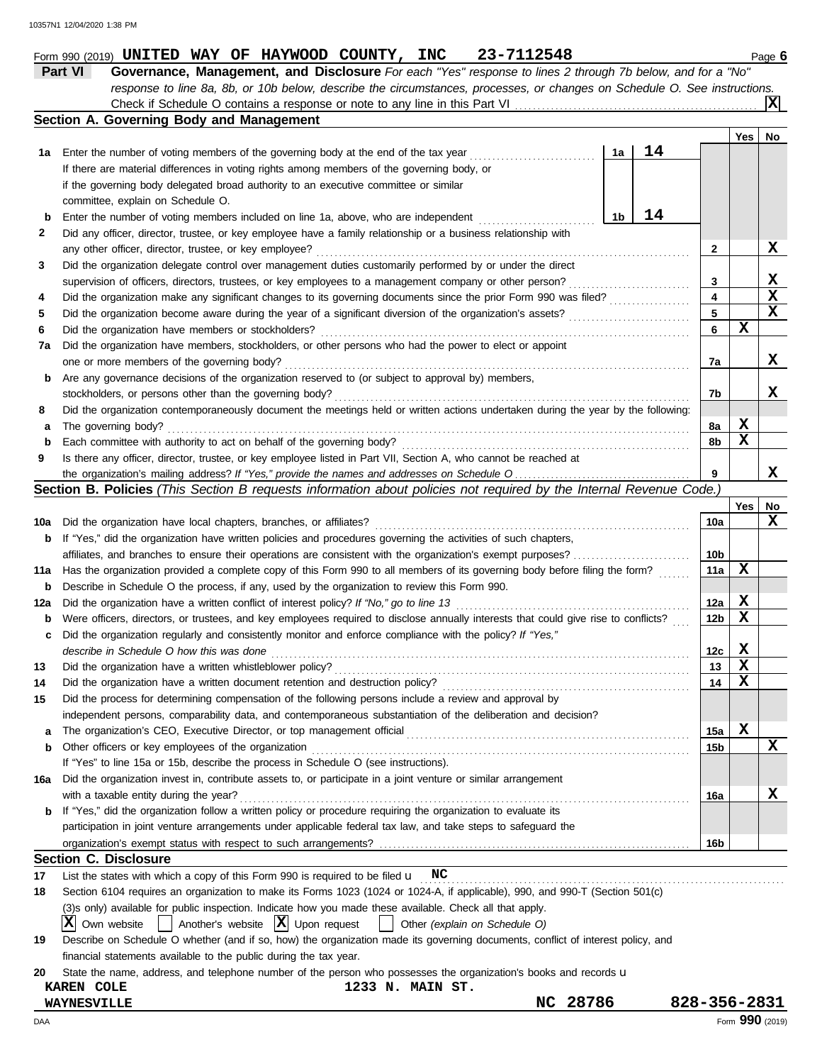Form 990 (2019) **UNITED WAY OF HAYWOOD COUNTY, INC 23-7112548** Page 6

## Part VI Governance, Management, and Disclosure

*For each "Yes" response to lines 2 through 7b below, and for a "No" response to line 8a, 8b, or 10b below, describe the circumstances, processes, or changes on Schedule O. See instructions.*

Check if Schedule O contains a response or note to any line in this Part VI .......... **X**

### Section A. Governing Body and Management

| | | | Yes | No |
|---|---|---|---|---|
| **1a** | Enter the number of voting members of the governing body at the end of the tax year ..... **1a** 14. If there are material differences in voting rights among members of the governing body, or if the governing body delegated broad authority to an executive committee or similar committee, explain on Schedule O. | | | |
| **b** | Enter the number of voting members included on line 1a, above, who are independent ..... **1b** 14 | | | |
| **2** | Did any officer, director, trustee, or key employee have a family relationship or a business relationship with any other officer, director, trustee, or key employee? | 2 | | X |
| **3** | Did the organization delegate control over management duties customarily performed by or under the direct supervision of officers, directors, trustees, or key employees to a management company or other person? | 3 | | X |
| **4** | Did the organization make any significant changes to its governing documents since the prior Form 990 was filed? | 4 | | X |
| **5** | Did the organization become aware during the year of a significant diversion of the organization's assets? | 5 | | X |
| **6** | Did the organization have members or stockholders? | 6 | X | |
| **7a** | Did the organization have members, stockholders, or other persons who had the power to elect or appoint one or more members of the governing body? | 7a | | X |
| **b** | Are any governance decisions of the organization reserved to (or subject to approval by) members, stockholders, or persons other than the governing body? | 7b | | X |
| **8** | Did the organization contemporaneously document the meetings held or written actions undertaken during the year by the following: | | | |
| **a** | The governing body? | 8a | X | |
| **b** | Each committee with authority to act on behalf of the governing body? | 8b | X | |
| **9** | Is there any officer, director, trustee, or key employee listed in Part VII, Section A, who cannot be reached at the organization's mailing address? *If "Yes," provide the names and addresses on Schedule O* | 9 | | X |

### Section B. Policies *(This Section B requests information about policies not required by the Internal Revenue Code.)*

| | | | Yes | No |
|---|---|---|---|---|
| **10a** | Did the organization have local chapters, branches, or affiliates? | 10a | | X |
| **b** | If "Yes," did the organization have written policies and procedures governing the activities of such chapters, affiliates, and branches to ensure their operations are consistent with the organization's exempt purposes? | 10b | | |
| **11a** | Has the organization provided a complete copy of this Form 990 to all members of its governing body before filing the form? | 11a | X | |
| **b** | Describe in Schedule O the process, if any, used by the organization to review this Form 990. | | | |
| **12a** | Did the organization have a written conflict of interest policy? *If "No," go to line 13* | 12a | X | |
| **b** | Were officers, directors, or trustees, and key employees required to disclose annually interests that could give rise to conflicts? | 12b | X | |
| **c** | Did the organization regularly and consistently monitor and enforce compliance with the policy? *If "Yes," describe in Schedule O how this was done* | 12c | X | |
| **13** | Did the organization have a written whistleblower policy? | 13 | X | |
| **14** | Did the organization have a written document retention and destruction policy? | 14 | X | |
| **15** | Did the process for determining compensation of the following persons include a review and approval by independent persons, comparability data, and contemporaneous substantiation of the deliberation and decision? | | | |
| **a** | The organization's CEO, Executive Director, or top management official | 15a | X | |
| **b** | Other officers or key employees of the organization | 15b | | X |
| | If "Yes" to line 15a or 15b, describe the process in Schedule O (see instructions). | | | |
| **16a** | Did the organization invest in, contribute assets to, or participate in a joint venture or similar arrangement with a taxable entity during the year? | 16a | | X |
| **b** | If "Yes," did the organization follow a written policy or procedure requiring the organization to evaluate its participation in joint venture arrangements under applicable federal tax law, and take steps to safeguard the organization's exempt status with respect to such arrangements? | 16b | | |

### Section C. Disclosure

**17** List the states with which a copy of this Form 990 is required to be filed u **NC**

**18** Section 6104 requires an organization to make its Forms 1023 (1024 or 1024-A, if applicable), 990, and 990-T (Section 501(c)(3)s only) available for public inspection. Indicate how you made these available. Check all that apply.

[X] Own website  [ ] Another's website  [X] Upon request  [ ] Other *(explain on Schedule O)*

**19** Describe on Schedule O whether (and if so, how) the organization made its governing documents, conflict of interest policy, and financial statements available to the public during the tax year.

**20** State the name, address, and telephone number of the person who possesses the organization's books and records u

**KAREN COLE** **1233 N. MAIN ST.**
**WAYNESVILLE** **NC 28786** **828-356-2831**

DAA Form **990** (2019)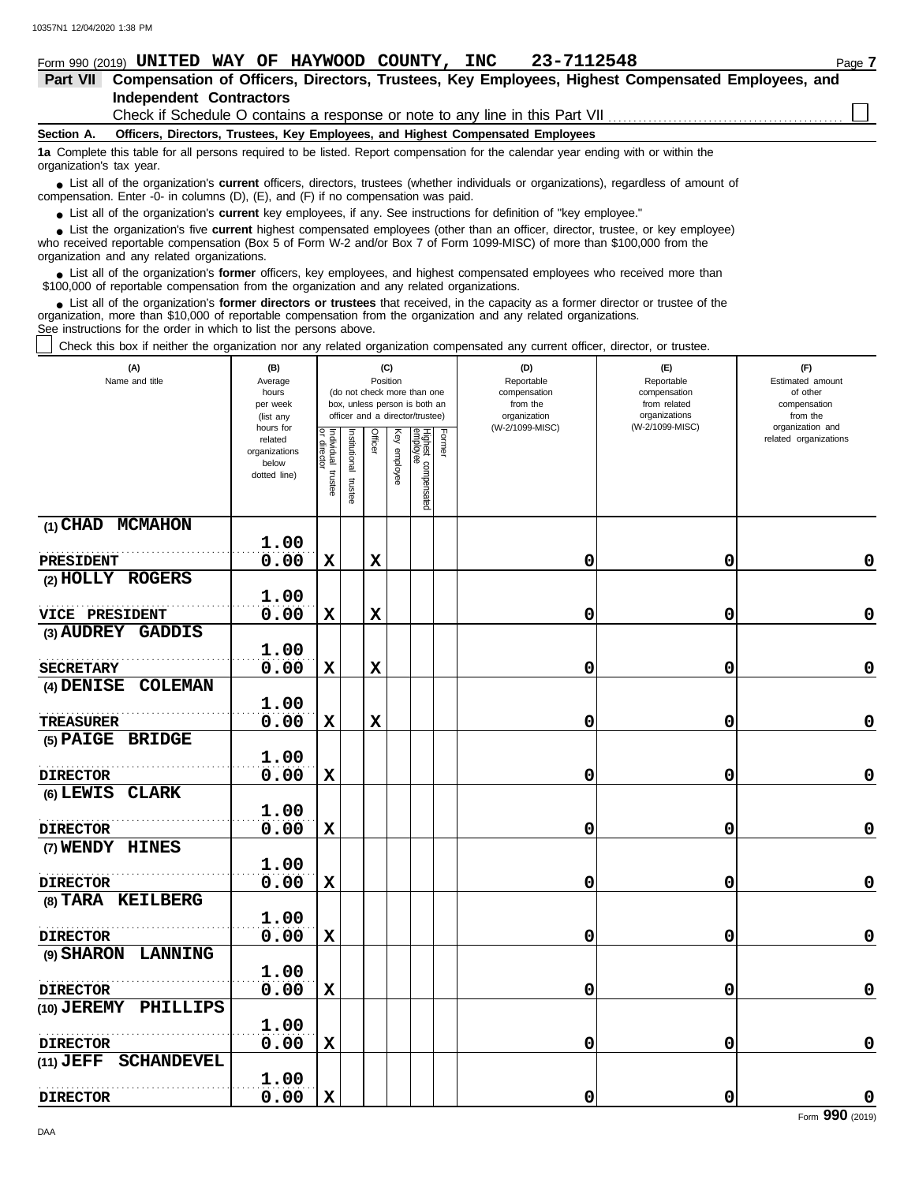Form 990 (2019) **UNITED WAY OF HAYWOOD COUNTY, INC 23-7112548** Page **7**

## Part VII Compensation of Officers, Directors, Trustees, Key Employees, Highest Compensated Employees, and Independent Contractors

Check if Schedule O contains a response or note to any line in this Part VII ☐

**Section A. Officers, Directors, Trustees, Key Employees, and Highest Compensated Employees**

**1a** Complete this table for all persons required to be listed. Report compensation for the calendar year ending with or within the organization's tax year.

- List all of the organization's **current** officers, directors, trustees (whether individuals or organizations), regardless of amount of compensation. Enter -0- in columns (D), (E), and (F) if no compensation was paid.
- List all of the organization's **current** key employees, if any. See instructions for definition of "key employee."
- List the organization's five **current** highest compensated employees (other than an officer, director, trustee, or key employee) who received reportable compensation (Box 5 of Form W-2 and/or Box 7 of Form 1099-MISC) of more than $100,000 from the organization and any related organizations.
- List all of the organization's **former** officers, key employees, and highest compensated employees who received more than $100,000 of reportable compensation from the organization and any related organizations.
- List all of the organization's **former directors or trustees** that received, in the capacity as a former director or trustee of the organization, more than $10,000 of reportable compensation from the organization and any related organizations.

See instructions for the order in which to list the persons above.

☐ Check this box if neither the organization nor any related organization compensated any current officer, director, or trustee.

| (A) Name and title | (B) Average hours per week (list any hours for related organizations below dotted line) | (C) Position: Individual trustee or director | Institutional trustee | Officer | Key employee | Highest compensated employee | Former | (D) Reportable compensation from the organization (W-2/1099-MISC) | (E) Reportable compensation from related organizations (W-2/1099-MISC) | (F) Estimated amount of other compensation from the organization and related organizations |
|---|---|---|---|---|---|---|---|---|---|---|
| (1) CHAD MCMAHON<br>PRESIDENT | 1.00<br>0.00 | X | | X | | | | 0 | 0 | 0 |
| (2) HOLLY ROGERS<br>VICE PRESIDENT | 1.00<br>0.00 | X | | X | | | | 0 | 0 | 0 |
| (3) AUDREY GADDIS<br>SECRETARY | 1.00<br>0.00 | X | | X | | | | 0 | 0 | 0 |
| (4) DENISE COLEMAN<br>TREASURER | 1.00<br>0.00 | X | | X | | | | 0 | 0 | 0 |
| (5) PAIGE BRIDGE<br>DIRECTOR | 1.00<br>0.00 | X | | | | | | 0 | 0 | 0 |
| (6) LEWIS CLARK<br>DIRECTOR | 1.00<br>0.00 | X | | | | | | 0 | 0 | 0 |
| (7) WENDY HINES<br>DIRECTOR | 1.00<br>0.00 | X | | | | | | 0 | 0 | 0 |
| (8) TARA KEILBERG<br>DIRECTOR | 1.00<br>0.00 | X | | | | | | 0 | 0 | 0 |
| (9) SHARON LANNING<br>DIRECTOR | 1.00<br>0.00 | X | | | | | | 0 | 0 | 0 |
| (10) JEREMY PHILLIPS<br>DIRECTOR | 1.00<br>0.00 | X | | | | | | 0 | 0 | 0 |
| (11) JEFF SCHANDEVEL<br>DIRECTOR | 1.00<br>0.00 | X | | | | | | 0 | 0 | 0 |

Form **990** (2019)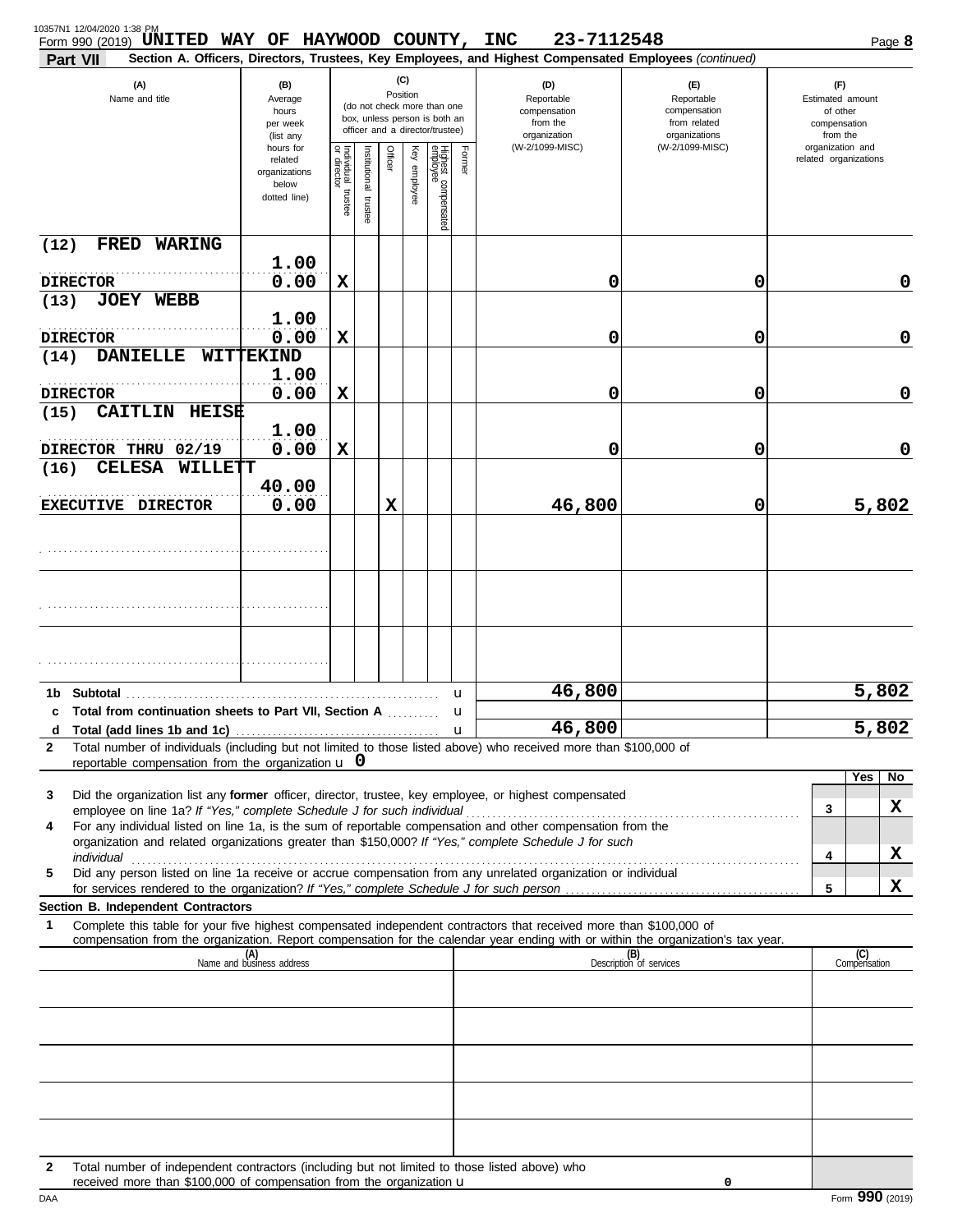Form 990 (2019) UNITED WAY OF HAYWOOD COUNTY, INC 23-7112548

**Part VII Section A. Officers, Directors, Trustees, Key Employees, and Highest Compensated Employees** *(continued)*

| (A) Name and title | (B) Average hours per week (list any hours for related organizations below dotted line) | (C) Position: Individual trustee or director | Institutional trustee | Officer | Key employee | Highest compensated employee | Former | (D) Reportable compensation from the organization (W-2/1099-MISC) | (E) Reportable compensation from related organizations (W-2/1099-MISC) | (F) Estimated amount of other compensation from the organization and related organizations |
|---|---|---|---|---|---|---|---|---|---|---|
| (12) FRED WARING<br>DIRECTOR | 1.00<br>0.00 | X | | | | | | 0 | 0 | 0 |
| (13) JOEY WEBB<br>DIRECTOR | 1.00<br>0.00 | X | | | | | | 0 | 0 | 0 |
| (14) DANIELLE WITTEKIND<br>DIRECTOR | 1.00<br>0.00 | X | | | | | | 0 | 0 | 0 |
| (15) CAITLIN HEISE<br>DIRECTOR THRU 02/19 | 1.00<br>0.00 | X | | | | | | 0 | 0 | 0 |
| (16) CELESA WILLETT<br>EXECUTIVE DIRECTOR | 40.00<br>0.00 | | | X | | | | 46,800 | 0 | 5,802 |
| | | | | | | | | | | |
| | | | | | | | | | | |
| | | | | | | | | | | |
| 1b Subtotal | | | | | | | | 46,800 | | 5,802 |
| c Total from continuation sheets to Part VII, Section A | | | | | | | | | | |
| d Total (add lines 1b and 1c) | | | | | | | | 46,800 | | 5,802 |

2 Total number of individuals (including but not limited to those listed above) who received more than $100,000 of reportable compensation from the organization u 0

| | | Yes | No |
|---|---|---|---|
| 3 Did the organization list any **former** officer, director, trustee, key employee, or highest compensated employee on line 1a? *If "Yes," complete Schedule J for such individual* | 3 | | X |
| 4 For any individual listed on line 1a, is the sum of reportable compensation and other compensation from the organization and related organizations greater than $150,000? *If "Yes," complete Schedule J for such individual* | 4 | | X |
| 5 Did any person listed on line 1a receive or accrue compensation from any unrelated organization or individual for services rendered to the organization? *If "Yes," complete Schedule J for such person* | 5 | | X |

**Section B. Independent Contractors**

1 Complete this table for your five highest compensated independent contractors that received more than $100,000 of compensation from the organization. Report compensation for the calendar year ending with or within the organization's tax year.

| (A) Name and business address | (B) Description of services | (C) Compensation |
|---|---|---|
| | | |
| | | |
| | | |
| | | |
| | | |

2 Total number of independent contractors (including but not limited to those listed above) who received more than $100,000 of compensation from the organization u 0

Form **990** (2019)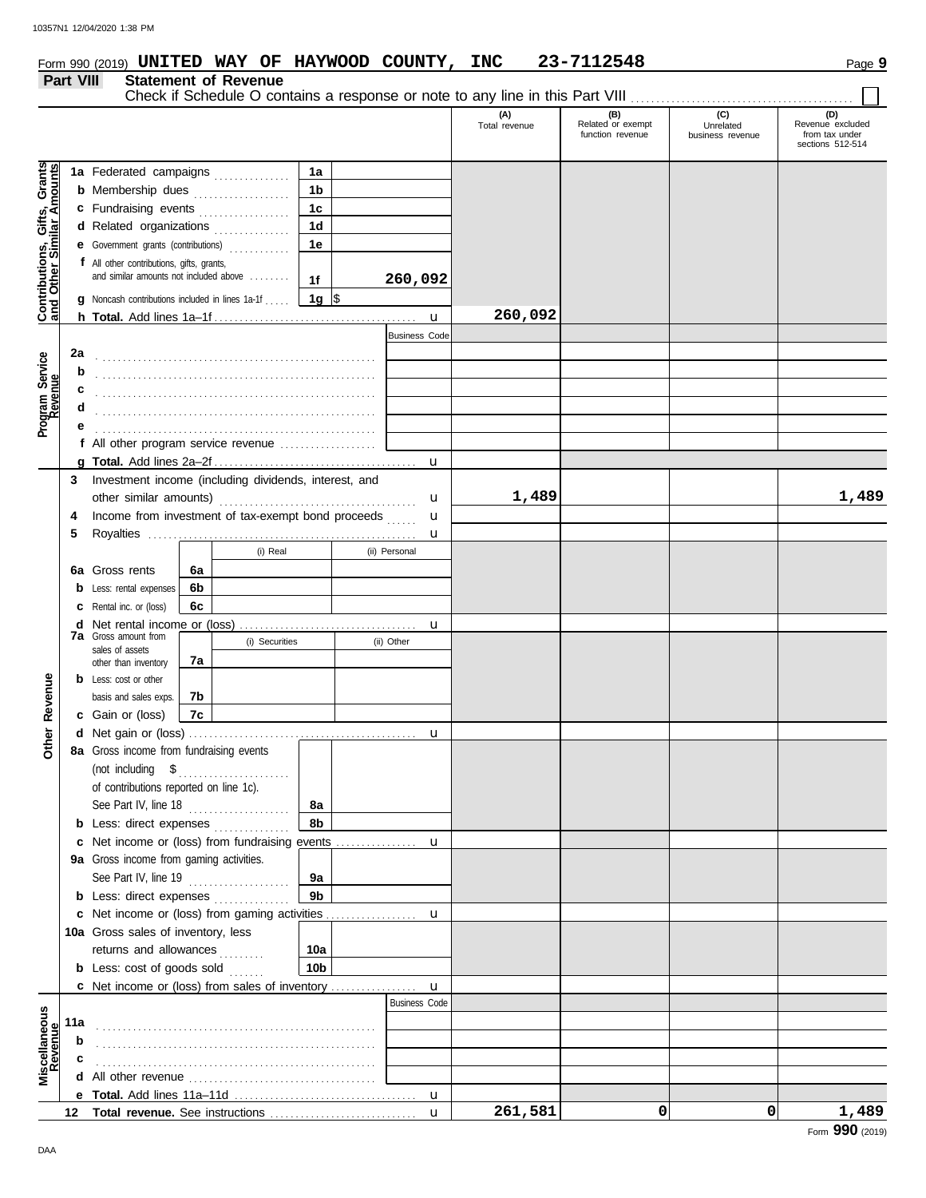Form 990 (2019) **UNITED WAY OF HAYWOOD COUNTY, INC 23-7112548**

## Part VIII Statement of Revenue

Check if Schedule O contains a response or note to any line in this Part VIII . . . . . . . ☐

| | | | | (A) Total revenue | (B) Related or exempt function revenue | (C) Unrelated business revenue | (D) Revenue excluded from tax under sections 512-514 |
|---|---|---|---|---|---|---|---|
| **Contributions, Gifts, Grants and Other Similar Amounts** | 1a Federated campaigns | 1a | | | | | |
| | b Membership dues | 1b | | | | | |
| | c Fundraising events | 1c | | | | | |
| | d Related organizations | 1d | | | | | |
| | e Government grants (contributions) | 1e | | | | | |
| | f All other contributions, gifts, grants, and similar amounts not included above | 1f | 260,092 | | | | |
| | g Noncash contributions included in lines 1a-1f | 1g | $ | | | | |
| | h **Total.** Add lines 1a–1f | | | 260,092 | | | |
| **Program Service Revenue** | | | Business Code | | | | |
| | 2a | | | | | | |
| | b | | | | | | |
| | c | | | | | | |
| | d | | | | | | |
| | e | | | | | | |
| | f All other program service revenue | | | | | | |
| | g **Total.** Add lines 2a–2f | | | | | | |
| **Other Revenue** | 3 Investment income (including dividends, interest, and other similar amounts) | | | 1,489 | | | 1,489 |
| | 4 Income from investment of tax-exempt bond proceeds | | | | | | |
| | 5 Royalties | | | | | | |
| | | (i) Real | (ii) Personal | | | | |
| | 6a Gross rents — 6a | | | | | | |
| | b Less: rental expenses — 6b | | | | | | |
| | c Rental inc. or (loss) — 6c | | | | | | |
| | d Net rental income or (loss) | | | | | | |
| | | (i) Securities | (ii) Other | | | | |
| | 7a Gross amount from sales of assets other than inventory — 7a | | | | | | |
| | b Less: cost or other basis and sales exps. — 7b | | | | | | |
| | c Gain or (loss) — 7c | | | | | | |
| | d Net gain or (loss) | | | | | | |
| | 8a Gross income from fundraising events (not including $ of contributions reported on line 1c). See Part IV, line 18 | 8a | | | | | |
| | b Less: direct expenses | 8b | | | | | |
| | c Net income or (loss) from fundraising events | | | | | | |
| | 9a Gross income from gaming activities. See Part IV, line 19 | 9a | | | | | |
| | b Less: direct expenses | 9b | | | | | |
| | c Net income or (loss) from gaming activities | | | | | | |
| | 10a Gross sales of inventory, less returns and allowances | 10a | | | | | |
| | b Less: cost of goods sold | 10b | | | | | |
| | c Net income or (loss) from sales of inventory | | | | | | |
| **Miscellaneous Revenue** | | | Business Code | | | | |
| | 11a | | | | | | |
| | b | | | | | | |
| | c | | | | | | |
| | d All other revenue | | | | | | |
| | e **Total.** Add lines 11a–11d | | | | | | |
| | 12 **Total revenue.** See instructions | | | 261,581 | 0 | 0 | 1,489 |

Form **990** (2019)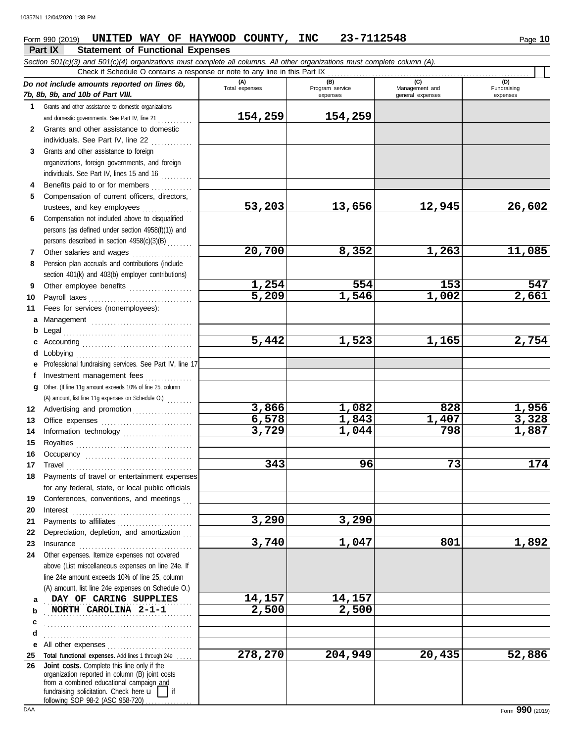Form 990 (2019) **UNITED WAY OF HAYWOOD COUNTY, INC 23-7112548** Page **10**

## Part IX Statement of Functional Expenses

*Section 501(c)(3) and 501(c)(4) organizations must complete all columns. All other organizations must complete column (A).*

Check if Schedule O contains a response or note to any line in this Part IX ☐

| *Do not include amounts reported on lines 6b, 7b, 8b, 9b, and 10b of Part VIII.* | (A) Total expenses | (B) Program service expenses | (C) Management and general expenses | (D) Fundraising expenses |
|---|---|---|---|---|
| **1** Grants and other assistance to domestic organizations and domestic governments. See Part IV, line 21 | 154,259 | 154,259 | | |
| **2** Grants and other assistance to domestic individuals. See Part IV, line 22 | | | | |
| **3** Grants and other assistance to foreign organizations, foreign governments, and foreign individuals. See Part IV, lines 15 and 16 | | | | |
| **4** Benefits paid to or for members | | | | |
| **5** Compensation of current officers, directors, trustees, and key employees | 53,203 | 13,656 | 12,945 | 26,602 |
| **6** Compensation not included above to disqualified persons (as defined under section 4958(f)(1)) and persons described in section 4958(c)(3)(B) | | | | |
| **7** Other salaries and wages | 20,700 | 8,352 | 1,263 | 11,085 |
| **8** Pension plan accruals and contributions (include section 401(k) and 403(b) employer contributions) | | | | |
| **9** Other employee benefits | 1,254 | 554 | 153 | 547 |
| **10** Payroll taxes | 5,209 | 1,546 | 1,002 | 2,661 |
| **11** Fees for services (nonemployees): | | | | |
| **a** Management | | | | |
| **b** Legal | | | | |
| **c** Accounting | 5,442 | 1,523 | 1,165 | 2,754 |
| **d** Lobbying | | | | |
| **e** Professional fundraising services. See Part IV, line 17 | | | | |
| **f** Investment management fees | | | | |
| **g** Other. (If line 11g amount exceeds 10% of line 25, column (A) amount, list line 11g expenses on Schedule O.) | | | | |
| **12** Advertising and promotion | 3,866 | 1,082 | 828 | 1,956 |
| **13** Office expenses | 6,578 | 1,843 | 1,407 | 3,328 |
| **14** Information technology | 3,729 | 1,044 | 798 | 1,887 |
| **15** Royalties | | | | |
| **16** Occupancy | | | | |
| **17** Travel | 343 | 96 | 73 | 174 |
| **18** Payments of travel or entertainment expenses for any federal, state, or local public officials | | | | |
| **19** Conferences, conventions, and meetings | | | | |
| **20** Interest | | | | |
| **21** Payments to affiliates | 3,290 | 3,290 | | |
| **22** Depreciation, depletion, and amortization | | | | |
| **23** Insurance | 3,740 | 1,047 | 801 | 1,892 |
| **24** Other expenses. Itemize expenses not covered above (List miscellaneous expenses on line 24e. If line 24e amount exceeds 10% of line 25, column (A) amount, list line 24e expenses on Schedule O.) | | | | |
| **a** DAY OF CARING SUPPLIES | 14,157 | 14,157 | | |
| **b** NORTH CAROLINA 2-1-1 | 2,500 | 2,500 | | |
| **c** | | | | |
| **d** | | | | |
| **e** All other expenses | | | | |
| **25 Total functional expenses.** Add lines 1 through 24e | 278,270 | 204,949 | 20,435 | 52,886 |
| **26 Joint costs.** Complete this line only if the organization reported in column (B) joint costs from a combined educational campaign and fundraising solicitation. Check here ☐ if following SOP 98-2 (ASC 958-720) | | | | |

DAA Form **990** (2019)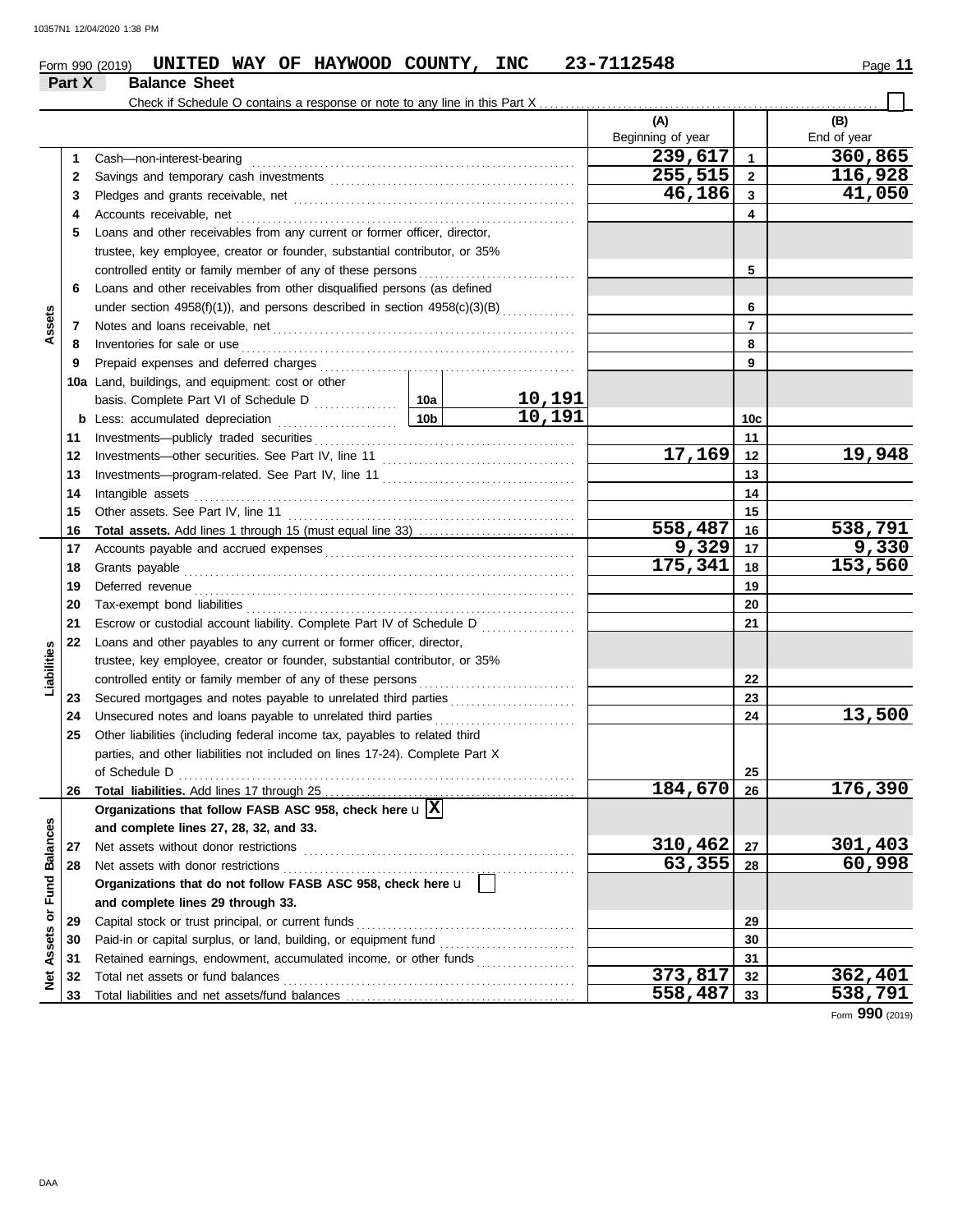Form 990 (2019) **UNITED WAY OF HAYWOOD COUNTY, INC 23-7112548** Page **11**

## Part X Balance Sheet

Check if Schedule O contains a response or note to any line in this Part X ☐

| | | | | (A) Beginning of year | | (B) End of year |
|---|---|---|---|---|---|---|
| **Assets** | 1 | Cash—non-interest-bearing | | 239,617 | 1 | 360,865 |
| | 2 | Savings and temporary cash investments | | 255,515 | 2 | 116,928 |
| | 3 | Pledges and grants receivable, net | | 46,186 | 3 | 41,050 |
| | 4 | Accounts receivable, net | | | 4 | |
| | 5 | Loans and other receivables from any current or former officer, director, trustee, key employee, creator or founder, substantial contributor, or 35% controlled entity or family member of any of these persons | | | 5 | |
| | 6 | Loans and other receivables from other disqualified persons (as defined under section 4958(f)(1)), and persons described in section 4958(c)(3)(B) | | | 6 | |
| | 7 | Notes and loans receivable, net | | | 7 | |
| | 8 | Inventories for sale or use | | | 8 | |
| | 9 | Prepaid expenses and deferred charges | | | 9 | |
| | 10a | Land, buildings, and equipment: cost or other basis. Complete Part VI of Schedule D | 10a 10,191 | | | |
| | b | Less: accumulated depreciation | 10b 10,191 | | 10c | |
| | 11 | Investments—publicly traded securities | | | 11 | |
| | 12 | Investments—other securities. See Part IV, line 11 | | 17,169 | 12 | 19,948 |
| | 13 | Investments—program-related. See Part IV, line 11 | | | 13 | |
| | 14 | Intangible assets | | | 14 | |
| | 15 | Other assets. See Part IV, line 11 | | | 15 | |
| | 16 | **Total assets.** Add lines 1 through 15 (must equal line 33) | | 558,487 | 16 | 538,791 |
| **Liabilities** | 17 | Accounts payable and accrued expenses | | 9,329 | 17 | 9,330 |
| | 18 | Grants payable | | 175,341 | 18 | 153,560 |
| | 19 | Deferred revenue | | | 19 | |
| | 20 | Tax-exempt bond liabilities | | | 20 | |
| | 21 | Escrow or custodial account liability. Complete Part IV of Schedule D | | | 21 | |
| | 22 | Loans and other payables to any current or former officer, director, trustee, key employee, creator or founder, substantial contributor, or 35% controlled entity or family member of any of these persons | | | 22 | |
| | 23 | Secured mortgages and notes payable to unrelated third parties | | | 23 | |
| | 24 | Unsecured notes and loans payable to unrelated third parties | | | 24 | 13,500 |
| | 25 | Other liabilities (including federal income tax, payables to related third parties, and other liabilities not included on lines 17-24). Complete Part X of Schedule D | | | 25 | |
| | 26 | **Total liabilities.** Add lines 17 through 25 | | 184,670 | 26 | 176,390 |
| **Net Assets or Fund Balances** | | **Organizations that follow FASB ASC 958, check here** u ☒ **and complete lines 27, 28, 32, and 33.** | | | | |
| | 27 | Net assets without donor restrictions | | 310,462 | 27 | 301,403 |
| | 28 | Net assets with donor restrictions | | 63,355 | 28 | 60,998 |
| | | **Organizations that do not follow FASB ASC 958, check here** u ☐ **and complete lines 29 through 33.** | | | | |
| | 29 | Capital stock or trust principal, or current funds | | | 29 | |
| | 30 | Paid-in or capital surplus, or land, building, or equipment fund | | | 30 | |
| | 31 | Retained earnings, endowment, accumulated income, or other funds | | | 31 | |
| | 32 | Total net assets or fund balances | | 373,817 | 32 | 362,401 |
| | 33 | Total liabilities and net assets/fund balances | | 558,487 | 33 | 538,791 |

Form **990** (2019)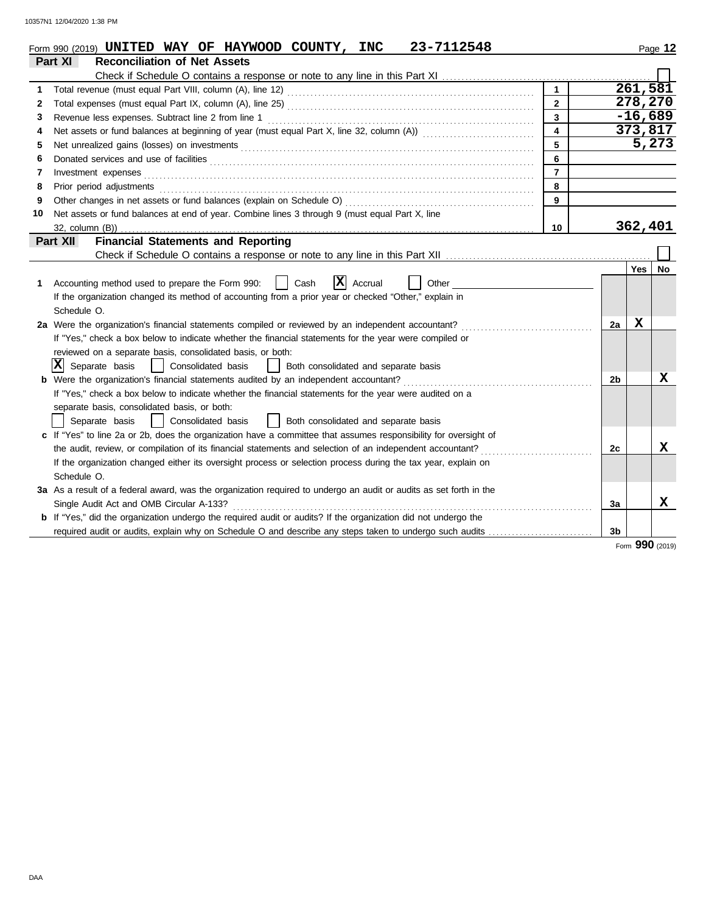Form 990 (2019) **UNITED WAY OF HAYWOOD COUNTY, INC 23-7112548** Page **12**

## Part XI Reconciliation of Net Assets

Check if Schedule O contains a response or note to any line in this Part XI ☐

| | | | |
|---|---|---|---|
| 1 | Total revenue (must equal Part VIII, column (A), line 12) | 1 | 261,581 |
| 2 | Total expenses (must equal Part IX, column (A), line 25) | 2 | 278,270 |
| 3 | Revenue less expenses. Subtract line 2 from line 1 | 3 | -16,689 |
| 4 | Net assets or fund balances at beginning of year (must equal Part X, line 32, column (A)) | 4 | 373,817 |
| 5 | Net unrealized gains (losses) on investments | 5 | 5,273 |
| 6 | Donated services and use of facilities | 6 | |
| 7 | Investment expenses | 7 | |
| 8 | Prior period adjustments | 8 | |
| 9 | Other changes in net assets or fund balances (explain on Schedule O) | 9 | |
| 10 | Net assets or fund balances at end of year. Combine lines 3 through 9 (must equal Part X, line 32, column (B)) | 10 | 362,401 |

## Part XII Financial Statements and Reporting

Check if Schedule O contains a response or note to any line in this Part XII ☐

| | | | Yes | No |
|---|---|---|---|---|
| 1 | Accounting method used to prepare the Form 990: ☐ Cash ☒ Accrual ☐ Other<br>If the organization changed its method of accounting from a prior year or checked "Other," explain in Schedule O. | | | |
| 2a | Were the organization's financial statements compiled or reviewed by an independent accountant? | 2a | X | |
| | If "Yes," check a box below to indicate whether the financial statements for the year were compiled or reviewed on a separate basis, consolidated basis, or both:<br>☒ Separate basis ☐ Consolidated basis ☐ Both consolidated and separate basis | | | |
| b | Were the organization's financial statements audited by an independent accountant? | 2b | | X |
| | If "Yes," check a box below to indicate whether the financial statements for the year were audited on a separate basis, consolidated basis, or both:<br>☐ Separate basis ☐ Consolidated basis ☐ Both consolidated and separate basis | | | |
| c | If "Yes" to line 2a or 2b, does the organization have a committee that assumes responsibility for oversight of the audit, review, or compilation of its financial statements and selection of an independent accountant? | 2c | | X |
| | If the organization changed either its oversight process or selection process during the tax year, explain on Schedule O. | | | |
| 3a | As a result of a federal award, was the organization required to undergo an audit or audits as set forth in the Single Audit Act and OMB Circular A-133? | 3a | | X |
| b | If "Yes," did the organization undergo the required audit or audits? If the organization did not undergo the required audit or audits, explain why on Schedule O and describe any steps taken to undergo such audits | 3b | | |

Form **990** (2019)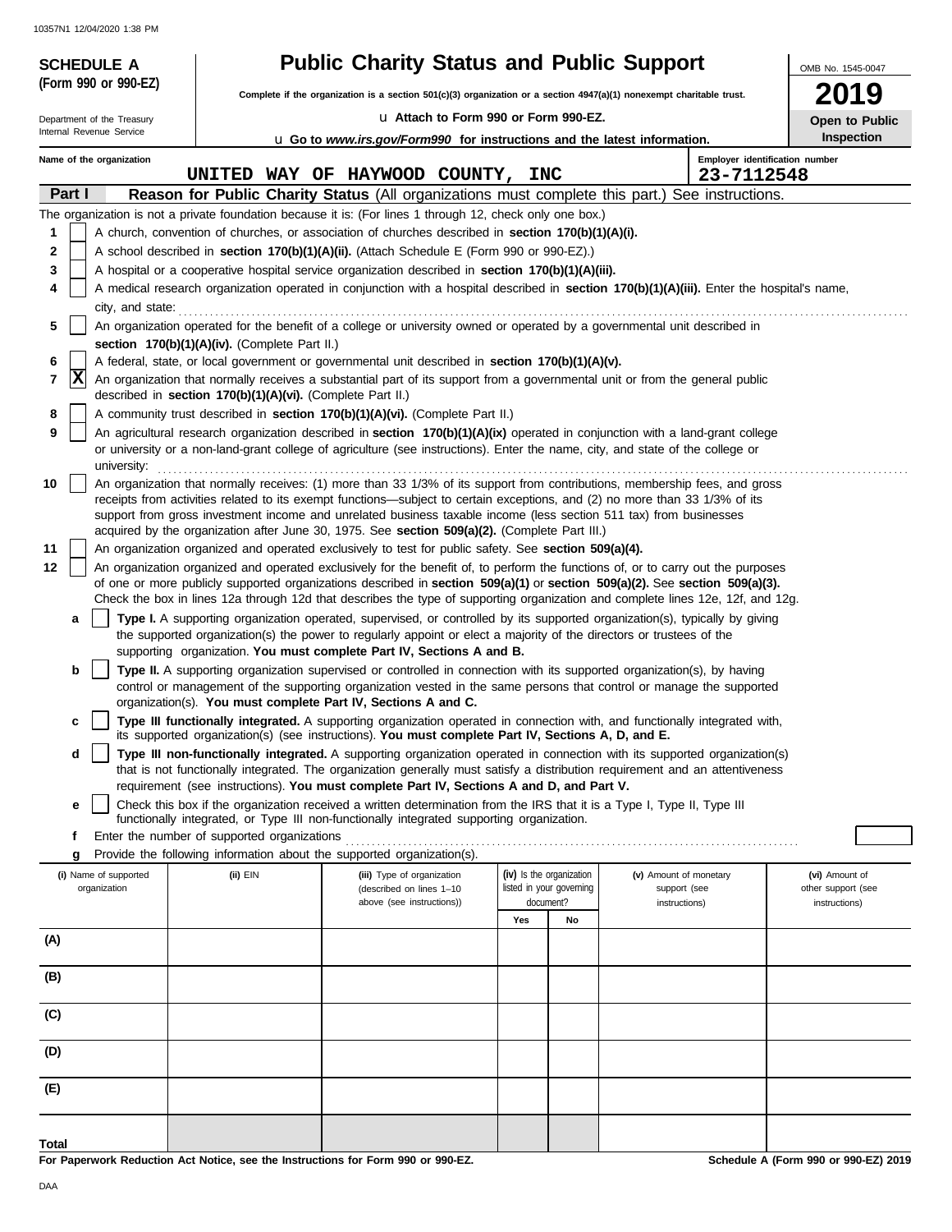10357N1 12/04/2020 1:38 PM

**SCHEDULE A (Form 990 or 990-EZ)**

Department of the Treasury
Internal Revenue Service

# Public Charity Status and Public Support

**Complete if the organization is a section 501(c)(3) organization or a section 4947(a)(1) nonexempt charitable trust.**

u **Attach to Form 990 or Form 990-EZ.**

u **Go to *www.irs.gov/Form990* for instructions and the latest information.**

OMB No. 1545-0047

**2019**

**Open to Public Inspection**

Name of the organization: **UNITED WAY OF HAYWOOD COUNTY, INC**

Employer identification number: **23-7112548**

**Part I** **Reason for Public Charity Status** (All organizations must complete this part.) See instructions.

The organization is not a private foundation because it is: (For lines 1 through 12, check only one box.)

1 [ ] A church, convention of churches, or association of churches described in **section 170(b)(1)(A)(i).**

2 [ ] A school described in **section 170(b)(1)(A)(ii).** (Attach Schedule E (Form 990 or 990-EZ).)

3 [ ] A hospital or a cooperative hospital service organization described in **section 170(b)(1)(A)(iii).**

4 [ ] A medical research organization operated in conjunction with a hospital described in **section 170(b)(1)(A)(iii).** Enter the hospital's name, city, and state:

5 [ ] An organization operated for the benefit of a college or university owned or operated by a governmental unit described in **section 170(b)(1)(A)(iv).** (Complete Part II.)

6 [ ] A federal, state, or local government or governmental unit described in **section 170(b)(1)(A)(v).**

7 [X] An organization that normally receives a substantial part of its support from a governmental unit or from the general public described in **section 170(b)(1)(A)(vi).** (Complete Part II.)

8 [ ] A community trust described in **section 170(b)(1)(A)(vi).** (Complete Part II.)

9 [ ] An agricultural research organization described in **section 170(b)(1)(A)(ix)** operated in conjunction with a land-grant college or university or a non-land-grant college of agriculture (see instructions). Enter the name, city, and state of the college or university:

10 [ ] An organization that normally receives: (1) more than 33 1/3% of its support from contributions, membership fees, and gross receipts from activities related to its exempt functions—subject to certain exceptions, and (2) no more than 33 1/3% of its support from gross investment income and unrelated business taxable income (less section 511 tax) from businesses acquired by the organization after June 30, 1975. See **section 509(a)(2).** (Complete Part III.)

11 [ ] An organization organized and operated exclusively to test for public safety. See **section 509(a)(4).**

12 [ ] An organization organized and operated exclusively for the benefit of, to perform the functions of, or to carry out the purposes of one or more publicly supported organizations described in **section 509(a)(1)** or **section 509(a)(2).** See **section 509(a)(3).** Check the box in lines 12a through 12d that describes the type of supporting organization and complete lines 12e, 12f, and 12g.

a [ ] **Type I.** A supporting organization operated, supervised, or controlled by its supported organization(s), typically by giving the supported organization(s) the power to regularly appoint or elect a majority of the directors or trustees of the supporting organization. **You must complete Part IV, Sections A and B.**

b [ ] **Type II.** A supporting organization supervised or controlled in connection with its supported organization(s), by having control or management of the supporting organization vested in the same persons that control or manage the supported organization(s). **You must complete Part IV, Sections A and C.**

c [ ] **Type III functionally integrated.** A supporting organization operated in connection with, and functionally integrated with, its supported organization(s) (see instructions). **You must complete Part IV, Sections A, D, and E.**

d [ ] **Type III non-functionally integrated.** A supporting organization operated in connection with its supported organization(s) that is not functionally integrated. The organization generally must satisfy a distribution requirement and an attentiveness requirement (see instructions). **You must complete Part IV, Sections A and D, and Part V.**

e [ ] Check this box if the organization received a written determination from the IRS that it is a Type I, Type II, Type III functionally integrated, or Type III non-functionally integrated supporting organization.

f Enter the number of supported organizations

g Provide the following information about the supported organization(s).

| (i) Name of supported organization | (ii) EIN | (iii) Type of organization (described on lines 1–10 above (see instructions)) | (iv) Is the organization listed in your governing document? | | (v) Amount of monetary support (see instructions) | (vi) Amount of other support (see instructions) |
|---|---|---|---|---|---|---|
| | | | Yes | No | | |
| (A) | | | | | | |
| (B) | | | | | | |
| (C) | | | | | | |
| (D) | | | | | | |
| (E) | | | | | | |
| Total | | | | | | |

**For Paperwork Reduction Act Notice, see the Instructions for Form 990 or 990-EZ.** **Schedule A (Form 990 or 990-EZ) 2019**

DAA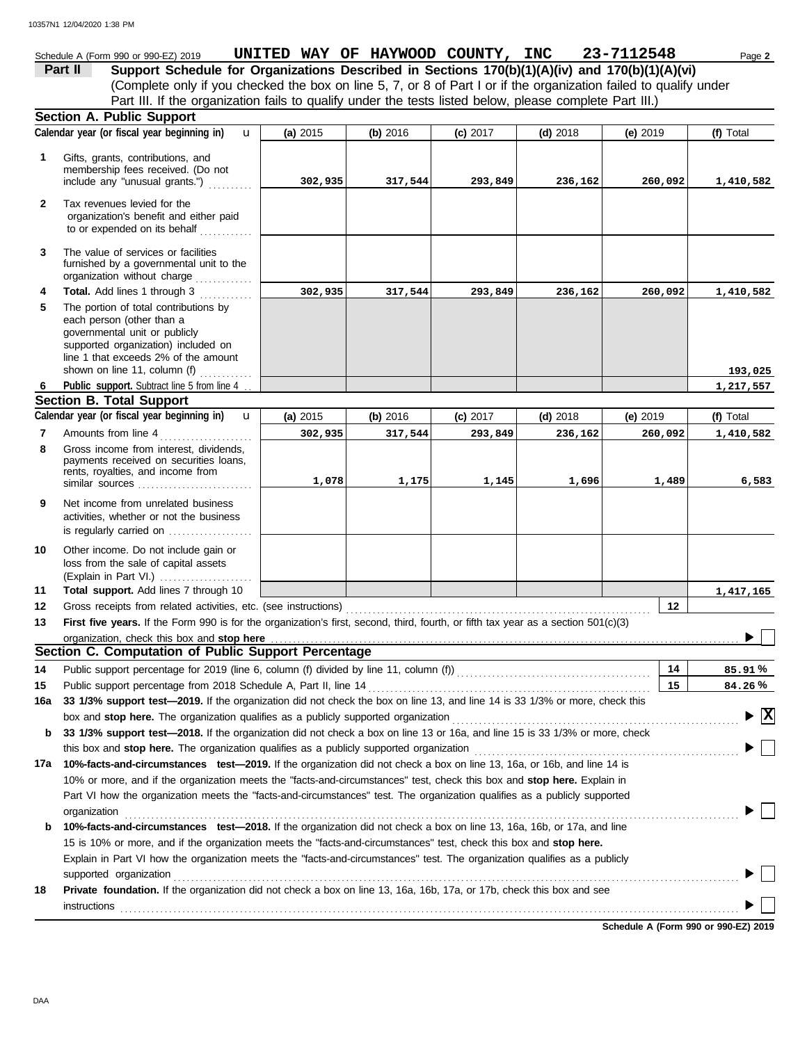Schedule A (Form 990 or 990-EZ) 2019 **UNITED WAY OF HAYWOOD COUNTY, INC 23-7112548** Page **2**

**Part II** **Support Schedule for Organizations Described in Sections 170(b)(1)(A)(iv) and 170(b)(1)(A)(vi)**
(Complete only if you checked the box on line 5, 7, or 8 of Part I or if the organization failed to qualify under Part III. If the organization fails to qualify under the tests listed below, please complete Part III.)

## Section A. Public Support

| | Calendar year (or fiscal year beginning in) | (a) 2015 | (b) 2016 | (c) 2017 | (d) 2018 | (e) 2019 | (f) Total |
|---|---|---|---|---|---|---|---|
| 1 | Gifts, grants, contributions, and membership fees received. (Do not include any "unusual grants.") | 302,935 | 317,544 | 293,849 | 236,162 | 260,092 | 1,410,582 |
| 2 | Tax revenues levied for the organization's benefit and either paid to or expended on its behalf | | | | | | |
| 3 | The value of services or facilities furnished by a governmental unit to the organization without charge | | | | | | |
| 4 | **Total.** Add lines 1 through 3 | 302,935 | 317,544 | 293,849 | 236,162 | 260,092 | 1,410,582 |
| 5 | The portion of total contributions by each person (other than a governmental unit or publicly supported organization) included on line 1 that exceeds 2% of the amount shown on line 11, column (f) | | | | | | 193,025 |
| 6 | **Public support.** Subtract line 5 from line 4 | | | | | | 1,217,557 |

## Section B. Total Support

| | Calendar year (or fiscal year beginning in) | (a) 2015 | (b) 2016 | (c) 2017 | (d) 2018 | (e) 2019 | (f) Total |
|---|---|---|---|---|---|---|---|
| 7 | Amounts from line 4 | 302,935 | 317,544 | 293,849 | 236,162 | 260,092 | 1,410,582 |
| 8 | Gross income from interest, dividends, payments received on securities loans, rents, royalties, and income from similar sources | 1,078 | 1,175 | 1,145 | 1,696 | 1,489 | 6,583 |
| 9 | Net income from unrelated business activities, whether or not the business is regularly carried on | | | | | | |
| 10 | Other income. Do not include gain or loss from the sale of capital assets (Explain in Part VI.) | | | | | | |
| 11 | **Total support.** Add lines 7 through 10 | | | | | | 1,417,165 |

12 Gross receipts from related activities, etc. (see instructions) | 12 |

13 **First five years.** If the Form 990 is for the organization's first, second, third, fourth, or fifth tax year as a section 501(c)(3) organization, check this box and **stop here** ☐

## Section C. Computation of Public Support Percentage

14 Public support percentage for 2019 (line 6, column (f) divided by line 11, column (f)) | 14 | 85.91 %

15 Public support percentage from 2018 Schedule A, Part II, line 14 | 15 | 84.26 %

16a **33 1/3% support test—2019.** If the organization did not check the box on line 13, and line 14 is 33 1/3% or more, check this box and **stop here.** The organization qualifies as a publicly supported organization ☒

b **33 1/3% support test—2018.** If the organization did not check a box on line 13 or 16a, and line 15 is 33 1/3% or more, check this box and **stop here.** The organization qualifies as a publicly supported organization ☐

17a **10%-facts-and-circumstances test—2019.** If the organization did not check a box on line 13, 16a, or 16b, and line 14 is 10% or more, and if the organization meets the "facts-and-circumstances" test, check this box and **stop here.** Explain in Part VI how the organization meets the "facts-and-circumstances" test. The organization qualifies as a publicly supported organization ☐

b **10%-facts-and-circumstances test—2018.** If the organization did not check a box on line 13, 16a, 16b, or 17a, and line 15 is 10% or more, and if the organization meets the "facts-and-circumstances" test, check this box and **stop here.** Explain in Part VI how the organization meets the "facts-and-circumstances" test. The organization qualifies as a publicly supported organization ☐

18 **Private foundation.** If the organization did not check a box on line 13, 16a, 16b, 17a, or 17b, check this box and see instructions ☐

**Schedule A (Form 990 or 990-EZ) 2019**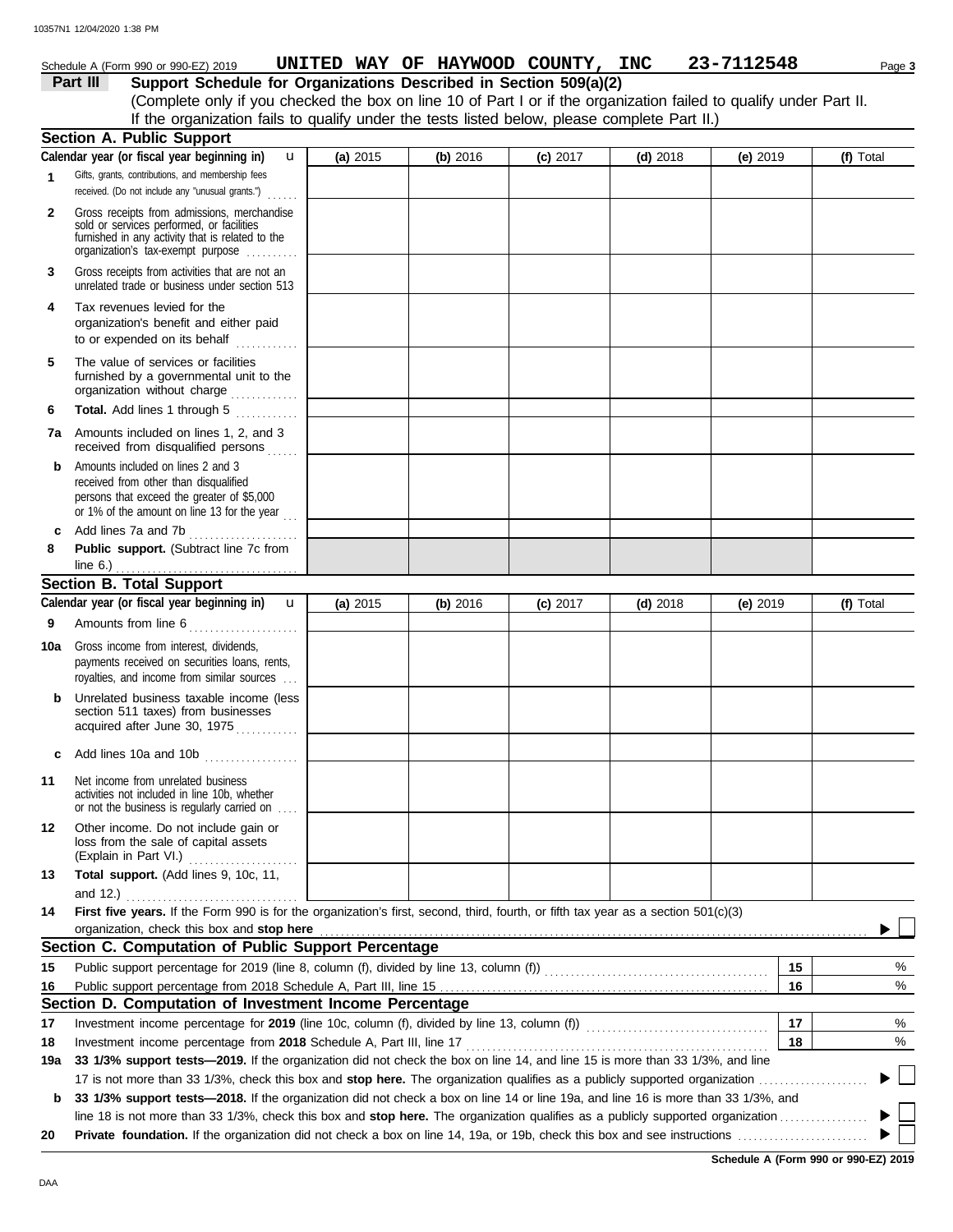Schedule A (Form 990 or 990-EZ) 2019 **UNITED WAY OF HAYWOOD COUNTY, INC 23-7112548**

## Part III Support Schedule for Organizations Described in Section 509(a)(2)

(Complete only if you checked the box on line 10 of Part I or if the organization failed to qualify under Part II. If the organization fails to qualify under the tests listed below, please complete Part II.)

### Section A. Public Support

| Calendar year (or fiscal year beginning in) | (a) 2015 | (b) 2016 | (c) 2017 | (d) 2018 | (e) 2019 | (f) Total |
|---|---|---|---|---|---|---|
| **1** Gifts, grants, contributions, and membership fees received. (Do not include any "unusual grants.") | | | | | | |
| **2** Gross receipts from admissions, merchandise sold or services performed, or facilities furnished in any activity that is related to the organization's tax-exempt purpose | | | | | | |
| **3** Gross receipts from activities that are not an unrelated trade or business under section 513 | | | | | | |
| **4** Tax revenues levied for the organization's benefit and either paid to or expended on its behalf | | | | | | |
| **5** The value of services or facilities furnished by a governmental unit to the organization without charge | | | | | | |
| **6** **Total.** Add lines 1 through 5 | | | | | | |
| **7a** Amounts included on lines 1, 2, and 3 received from disqualified persons | | | | | | |
| **b** Amounts included on lines 2 and 3 received from other than disqualified persons that exceed the greater of $5,000 or 1% of the amount on line 13 for the year | | | | | | |
| **c** Add lines 7a and 7b | | | | | | |
| **8** **Public support.** (Subtract line 7c from line 6.) | | | | | | |

### Section B. Total Support

| Calendar year (or fiscal year beginning in) | (a) 2015 | (b) 2016 | (c) 2017 | (d) 2018 | (e) 2019 | (f) Total |
|---|---|---|---|---|---|---|
| **9** Amounts from line 6 | | | | | | |
| **10a** Gross income from interest, dividends, payments received on securities loans, rents, royalties, and income from similar sources | | | | | | |
| **b** Unrelated business taxable income (less section 511 taxes) from businesses acquired after June 30, 1975 | | | | | | |
| **c** Add lines 10a and 10b | | | | | | |
| **11** Net income from unrelated business activities not included in line 10b, whether or not the business is regularly carried on | | | | | | |
| **12** Other income. Do not include gain or loss from the sale of capital assets (Explain in Part VI.) | | | | | | |
| **13** **Total support.** (Add lines 9, 10c, 11, and 12.) | | | | | | |

**14** **First five years.** If the Form 990 is for the organization's first, second, third, fourth, or fifth tax year as a section 501(c)(3) organization, check this box and **stop here** ☐

### Section C. Computation of Public Support Percentage

| | | | |
|---|---|---|---|
| **15** | Public support percentage for 2019 (line 8, column (f), divided by line 13, column (f)) | 15 | % |
| **16** | Public support percentage from 2018 Schedule A, Part III, line 15 | 16 | % |

### Section D. Computation of Investment Income Percentage

| | | | |
|---|---|---|---|
| **17** | Investment income percentage for **2019** (line 10c, column (f), divided by line 13, column (f)) | 17 | % |
| **18** | Investment income percentage from **2018** Schedule A, Part III, line 17 | 18 | % |

**19a** **33 1/3% support tests—2019.** If the organization did not check the box on line 14, and line 15 is more than 33 1/3%, and line 17 is not more than 33 1/3%, check this box and **stop here.** The organization qualifies as a publicly supported organization ☐

**b** **33 1/3% support tests—2018.** If the organization did not check a box on line 14 or line 19a, and line 16 is more than 33 1/3%, and line 18 is not more than 33 1/3%, check this box and **stop here.** The organization qualifies as a publicly supported organization ☐

**20** **Private foundation.** If the organization did not check a box on line 14, 19a, or 19b, check this box and see instructions ☐

**Schedule A (Form 990 or 990-EZ) 2019**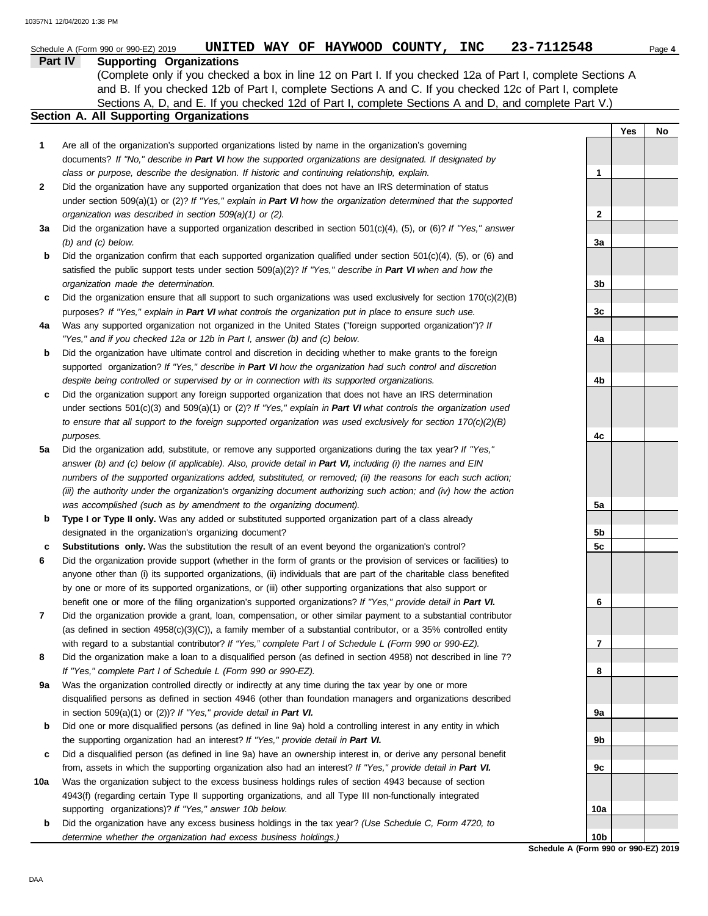Schedule A (Form 990 or 990-EZ) 2019 **UNITED WAY OF HAYWOOD COUNTY, INC 23-7112548** Page **4**

## Part IV Supporting Organizations

(Complete only if you checked a box in line 12 on Part I. If you checked 12a of Part I, complete Sections A and B. If you checked 12b of Part I, complete Sections A and C. If you checked 12c of Part I, complete Sections A, D, and E. If you checked 12d of Part I, complete Sections A and D, and complete Part V.)

### Section A. All Supporting Organizations

| | | | Yes | No |
|---|---|---|---|---|
| **1** | Are all of the organization's supported organizations listed by name in the organization's governing documents? *If "No," describe in **Part VI** how the supported organizations are designated. If designated by class or purpose, describe the designation. If historic and continuing relationship, explain.* | 1 | | |
| **2** | Did the organization have any supported organization that does not have an IRS determination of status under section 509(a)(1) or (2)? *If "Yes," explain in **Part VI** how the organization determined that the supported organization was described in section 509(a)(1) or (2).* | 2 | | |
| **3a** | Did the organization have a supported organization described in section 501(c)(4), (5), or (6)? *If "Yes," answer (b) and (c) below.* | 3a | | |
| **b** | Did the organization confirm that each supported organization qualified under section 501(c)(4), (5), or (6) and satisfied the public support tests under section 509(a)(2)? *If "Yes," describe in **Part VI** when and how the organization made the determination.* | 3b | | |
| **c** | Did the organization ensure that all support to such organizations was used exclusively for section 170(c)(2)(B) purposes? *If "Yes," explain in **Part VI** what controls the organization put in place to ensure such use.* | 3c | | |
| **4a** | Was any supported organization not organized in the United States ("foreign supported organization")? *If "Yes," and if you checked 12a or 12b in Part I, answer (b) and (c) below.* | 4a | | |
| **b** | Did the organization have ultimate control and discretion in deciding whether to make grants to the foreign supported organization? *If "Yes," describe in **Part VI** how the organization had such control and discretion despite being controlled or supervised by or in connection with its supported organizations.* | 4b | | |
| **c** | Did the organization support any foreign supported organization that does not have an IRS determination under sections 501(c)(3) and 509(a)(1) or (2)? *If "Yes," explain in **Part VI** what controls the organization used to ensure that all support to the foreign supported organization was used exclusively for section 170(c)(2)(B) purposes.* | 4c | | |
| **5a** | Did the organization add, substitute, or remove any supported organizations during the tax year? *If "Yes," answer (b) and (c) below (if applicable). Also, provide detail in **Part VI,** including (i) the names and EIN numbers of the supported organizations added, substituted, or removed; (ii) the reasons for each such action; (iii) the authority under the organization's organizing document authorizing such action; and (iv) how the action was accomplished (such as by amendment to the organizing document).* | 5a | | |
| **b** | **Type I or Type II only.** Was any added or substituted supported organization part of a class already designated in the organization's organizing document? | 5b | | |
| **c** | **Substitutions only.** Was the substitution the result of an event beyond the organization's control? | 5c | | |
| **6** | Did the organization provide support (whether in the form of grants or the provision of services or facilities) to anyone other than (i) its supported organizations, (ii) individuals that are part of the charitable class benefited by one or more of its supported organizations, or (iii) other supporting organizations that also support or benefit one or more of the filing organization's supported organizations? *If "Yes," provide detail in **Part VI.*** | 6 | | |
| **7** | Did the organization provide a grant, loan, compensation, or other similar payment to a substantial contributor (as defined in section 4958(c)(3)(C)), a family member of a substantial contributor, or a 35% controlled entity with regard to a substantial contributor? *If "Yes," complete Part I of Schedule L (Form 990 or 990-EZ).* | 7 | | |
| **8** | Did the organization make a loan to a disqualified person (as defined in section 4958) not described in line 7? *If "Yes," complete Part I of Schedule L (Form 990 or 990-EZ).* | 8 | | |
| **9a** | Was the organization controlled directly or indirectly at any time during the tax year by one or more disqualified persons as defined in section 4946 (other than foundation managers and organizations described in section 509(a)(1) or (2))? *If "Yes," provide detail in **Part VI.*** | 9a | | |
| **b** | Did one or more disqualified persons (as defined in line 9a) hold a controlling interest in any entity in which the supporting organization had an interest? *If "Yes," provide detail in **Part VI.*** | 9b | | |
| **c** | Did a disqualified person (as defined in line 9a) have an ownership interest in, or derive any personal benefit from, assets in which the supporting organization also had an interest? *If "Yes," provide detail in **Part VI.*** | 9c | | |
| **10a** | Was the organization subject to the excess business holdings rules of section 4943 because of section 4943(f) (regarding certain Type II supporting organizations, and all Type III non-functionally integrated supporting organizations)? *If "Yes," answer 10b below.* | 10a | | |
| **b** | Did the organization have any excess business holdings in the tax year? *(Use Schedule C, Form 4720, to determine whether the organization had excess business holdings.)* | 10b | | |

**Schedule A (Form 990 or 990-EZ) 2019**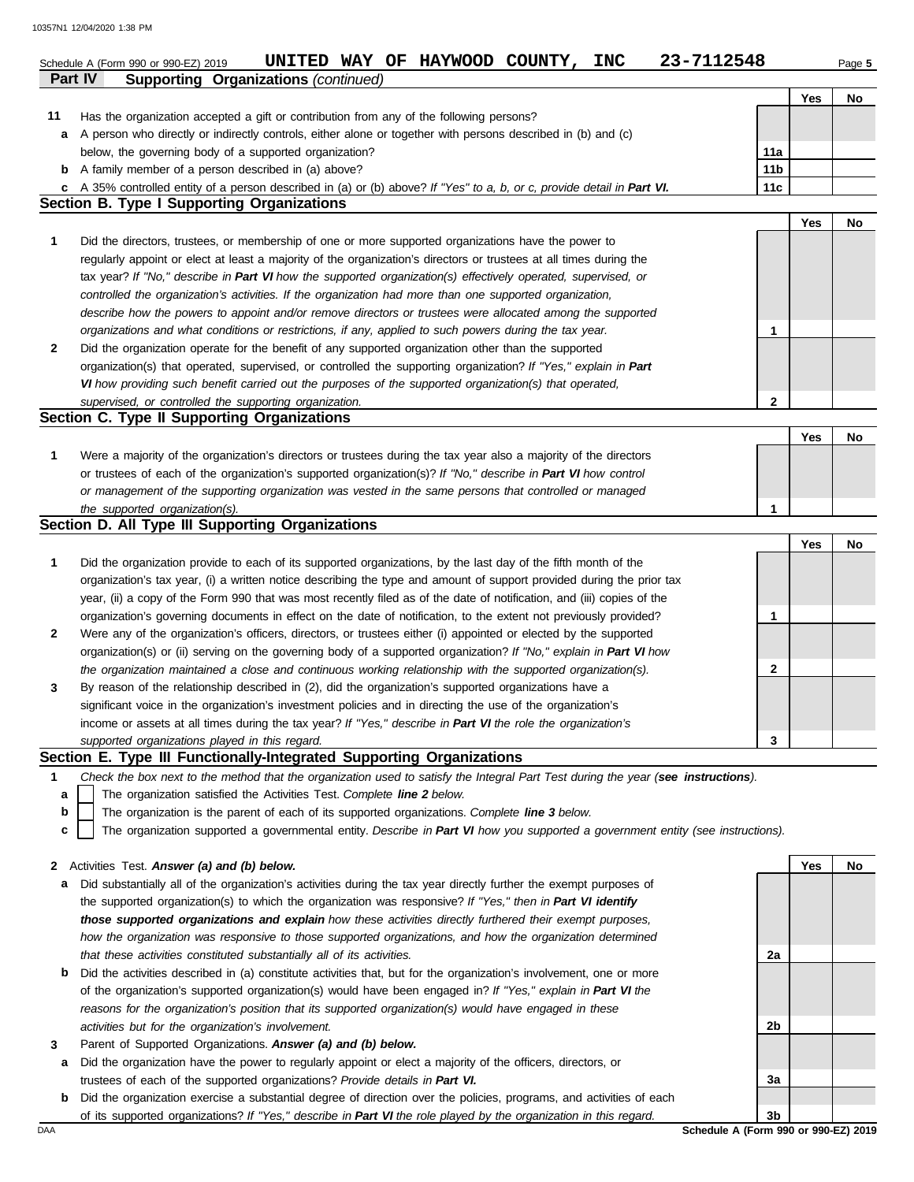Schedule A (Form 990 or 990-EZ) 2019 UNITED WAY OF HAYWOOD COUNTY, INC 23-7112548

**Part IV Supporting Organizations** *(continued)*

| | | | Yes | No |
|---|---|---|---|---|
| **11** | Has the organization accepted a gift or contribution from any of the following persons? | | | |
| **a** | A person who directly or indirectly controls, either alone or together with persons described in (b) and (c) below, the governing body of a supported organization? | 11a | | |
| **b** | A family member of a person described in (a) above? | 11b | | |
| **c** | A 35% controlled entity of a person described in (a) or (b) above? *If "Yes" to a, b, or c, provide detail in **Part VI.*** | 11c | | |

## Section B. Type I Supporting Organizations

| | | | Yes | No |
|---|---|---|---|---|
| **1** | Did the directors, trustees, or membership of one or more supported organizations have the power to regularly appoint or elect at least a majority of the organization's directors or trustees at all times during the tax year? *If "No," describe in **Part VI** how the supported organization(s) effectively operated, supervised, or controlled the organization's activities. If the organization had more than one supported organization, describe how the powers to appoint and/or remove directors or trustees were allocated among the supported organizations and what conditions or restrictions, if any, applied to such powers during the tax year.* | 1 | | |
| **2** | Did the organization operate for the benefit of any supported organization other than the supported organization(s) that operated, supervised, or controlled the supporting organization? *If "Yes," explain in **Part VI** how providing such benefit carried out the purposes of the supported organization(s) that operated, supervised, or controlled the supporting organization.* | 2 | | |

## Section C. Type II Supporting Organizations

| | | | Yes | No |
|---|---|---|---|---|
| **1** | Were a majority of the organization's directors or trustees during the tax year also a majority of the directors or trustees of each of the organization's supported organization(s)? *If "No," describe in **Part VI** how control or management of the supporting organization was vested in the same persons that controlled or managed the supported organization(s).* | 1 | | |

## Section D. All Type III Supporting Organizations

| | | | Yes | No |
|---|---|---|---|---|
| **1** | Did the organization provide to each of its supported organizations, by the last day of the fifth month of the organization's tax year, (i) a written notice describing the type and amount of support provided during the prior tax year, (ii) a copy of the Form 990 that was most recently filed as of the date of notification, and (iii) copies of the organization's governing documents in effect on the date of notification, to the extent not previously provided? | 1 | | |
| **2** | Were any of the organization's officers, directors, or trustees either (i) appointed or elected by the supported organization(s) or (ii) serving on the governing body of a supported organization? *If "No," explain in **Part VI** how the organization maintained a close and continuous working relationship with the supported organization(s).* | 2 | | |
| **3** | By reason of the relationship described in (2), did the organization's supported organizations have a significant voice in the organization's investment policies and in directing the use of the organization's income or assets at all times during the tax year? *If "Yes," describe in **Part VI** the role the organization's supported organizations played in this regard.* | 3 | | |

## Section E. Type III Functionally-Integrated Supporting Organizations

**1** *Check the box next to the method that the organization used to satisfy the Integral Part Test during the year (**see instructions**).*

- **a** ☐ The organization satisfied the Activities Test. *Complete **line 2** below.*
- **b** ☐ The organization is the parent of each of its supported organizations. *Complete **line 3** below.*
- **c** ☐ The organization supported a governmental entity. *Describe in **Part VI** how you supported a government entity (see instructions).*

| | | | Yes | No |
|---|---|---|---|---|
| **2** | Activities Test. ***Answer (a) and (b) below.*** | | | |
| **a** | Did substantially all of the organization's activities during the tax year directly further the exempt purposes of the supported organization(s) to which the organization was responsive? *If "Yes," then in **Part VI identify those supported organizations and explain** how these activities directly furthered their exempt purposes, how the organization was responsive to those supported organizations, and how the organization determined that these activities constituted substantially all of its activities.* | 2a | | |
| **b** | Did the activities described in (a) constitute activities that, but for the organization's involvement, one or more of the organization's supported organization(s) would have been engaged in? *If "Yes," explain in **Part VI** the reasons for the organization's position that its supported organization(s) would have engaged in these activities but for the organization's involvement.* | 2b | | |
| **3** | Parent of Supported Organizations. ***Answer (a) and (b) below.*** | | | |
| **a** | Did the organization have the power to regularly appoint or elect a majority of the officers, directors, or trustees of each of the supported organizations? *Provide details in **Part VI.*** | 3a | | |
| **b** | Did the organization exercise a substantial degree of direction over the policies, programs, and activities of each of its supported organizations? *If "Yes," describe in **Part VI** the role played by the organization in this regard.* | 3b | | |

**Schedule A (Form 990 or 990-EZ) 2019**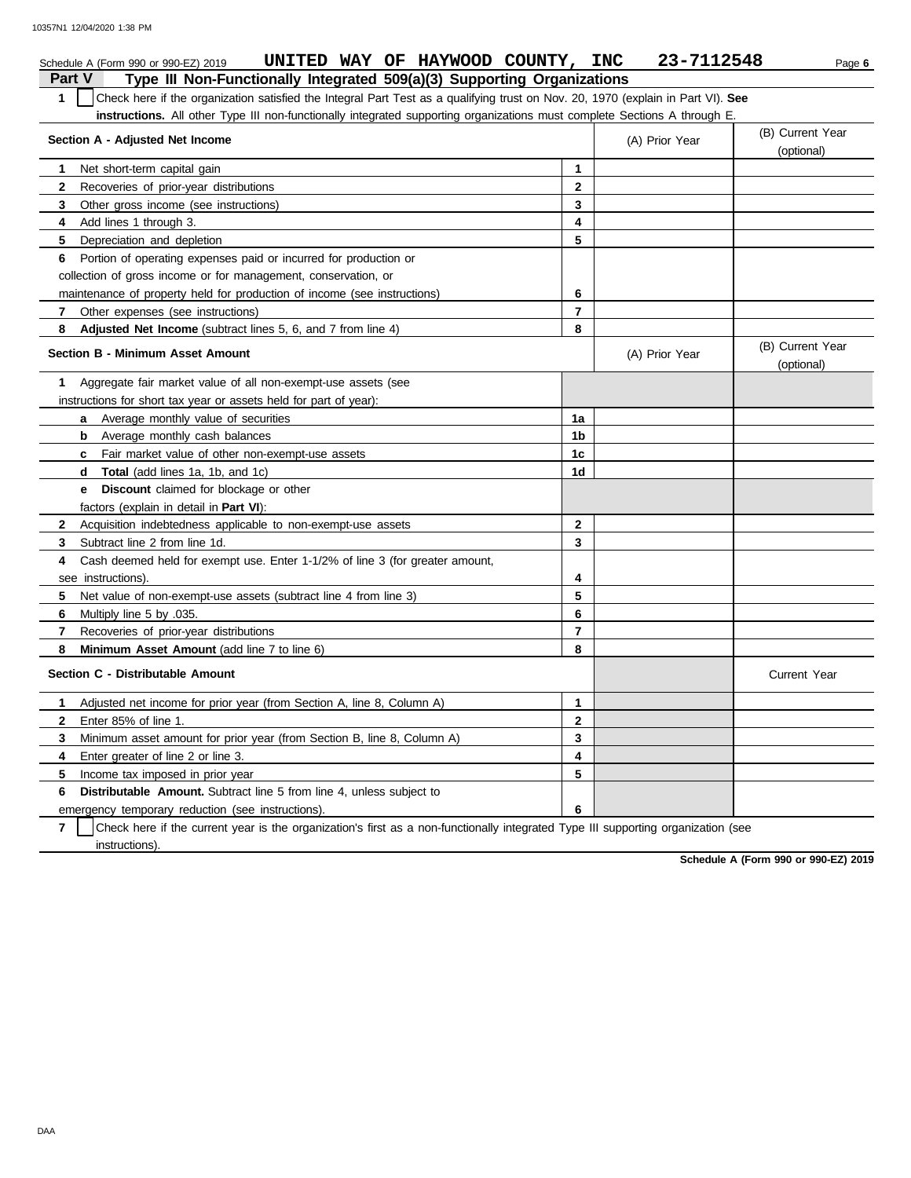Schedule A (Form 990 or 990-EZ) 2019 **UNITED WAY OF HAYWOOD COUNTY, INC 23-7112548**

## Part V Type III Non-Functionally Integrated 509(a)(3) Supporting Organizations

**1** ☐ Check here if the organization satisfied the Integral Part Test as a qualifying trust on Nov. 20, 1970 (explain in Part VI). **See instructions.** All other Type III non-functionally integrated supporting organizations must complete Sections A through E.

| Section A - Adjusted Net Income | | (A) Prior Year | (B) Current Year (optional) |
|---|---|---|---|
| **1** Net short-term capital gain | 1 | | |
| **2** Recoveries of prior-year distributions | 2 | | |
| **3** Other gross income (see instructions) | 3 | | |
| **4** Add lines 1 through 3. | 4 | | |
| **5** Depreciation and depletion | 5 | | |
| **6** Portion of operating expenses paid or incurred for production or collection of gross income or for management, conservation, or maintenance of property held for production of income (see instructions) | 6 | | |
| **7** Other expenses (see instructions) | 7 | | |
| **8** **Adjusted Net Income** (subtract lines 5, 6, and 7 from line 4) | 8 | | |

| Section B - Minimum Asset Amount | | (A) Prior Year | (B) Current Year (optional) |
|---|---|---|---|
| **1** Aggregate fair market value of all non-exempt-use assets (see instructions for short tax year or assets held for part of year): | | | |
| **a** Average monthly value of securities | 1a | | |
| **b** Average monthly cash balances | 1b | | |
| **c** Fair market value of other non-exempt-use assets | 1c | | |
| **d** **Total** (add lines 1a, 1b, and 1c) | 1d | | |
| **e** **Discount** claimed for blockage or other factors (explain in detail in **Part VI**): | | | |
| **2** Acquisition indebtedness applicable to non-exempt-use assets | 2 | | |
| **3** Subtract line 2 from line 1d. | 3 | | |
| **4** Cash deemed held for exempt use. Enter 1-1/2% of line 3 (for greater amount, see instructions). | 4 | | |
| **5** Net value of non-exempt-use assets (subtract line 4 from line 3) | 5 | | |
| **6** Multiply line 5 by .035. | 6 | | |
| **7** Recoveries of prior-year distributions | 7 | | |
| **8** **Minimum Asset Amount** (add line 7 to line 6) | 8 | | |

| Section C - Distributable Amount | | | Current Year |
|---|---|---|---|
| **1** Adjusted net income for prior year (from Section A, line 8, Column A) | 1 | | |
| **2** Enter 85% of line 1. | 2 | | |
| **3** Minimum asset amount for prior year (from Section B, line 8, Column A) | 3 | | |
| **4** Enter greater of line 2 or line 3. | 4 | | |
| **5** Income tax imposed in prior year | 5 | | |
| **6** **Distributable Amount.** Subtract line 5 from line 4, unless subject to emergency temporary reduction (see instructions). | 6 | | |

**7** ☐ Check here if the current year is the organization's first as a non-functionally integrated Type III supporting organization (see instructions).

**Schedule A (Form 990 or 990-EZ) 2019**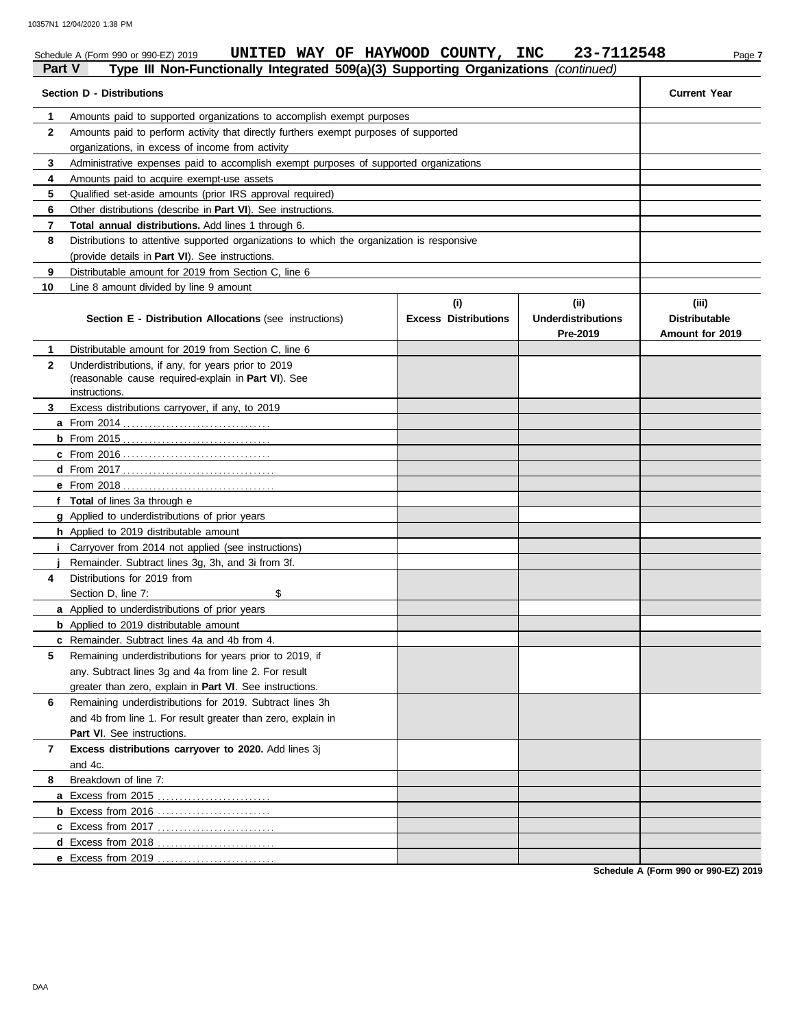Schedule A (Form 990 or 990-EZ) 2019 **UNITED WAY OF HAYWOOD COUNTY, INC 23-7112548** Page **7**

**Part V Type III Non-Functionally Integrated 509(a)(3) Supporting Organizations** *(continued)*

| | **Section D - Distributions** | **Current Year** |
|---|---|---|
| **1** | Amounts paid to supported organizations to accomplish exempt purposes | |
| **2** | Amounts paid to perform activity that directly furthers exempt purposes of supported organizations, in excess of income from activity | |
| **3** | Administrative expenses paid to accomplish exempt purposes of supported organizations | |
| **4** | Amounts paid to acquire exempt-use assets | |
| **5** | Qualified set-aside amounts (prior IRS approval required) | |
| **6** | Other distributions (describe in **Part VI**). See instructions. | |
| **7** | **Total annual distributions.** Add lines 1 through 6. | |
| **8** | Distributions to attentive supported organizations to which the organization is responsive (provide details in **Part VI**). See instructions. | |
| **9** | Distributable amount for 2019 from Section C, line 6 | |
| **10** | Line 8 amount divided by line 9 amount | |

| | **Section E - Distribution Allocations** (see instructions) | **(i) Excess Distributions** | **(ii) Underdistributions Pre-2019** | **(iii) Distributable Amount for 2019** |
|---|---|---|---|---|
| **1** | Distributable amount for 2019 from Section C, line 6 | | | |
| **2** | Underdistributions, if any, for years prior to 2019 (reasonable cause required-explain in **Part VI**). See instructions. | | | |
| **3** | Excess distributions carryover, if any, to 2019 | | | |
| **a** | From 2014 | | | |
| **b** | From 2015 | | | |
| **c** | From 2016 | | | |
| **d** | From 2017 | | | |
| **e** | From 2018 | | | |
| **f** | **Total** of lines 3a through e | | | |
| **g** | Applied to underdistributions of prior years | | | |
| **h** | Applied to 2019 distributable amount | | | |
| **i** | Carryover from 2014 not applied (see instructions) | | | |
| **j** | Remainder. Subtract lines 3g, 3h, and 3i from 3f. | | | |
| **4** | Distributions for 2019 from Section D, line 7: $ | | | |
| **a** | Applied to underdistributions of prior years | | | |
| **b** | Applied to 2019 distributable amount | | | |
| **c** | Remainder. Subtract lines 4a and 4b from 4. | | | |
| **5** | Remaining underdistributions for years prior to 2019, if any. Subtract lines 3g and 4a from line 2. For result greater than zero, explain in **Part VI**. See instructions. | | | |
| **6** | Remaining underdistributions for 2019. Subtract lines 3h and 4b from line 1. For result greater than zero, explain in **Part VI**. See instructions. | | | |
| **7** | **Excess distributions carryover to 2020.** Add lines 3j and 4c. | | | |
| **8** | Breakdown of line 7: | | | |
| **a** | Excess from 2015 | | | |
| **b** | Excess from 2016 | | | |
| **c** | Excess from 2017 | | | |
| **d** | Excess from 2018 | | | |
| **e** | Excess from 2019 | | | |

**Schedule A (Form 990 or 990-EZ) 2019**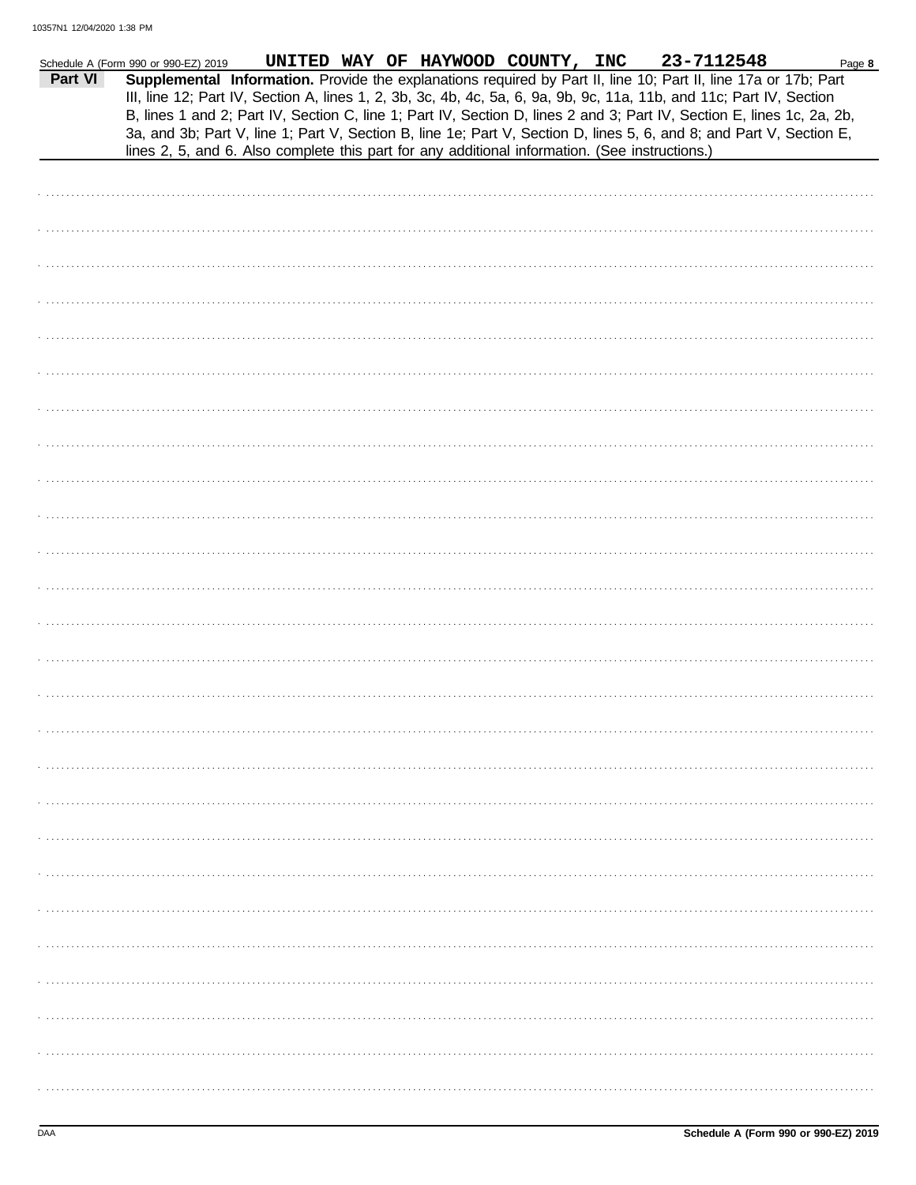Schedule A (Form 990 or 990-EZ) 2019 **UNITED WAY OF HAYWOOD COUNTY, INC 23-7112548**

**Part VI** **Supplemental Information.** Provide the explanations required by Part II, line 10; Part II, line 17a or 17b; Part III, line 12; Part IV, Section A, lines 1, 2, 3b, 3c, 4b, 4c, 5a, 6, 9a, 9b, 9c, 11a, 11b, and 11c; Part IV, Section B, lines 1 and 2; Part IV, Section C, line 1; Part IV, Section D, lines 2 and 3; Part IV, Section E, lines 1c, 2a, 2b, 3a, and 3b; Part V, line 1; Part V, Section B, line 1e; Part V, Section D, lines 5, 6, and 8; and Part V, Section E, lines 2, 5, and 6. Also complete this part for any additional information. (See instructions.)

**Schedule A (Form 990 or 990-EZ) 2019**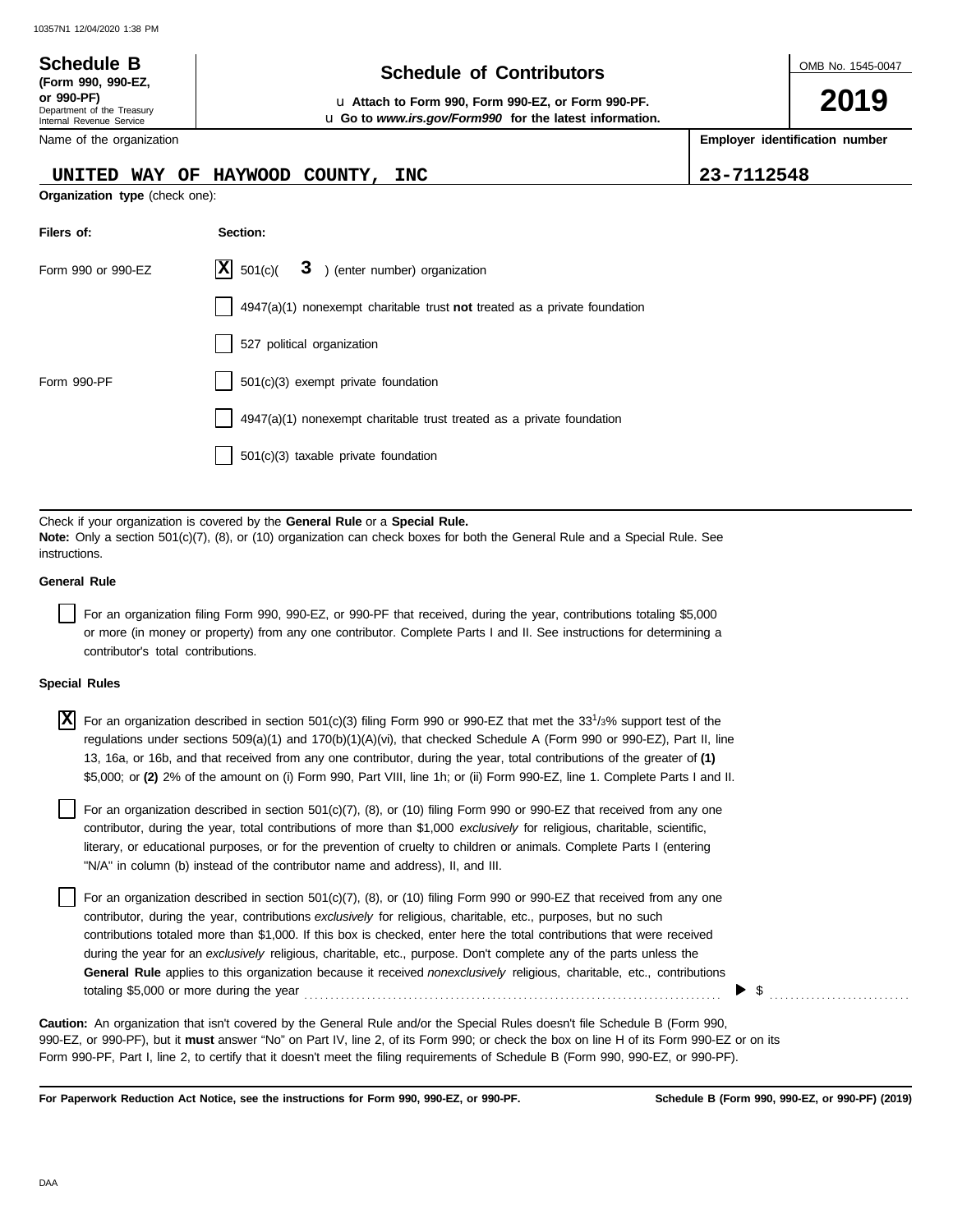**Schedule B**
**(Form 990, 990-EZ, or 990-PF)**
Department of the Treasury
Internal Revenue Service

# Schedule of Contributors

u **Attach to Form 990, Form 990-EZ, or Form 990-PF.**
u **Go to *www.irs.gov/Form990* for the latest information.**

OMB No. 1545-0047

**2019**

| Name of the organization | **Employer identification number** |
|---|---|
| UNITED WAY OF HAYWOOD COUNTY, INC | 23-7112548 |

**Organization type** (check one):

| **Filers of:** | **Section:** |
|---|---|
| Form 990 or 990-EZ | [X] 501(c)( 3 ) (enter number) organization |
| | [ ] 4947(a)(1) nonexempt charitable trust **not** treated as a private foundation |
| | [ ] 527 political organization |
| Form 990-PF | [ ] 501(c)(3) exempt private foundation |
| | [ ] 4947(a)(1) nonexempt charitable trust treated as a private foundation |
| | [ ] 501(c)(3) taxable private foundation |

Check if your organization is covered by the **General Rule** or a **Special Rule.**
**Note:** Only a section 501(c)(7), (8), or (10) organization can check boxes for both the General Rule and a Special Rule. See instructions.

**General Rule**

[ ] For an organization filing Form 990, 990-EZ, or 990-PF that received, during the year, contributions totaling $5,000 or more (in money or property) from any one contributor. Complete Parts I and II. See instructions for determining a contributor's total contributions.

**Special Rules**

[X] For an organization described in section 501(c)(3) filing Form 990 or 990-EZ that met the 33 1/3% support test of the regulations under sections 509(a)(1) and 170(b)(1)(A)(vi), that checked Schedule A (Form 990 or 990-EZ), Part II, line 13, 16a, or 16b, and that received from any one contributor, during the year, total contributions of the greater of **(1)** $5,000; or **(2)** 2% of the amount on (i) Form 990, Part VIII, line 1h; or (ii) Form 990-EZ, line 1. Complete Parts I and II.

[ ] For an organization described in section 501(c)(7), (8), or (10) filing Form 990 or 990-EZ that received from any one contributor, during the year, total contributions of more than $1,000 *exclusively* for religious, charitable, scientific, literary, or educational purposes, or for the prevention of cruelty to children or animals. Complete Parts I (entering "N/A" in column (b) instead of the contributor name and address), II, and III.

[ ] For an organization described in section 501(c)(7), (8), or (10) filing Form 990 or 990-EZ that received from any one contributor, during the year, contributions *exclusively* for religious, charitable, etc., purposes, but no such contributions totaled more than $1,000. If this box is checked, enter here the total contributions that were received during the year for an *exclusively* religious, charitable, etc., purpose. Don't complete any of the parts unless the **General Rule** applies to this organization because it received *nonexclusively* religious, charitable, etc., contributions totaling $5,000 or more during the year . . . . . . . . . . ▶ $ . . . . . . . . . .

**Caution:** An organization that isn't covered by the General Rule and/or the Special Rules doesn't file Schedule B (Form 990, 990-EZ, or 990-PF), but it **must** answer "No" on Part IV, line 2, of its Form 990; or check the box on line H of its Form 990-EZ or on its Form 990-PF, Part I, line 2, to certify that it doesn't meet the filing requirements of Schedule B (Form 990, 990-EZ, or 990-PF).

**For Paperwork Reduction Act Notice, see the instructions for Form 990, 990-EZ, or 990-PF.** **Schedule B (Form 990, 990-EZ, or 990-PF) (2019)**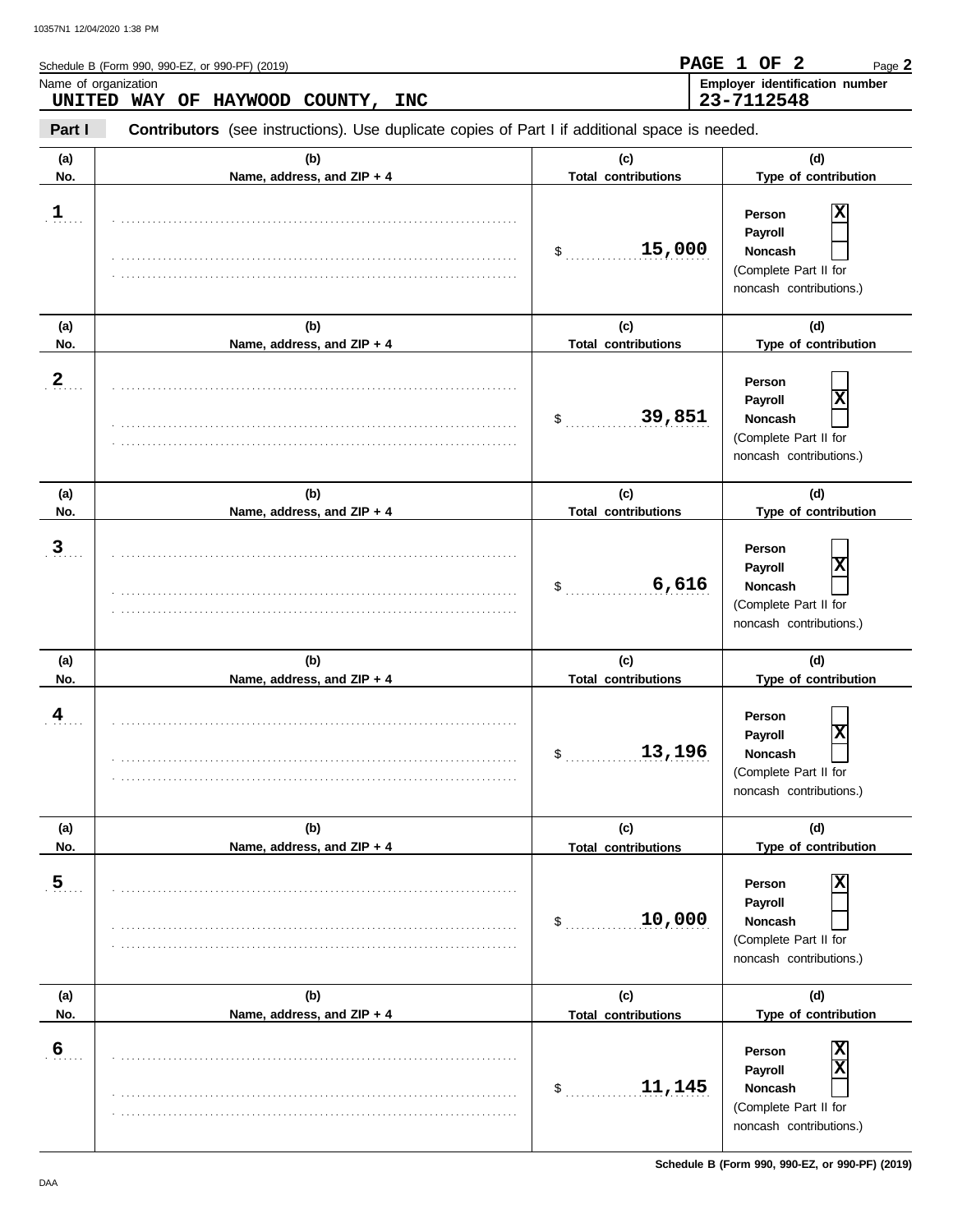Schedule B (Form 990, 990-EZ, or 990-PF) (2019)

**PAGE 1 OF 2**

Name of organization

**UNITED WAY OF HAYWOOD COUNTY, INC**

Employer identification number

**23-7112548**

**Part I** **Contributors** (see instructions). Use duplicate copies of Part I if additional space is needed.

| (a) No. | (b) Name, address, and ZIP + 4 | (c) Total contributions | (d) Type of contribution |
|---|---|---|---|
| 1 | | $ 15,000 | Person [X] Payroll [ ] Noncash [ ] (Complete Part II for noncash contributions.) |
| 2 | | $ 39,851 | Person [ ] Payroll [X] Noncash [ ] (Complete Part II for noncash contributions.) |
| 3 | | $ 6,616 | Person [ ] Payroll [X] Noncash [ ] (Complete Part II for noncash contributions.) |
| 4 | | $ 13,196 | Person [ ] Payroll [X] Noncash [ ] (Complete Part II for noncash contributions.) |
| 5 | | $ 10,000 | Person [X] Payroll [ ] Noncash [ ] (Complete Part II for noncash contributions.) |
| 6 | | $ 11,145 | Person [X] Payroll [X] Noncash [ ] (Complete Part II for noncash contributions.) |

Schedule B (Form 990, 990-EZ, or 990-PF) (2019)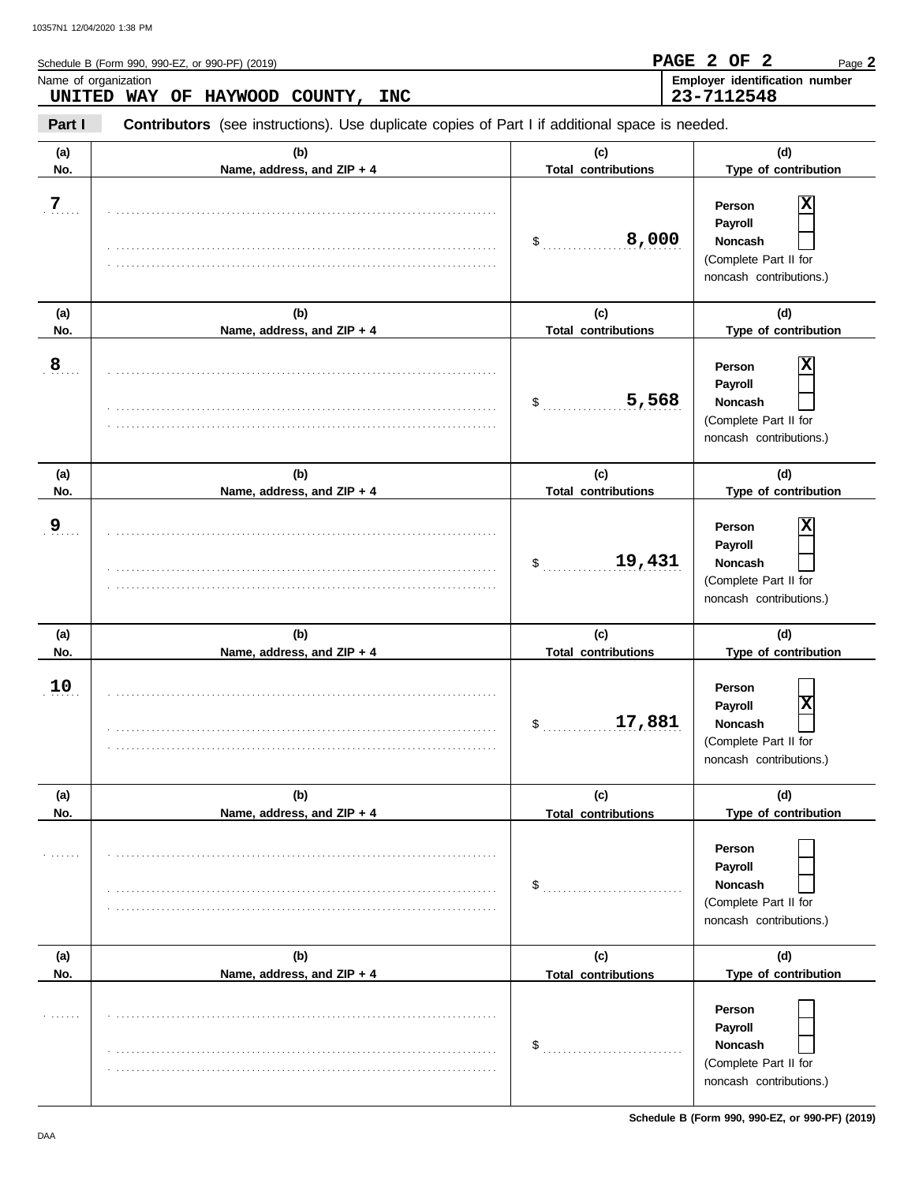Schedule B (Form 990, 990-EZ, or 990-PF) (2019) **PAGE 2 OF 2** Page **2**

Name of organization: **UNITED WAY OF HAYWOOD COUNTY, INC**

Employer identification number: **23-7112548**

**Part I** **Contributors** (see instructions). Use duplicate copies of Part I if additional space is needed.

| (a) No. | (b) Name, address, and ZIP + 4 | (c) Total contributions | (d) Type of contribution |
|---|---|---|---|
| 7 | | $ 8,000 | Person [X] Payroll [ ] Noncash [ ] (Complete Part II for noncash contributions.) |
| 8 | | $ 5,568 | Person [X] Payroll [ ] Noncash [ ] (Complete Part II for noncash contributions.) |
| 9 | | $ 19,431 | Person [X] Payroll [ ] Noncash [ ] (Complete Part II for noncash contributions.) |
| 10 | | $ 17,881 | Person [ ] Payroll [X] Noncash [ ] (Complete Part II for noncash contributions.) |
| | | $ | Person [ ] Payroll [ ] Noncash [ ] (Complete Part II for noncash contributions.) |
| | | $ | Person [ ] Payroll [ ] Noncash [ ] (Complete Part II for noncash contributions.) |

Schedule B (Form 990, 990-EZ, or 990-PF) (2019)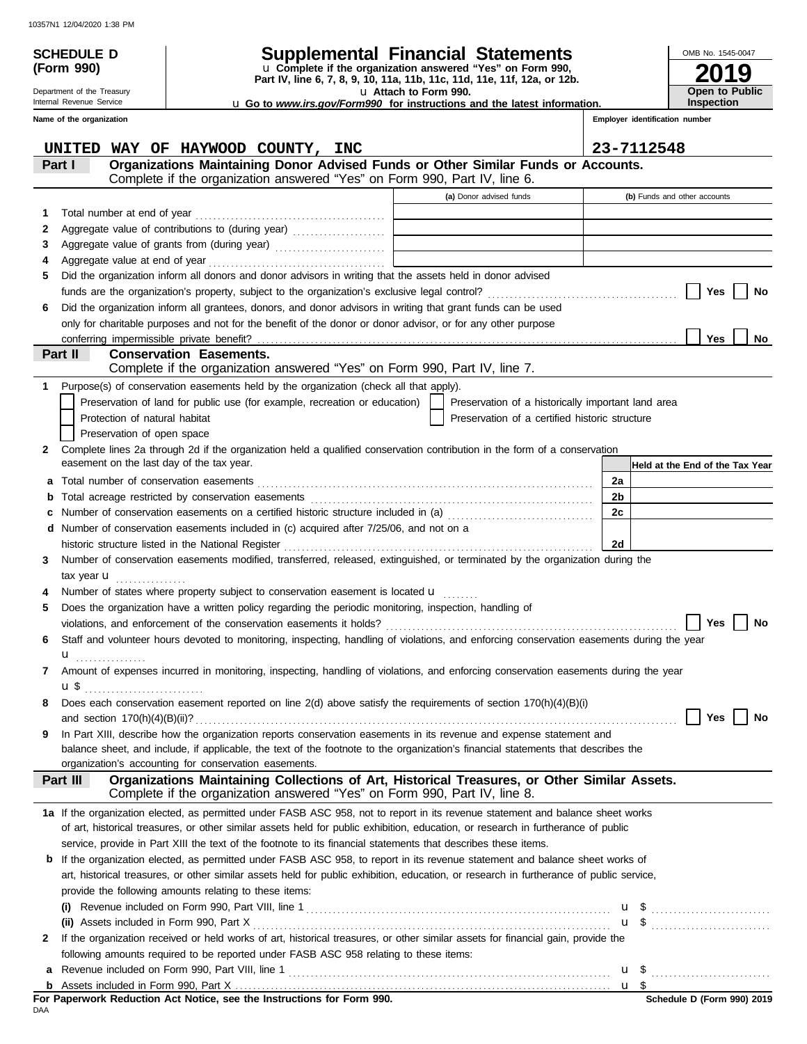**SCHEDULE D (Form 990)**

Department of the Treasury
Internal Revenue Service

# Supplemental Financial Statements

u Complete if the organization answered "Yes" on Form 990, Part IV, line 6, 7, 8, 9, 10, 11a, 11b, 11c, 11d, 11e, 11f, 12a, or 12b.
u Attach to Form 990.
u Go to *www.irs.gov/Form990* for instructions and the latest information.

OMB No. 1545-0047
**2019**
**Open to Public Inspection**

**Name of the organization:** UNITED WAY OF HAYWOOD COUNTY, INC

**Employer identification number:** 23-7112548

## Part I — Organizations Maintaining Donor Advised Funds or Other Similar Funds or Accounts.
Complete if the organization answered "Yes" on Form 990, Part IV, line 6.

| | | (a) Donor advised funds | (b) Funds and other accounts |
|---|---|---|---|
| 1 | Total number at end of year | | |
| 2 | Aggregate value of contributions to (during year) | | |
| 3 | Aggregate value of grants from (during year) | | |
| 4 | Aggregate value at end of year | | |

5 Did the organization inform all donors and donor advisors in writing that the assets held in donor advised funds are the organization's property, subject to the organization's exclusive legal control? ☐ Yes ☐ No

6 Did the organization inform all grantees, donors, and donor advisors in writing that grant funds can be used only for charitable purposes and not for the benefit of the donor or donor advisor, or for any other purpose conferring impermissible private benefit? ☐ Yes ☐ No

## Part II — Conservation Easements.
Complete if the organization answered "Yes" on Form 990, Part IV, line 7.

1 Purpose(s) of conservation easements held by the organization (check all that apply).

- ☐ Preservation of land for public use (for example, recreation or education)
- ☐ Preservation of a historically important land area
- ☐ Protection of natural habitat
- ☐ Preservation of a certified historic structure
- ☐ Preservation of open space

2 Complete lines 2a through 2d if the organization held a qualified conservation contribution in the form of a conservation easement on the last day of the tax year.

| | | | Held at the End of the Tax Year |
|---|---|---|---|
| a | Total number of conservation easements | 2a | |
| b | Total acreage restricted by conservation easements | 2b | |
| c | Number of conservation easements on a certified historic structure included in (a) | 2c | |
| d | Number of conservation easements included in (c) acquired after 7/25/06, and not on a historic structure listed in the National Register | 2d | |

3 Number of conservation easements modified, transferred, released, extinguished, or terminated by the organization during the tax year u

4 Number of states where property subject to conservation easement is located u

5 Does the organization have a written policy regarding the periodic monitoring, inspection, handling of violations, and enforcement of the conservation easements it holds? ☐ Yes ☐ No

6 Staff and volunteer hours devoted to monitoring, inspecting, handling of violations, and enforcing conservation easements during the year u

7 Amount of expenses incurred in monitoring, inspecting, handling of violations, and enforcing conservation easements during the year u $

8 Does each conservation easement reported on line 2(d) above satisfy the requirements of section 170(h)(4)(B)(i) and section 170(h)(4)(B)(ii)? ☐ Yes ☐ No

9 In Part XIII, describe how the organization reports conservation easements in its revenue and expense statement and balance sheet, and include, if applicable, the text of the footnote to the organization's financial statements that describes the organization's accounting for conservation easements.

## Part III — Organizations Maintaining Collections of Art, Historical Treasures, or Other Similar Assets.
Complete if the organization answered "Yes" on Form 990, Part IV, line 8.

1a If the organization elected, as permitted under FASB ASC 958, not to report in its revenue statement and balance sheet works of art, historical treasures, or other similar assets held for public exhibition, education, or research in furtherance of public service, provide in Part XIII the text of the footnote to its financial statements that describes these items.

b If the organization elected, as permitted under FASB ASC 958, to report in its revenue statement and balance sheet works of art, historical treasures, or other similar assets held for public exhibition, education, or research in furtherance of public service, provide the following amounts relating to these items:

(i) Revenue included on Form 990, Part VIII, line 1 u $

(ii) Assets included in Form 990, Part X u $

2 If the organization received or held works of art, historical treasures, or other similar assets for financial gain, provide the following amounts required to be reported under FASB ASC 958 relating to these items:

a Revenue included on Form 990, Part VIII, line 1 u $

b Assets included in Form 990, Part X u $

**For Paperwork Reduction Act Notice, see the Instructions for Form 990.**

Schedule D (Form 990) 2019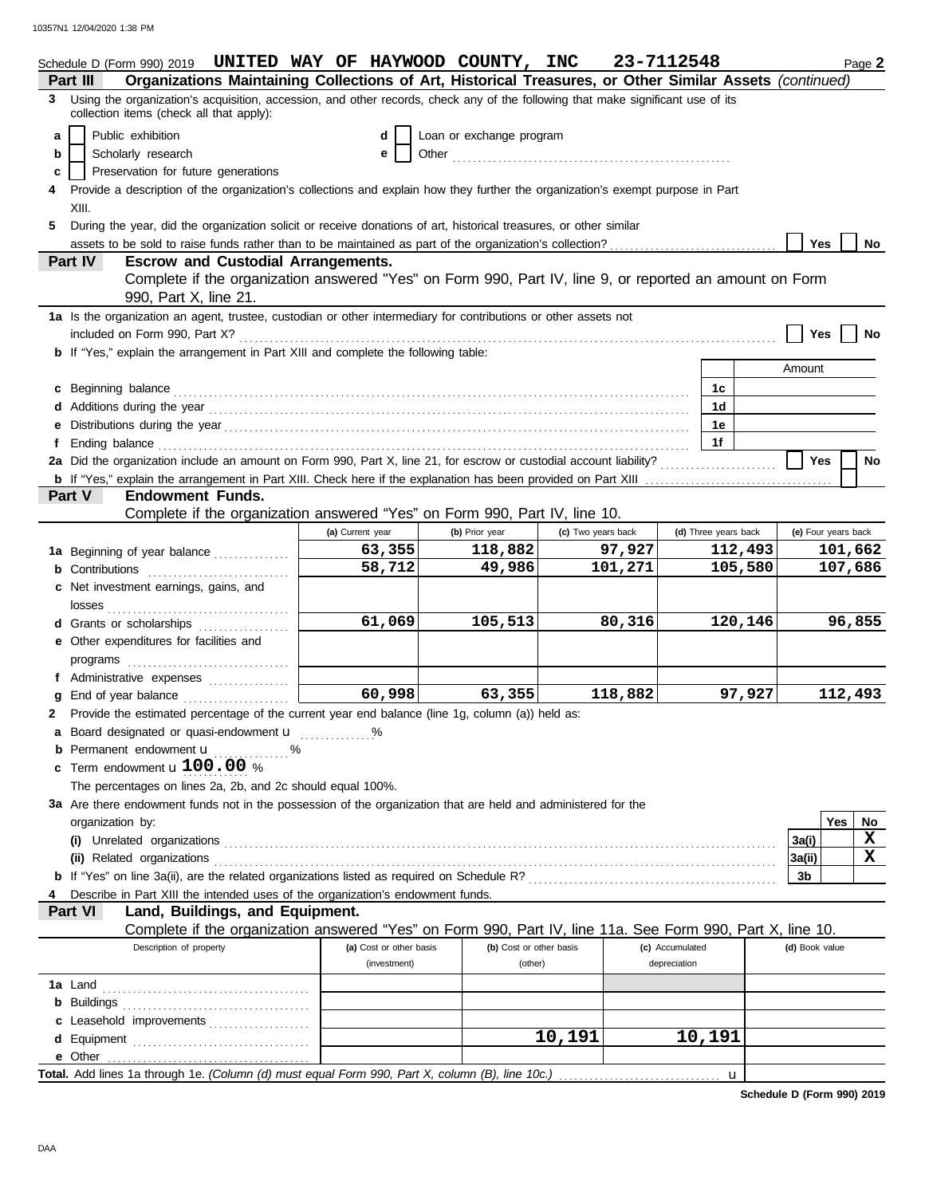Schedule D (Form 990) 2019 **UNITED WAY OF HAYWOOD COUNTY, INC 23-7112548** Page **2**

**Part III Organizations Maintaining Collections of Art, Historical Treasures, or Other Similar Assets** *(continued)*

**3** Using the organization's acquisition, accession, and other records, check any of the following that make significant use of its collection items (check all that apply):

- **a** [ ] Public exhibition
- **b** [ ] Scholarly research
- **c** [ ] Preservation for future generations
- **d** [ ] Loan or exchange program
- **e** [ ] Other ...............................................

**4** Provide a description of the organization's collections and explain how they further the organization's exempt purpose in Part XIII.

**5** During the year, did the organization solicit or receive donations of art, historical treasures, or other similar assets to be sold to raise funds rather than to be maintained as part of the organization's collection? [ ] Yes [ ] No

**Part IV Escrow and Custodial Arrangements.**
Complete if the organization answered "Yes" on Form 990, Part IV, line 9, or reported an amount on Form 990, Part X, line 21.

**1a** Is the organization an agent, trustee, custodian or other intermediary for contributions or other assets not included on Form 990, Part X? [ ] Yes [ ] No

**b** If "Yes," explain the arrangement in Part XIII and complete the following table:

| | | Amount |
|---|---|---|
| **c** Beginning balance | 1c | |
| **d** Additions during the year | 1d | |
| **e** Distributions during the year | 1e | |
| **f** Ending balance | 1f | |

**2a** Did the organization include an amount on Form 990, Part X, line 21, for escrow or custodial account liability? [ ] Yes [ ] No

**b** If "Yes," explain the arrangement in Part XIII. Check here if the explanation has been provided on Part XIII [ ]

**Part V Endowment Funds.**
Complete if the organization answered "Yes" on Form 990, Part IV, line 10.

| | (a) Current year | (b) Prior year | (c) Two years back | (d) Three years back | (e) Four years back |
|---|---|---|---|---|---|
| **1a** Beginning of year balance | 63,355 | 118,882 | 97,927 | 112,493 | 101,662 |
| **b** Contributions | 58,712 | 49,986 | 101,271 | 105,580 | 107,686 |
| **c** Net investment earnings, gains, and losses | | | | | |
| **d** Grants or scholarships | 61,069 | 105,513 | 80,316 | 120,146 | 96,855 |
| **e** Other expenditures for facilities and programs | | | | | |
| **f** Administrative expenses | | | | | |
| **g** End of year balance | 60,998 | 63,355 | 118,882 | 97,927 | 112,493 |

**2** Provide the estimated percentage of the current year end balance (line 1g, column (a)) held as:

**a** Board designated or quasi-endowment u .............. %

**b** Permanent endowment u .............. %

**c** Term endowment u **100.00** %

The percentages on lines 2a, 2b, and 2c should equal 100%.

**3a** Are there endowment funds not in the possession of the organization that are held and administered for the organization by:

| | | Yes | No |
|---|---|---|---|
| **(i)** Unrelated organizations | 3a(i) | | X |
| **(ii)** Related organizations | 3a(ii) | | X |
| **b** If "Yes" on line 3a(ii), are the related organizations listed as required on Schedule R? | 3b | | |

**4** Describe in Part XIII the intended uses of the organization's endowment funds.

**Part VI Land, Buildings, and Equipment.**
Complete if the organization answered "Yes" on Form 990, Part IV, line 11a. See Form 990, Part X, line 10.

| Description of property | (a) Cost or other basis (investment) | (b) Cost or other basis (other) | (c) Accumulated depreciation | (d) Book value |
|---|---|---|---|---|
| **1a** Land | | | | |
| **b** Buildings | | | | |
| **c** Leasehold improvements | | | | |
| **d** Equipment | | 10,191 | 10,191 | |
| **e** Other | | | | |

**Total.** Add lines 1a through 1e. *(Column (d) must equal Form 990, Part X, column (B), line 10c.)* u

**Schedule D (Form 990) 2019**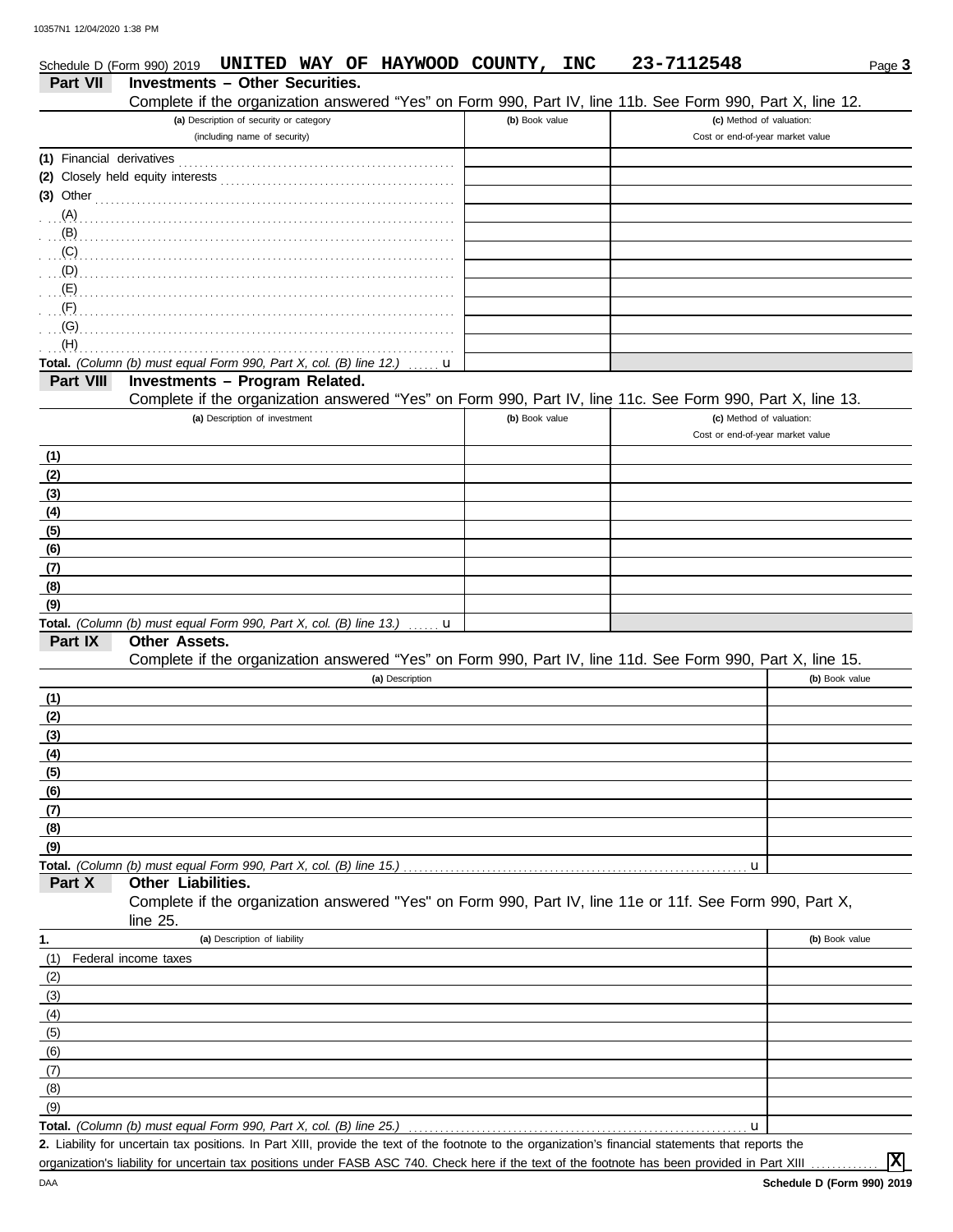Schedule D (Form 990) 2019 **UNITED WAY OF HAYWOOD COUNTY, INC** **23-7112548** Page **3**

## Part VII Investments – Other Securities.

Complete if the organization answered "Yes" on Form 990, Part IV, line 11b. See Form 990, Part X, line 12.

| (a) Description of security or category (including name of security) | (b) Book value | (c) Method of valuation: Cost or end-of-year market value |
|---|---|---|
| (1) Financial derivatives | | |
| (2) Closely held equity interests | | |
| (3) Other | | |
| (A) | | |
| (B) | | |
| (C) | | |
| (D) | | |
| (E) | | |
| (F) | | |
| (G) | | |
| (H) | | |
| **Total.** *(Column (b) must equal Form 990, Part X, col. (B) line 12.)* u | | |

## Part VIII Investments – Program Related.

Complete if the organization answered "Yes" on Form 990, Part IV, line 11c. See Form 990, Part X, line 13.

| (a) Description of investment | (b) Book value | (c) Method of valuation: Cost or end-of-year market value |
|---|---|---|
| (1) | | |
| (2) | | |
| (3) | | |
| (4) | | |
| (5) | | |
| (6) | | |
| (7) | | |
| (8) | | |
| (9) | | |
| **Total.** *(Column (b) must equal Form 990, Part X, col. (B) line 13.)* u | | |

## Part IX Other Assets.

Complete if the organization answered "Yes" on Form 990, Part IV, line 11d. See Form 990, Part X, line 15.

| (a) Description | (b) Book value |
|---|---|
| (1) | |
| (2) | |
| (3) | |
| (4) | |
| (5) | |
| (6) | |
| (7) | |
| (8) | |
| (9) | |
| **Total.** *(Column (b) must equal Form 990, Part X, col. (B) line 15.)* u | |

## Part X Other Liabilities.

Complete if the organization answered "Yes" on Form 990, Part IV, line 11e or 11f. See Form 990, Part X, line 25.

| 1. (a) Description of liability | (b) Book value |
|---|---|
| (1) Federal income taxes | |
| (2) | |
| (3) | |
| (4) | |
| (5) | |
| (6) | |
| (7) | |
| (8) | |
| (9) | |
| **Total.** *(Column (b) must equal Form 990, Part X, col. (B) line 25.)* u | |

**2.** Liability for uncertain tax positions. In Part XIII, provide the text of the footnote to the organization's financial statements that reports the organization's liability for uncertain tax positions under FASB ASC 740. Check here if the text of the footnote has been provided in Part XIII ............ [X]

DAA **Schedule D (Form 990) 2019**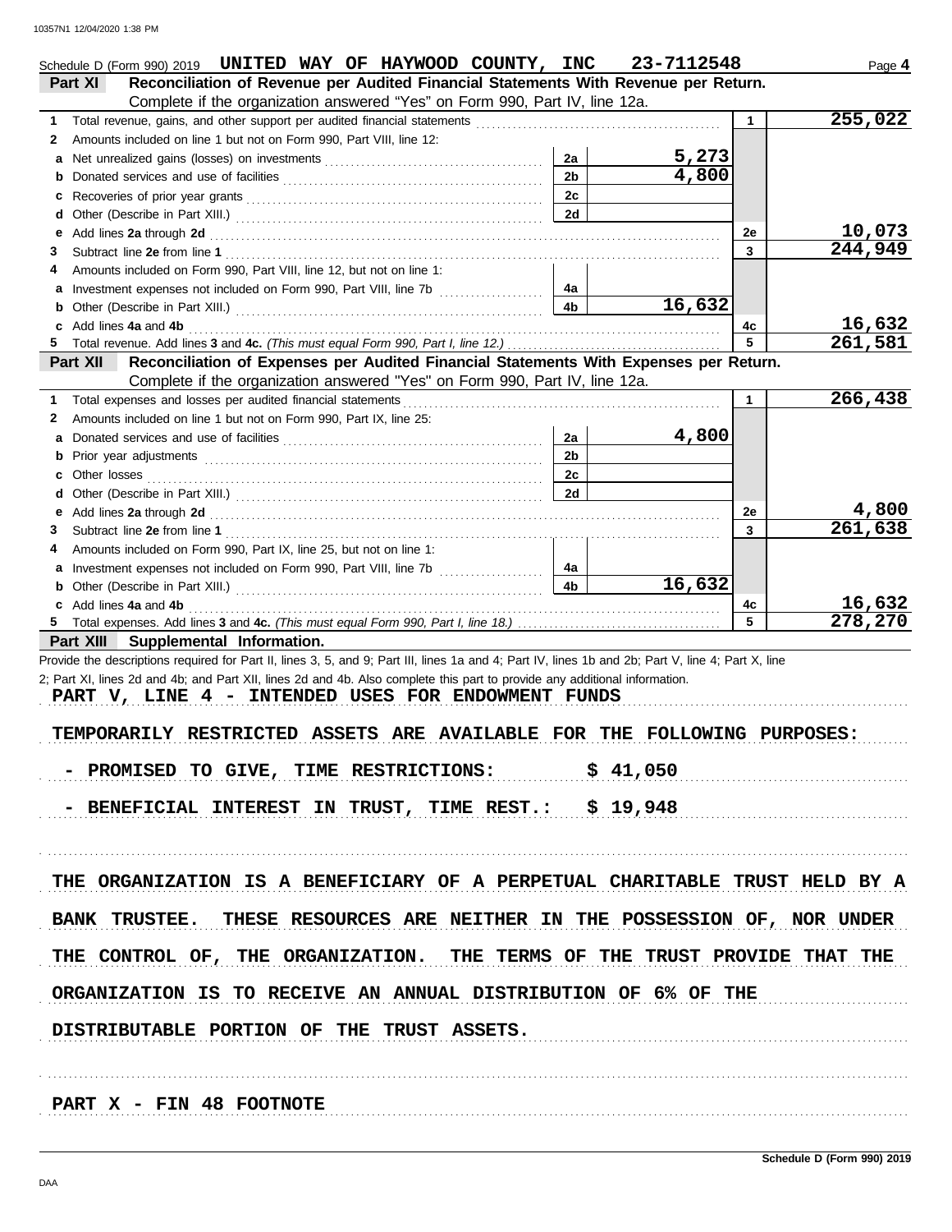Schedule D (Form 990) 2019 **UNITED WAY OF HAYWOOD COUNTY, INC 23-7112548** Page **4**

**Part XI Reconciliation of Revenue per Audited Financial Statements With Revenue per Return.**
Complete if the organization answered "Yes" on Form 990, Part IV, line 12a.

| | | | | | |
|---|---|---|---|---|---|
| **1** | Total revenue, gains, and other support per audited financial statements | | | 1 | 255,022 |
| **2** | Amounts included on line 1 but not on Form 990, Part VIII, line 12: | | | | |
| **a** | Net unrealized gains (losses) on investments | 2a | 5,273 | | |
| **b** | Donated services and use of facilities | 2b | 4,800 | | |
| **c** | Recoveries of prior year grants | 2c | | | |
| **d** | Other (Describe in Part XIII.) | 2d | | | |
| **e** | Add lines **2a** through **2d** | | | 2e | 10,073 |
| **3** | Subtract line **2e** from line **1** | | | 3 | 244,949 |
| **4** | Amounts included on Form 990, Part VIII, line 12, but not on line 1: | | | | |
| **a** | Investment expenses not included on Form 990, Part VIII, line 7b | 4a | | | |
| **b** | Other (Describe in Part XIII.) | 4b | 16,632 | | |
| **c** | Add lines **4a** and **4b** | | | 4c | 16,632 |
| **5** | Total revenue. Add lines **3** and **4c.** *(This must equal Form 990, Part I, line 12.)* | | | 5 | 261,581 |

**Part XII Reconciliation of Expenses per Audited Financial Statements With Expenses per Return.**
Complete if the organization answered "Yes" on Form 990, Part IV, line 12a.

| | | | | | |
|---|---|---|---|---|---|
| **1** | Total expenses and losses per audited financial statements | | | 1 | 266,438 |
| **2** | Amounts included on line 1 but not on Form 990, Part IX, line 25: | | | | |
| **a** | Donated services and use of facilities | 2a | 4,800 | | |
| **b** | Prior year adjustments | 2b | | | |
| **c** | Other losses | 2c | | | |
| **d** | Other (Describe in Part XIII.) | 2d | | | |
| **e** | Add lines **2a** through **2d** | | | 2e | 4,800 |
| **3** | Subtract line **2e** from line **1** | | | 3 | 261,638 |
| **4** | Amounts included on Form 990, Part IX, line 25, but not on line 1: | | | | |
| **a** | Investment expenses not included on Form 990, Part VIII, line 7b | 4a | | | |
| **b** | Other (Describe in Part XIII.) | 4b | 16,632 | | |
| **c** | Add lines **4a** and **4b** | | | 4c | 16,632 |
| **5** | Total expenses. Add lines **3** and **4c.** *(This must equal Form 990, Part I, line 18.)* | | | 5 | 278,270 |

**Part XIII Supplemental Information.**

Provide the descriptions required for Part II, lines 3, 5, and 9; Part III, lines 1a and 4; Part IV, lines 1b and 2b; Part V, line 4; Part X, line 2; Part XI, lines 2d and 4b; and Part XII, lines 2d and 4b. Also complete this part to provide any additional information.

PART V, LINE 4 - INTENDED USES FOR ENDOWMENT FUNDS

TEMPORARILY RESTRICTED ASSETS ARE AVAILABLE FOR THE FOLLOWING PURPOSES:

- PROMISED TO GIVE, TIME RESTRICTIONS: $ 41,050

- BENEFICIAL INTEREST IN TRUST, TIME REST.: $ 19,948

THE ORGANIZATION IS A BENEFICIARY OF A PERPETUAL CHARITABLE TRUST HELD BY A BANK TRUSTEE. THESE RESOURCES ARE NEITHER IN THE POSSESSION OF, NOR UNDER THE CONTROL OF, THE ORGANIZATION. THE TERMS OF THE TRUST PROVIDE THAT THE ORGANIZATION IS TO RECEIVE AN ANNUAL DISTRIBUTION OF 6% OF THE DISTRIBUTABLE PORTION OF THE TRUST ASSETS.

PART X - FIN 48 FOOTNOTE

**Schedule D (Form 990) 2019**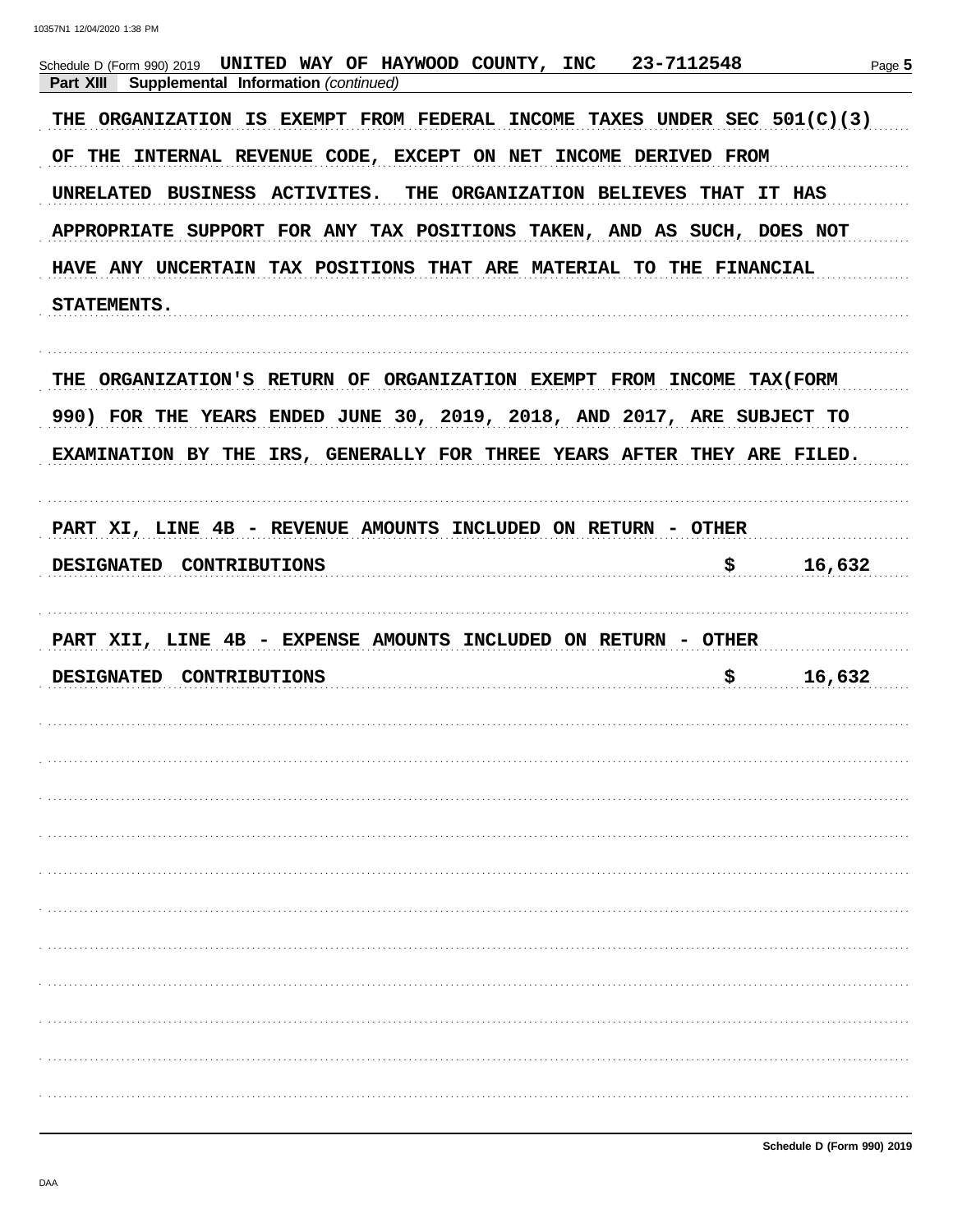Schedule D (Form 990) 2019 UNITED WAY OF HAYWOOD COUNTY, INC 23-7112548

**Part XIII Supplemental Information** *(continued)*

THE ORGANIZATION IS EXEMPT FROM FEDERAL INCOME TAXES UNDER SEC 501(C)(3) OF THE INTERNAL REVENUE CODE, EXCEPT ON NET INCOME DERIVED FROM UNRELATED BUSINESS ACTIVITES. THE ORGANIZATION BELIEVES THAT IT HAS APPROPRIATE SUPPORT FOR ANY TAX POSITIONS TAKEN, AND AS SUCH, DOES NOT HAVE ANY UNCERTAIN TAX POSITIONS THAT ARE MATERIAL TO THE FINANCIAL STATEMENTS.

THE ORGANIZATION'S RETURN OF ORGANIZATION EXEMPT FROM INCOME TAX(FORM 990) FOR THE YEARS ENDED JUNE 30, 2019, 2018, AND 2017, ARE SUBJECT TO EXAMINATION BY THE IRS, GENERALLY FOR THREE YEARS AFTER THEY ARE FILED.

PART XI, LINE 4B - REVENUE AMOUNTS INCLUDED ON RETURN - OTHER

DESIGNATED CONTRIBUTIONS $ 16,632

PART XII, LINE 4B - EXPENSE AMOUNTS INCLUDED ON RETURN - OTHER

DESIGNATED CONTRIBUTIONS $ 16,632

Schedule D (Form 990) 2019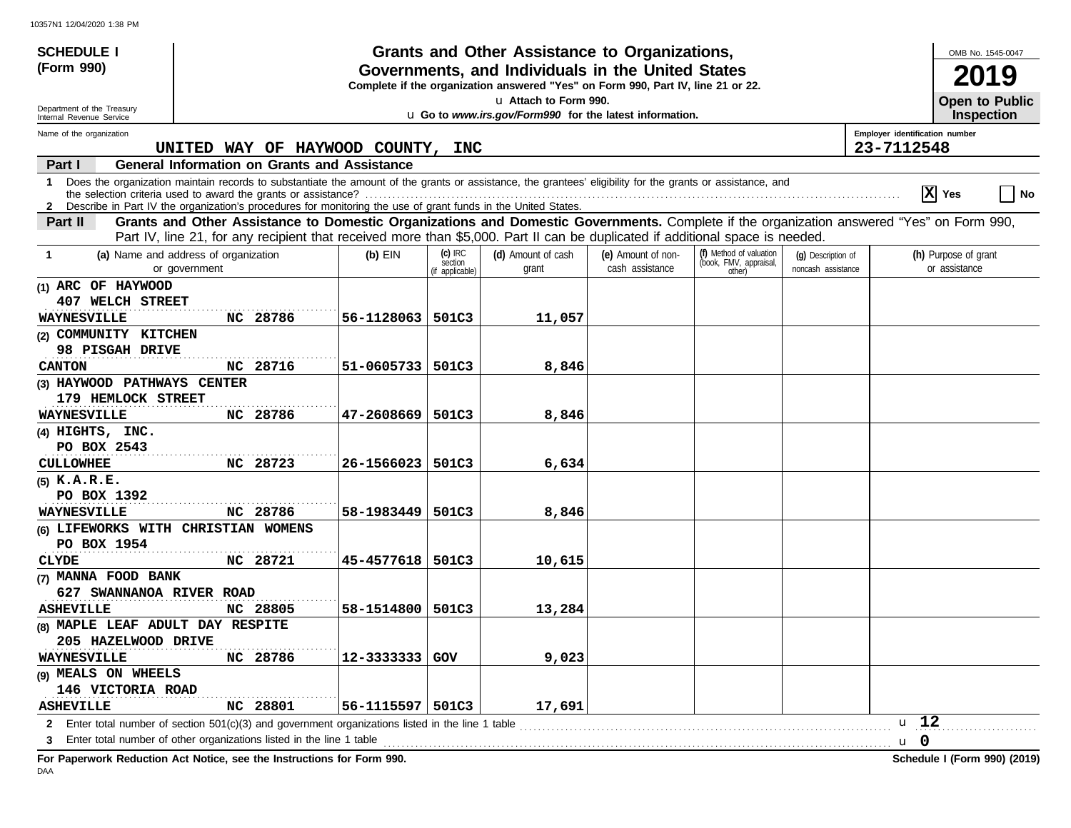**SCHEDULE I (Form 990)**

Department of the Treasury
Internal Revenue Service

# Grants and Other Assistance to Organizations, Governments, and Individuals in the United States

**Complete if the organization answered "Yes" on Form 990, Part IV, line 21 or 22.**

u Attach to Form 990.

u Go to *www.irs.gov/Form990* for the latest information.

OMB No. 1545-0047

**2019**

**Open to Public Inspection**

Name of the organization: UNITED WAY OF HAYWOOD COUNTY, INC

Employer identification number: 23-7112548

## Part I General Information on Grants and Assistance

1 Does the organization maintain records to substantiate the amount of the grants or assistance, the grantees' eligibility for the grants or assistance, and the selection criteria used to award the grants or assistance? .......... [X] Yes [ ] No

2 Describe in Part IV the organization's procedures for monitoring the use of grant funds in the United States.

## Part II Grants and Other Assistance to Domestic Organizations and Domestic Governments.

Complete if the organization answered "Yes" on Form 990, Part IV, line 21, for any recipient that received more than $5,000. Part II can be duplicated if additional space is needed.

| 1 (a) Name and address of organization or government | (b) EIN | (c) IRC section (if applicable) | (d) Amount of cash grant | (e) Amount of non-cash assistance | (f) Method of valuation (book, FMV, appraisal, other) | (g) Description of noncash assistance | (h) Purpose of grant or assistance |
|---|---|---|---|---|---|---|---|
| (1) ARC OF HAYWOOD<br>407 WELCH STREET<br>WAYNESVILLE NC 28786 | 56-1128063 | 501C3 | 11,057 | | | | |
| (2) COMMUNITY KITCHEN<br>98 PISGAH DRIVE<br>CANTON NC 28716 | 51-0605733 | 501C3 | 8,846 | | | | |
| (3) HAYWOOD PATHWAYS CENTER<br>179 HEMLOCK STREET<br>WAYNESVILLE NC 28786 | 47-2608669 | 501C3 | 8,846 | | | | |
| (4) HIGHTS, INC.<br>PO BOX 2543<br>CULLOWHEE NC 28723 | 26-1566023 | 501C3 | 6,634 | | | | |
| (5) K.A.R.E.<br>PO BOX 1392<br>WAYNESVILLE NC 28786 | 58-1983449 | 501C3 | 8,846 | | | | |
| (6) LIFEWORKS WITH CHRISTIAN WOMENS<br>PO BOX 1954<br>CLYDE NC 28721 | 45-4577618 | 501C3 | 10,615 | | | | |
| (7) MANNA FOOD BANK<br>627 SWANNANOA RIVER ROAD<br>ASHEVILLE NC 28805 | 58-1514800 | 501C3 | 13,284 | | | | |
| (8) MAPLE LEAF ADULT DAY RESPITE<br>205 HAZELWOOD DRIVE<br>WAYNESVILLE NC 28786 | 12-3333333 | GOV | 9,023 | | | | |
| (9) MEALS ON WHEELS<br>146 VICTORIA ROAD<br>ASHEVILLE NC 28801 | 56-1115597 | 501C3 | 17,691 | | | | |

2 Enter total number of section 501(c)(3) and government organizations listed in the line 1 table .......... u 12

3 Enter total number of other organizations listed in the line 1 table .......... u 0

**For Paperwork Reduction Act Notice, see the Instructions for Form 990.** **Schedule I (Form 990) (2019)**

DAA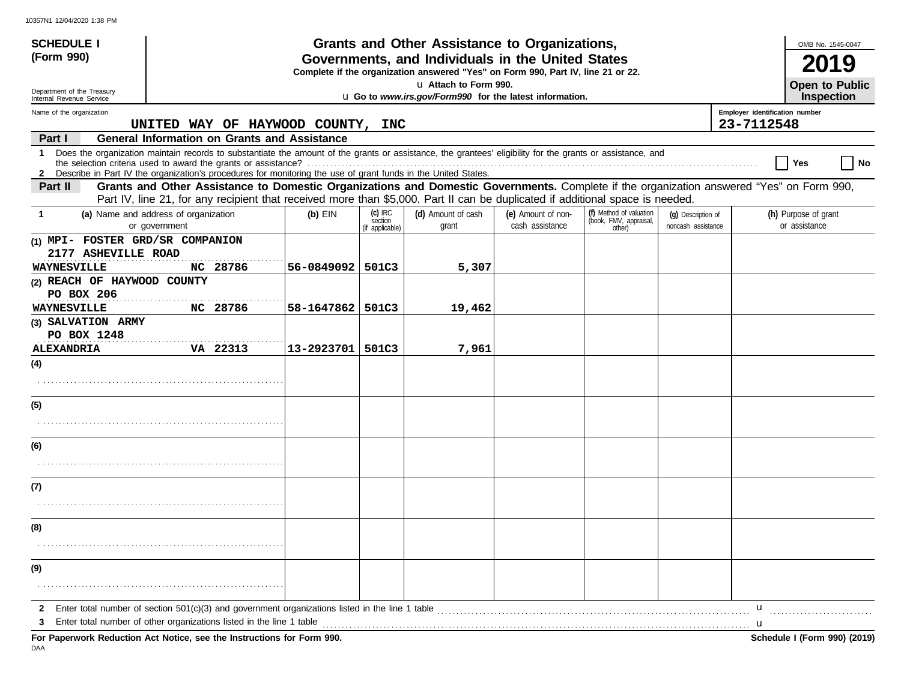**SCHEDULE I**
**(Form 990)**

Department of the Treasury
Internal Revenue Service

# Grants and Other Assistance to Organizations, Governments, and Individuals in the United States

**Complete if the organization answered "Yes" on Form 990, Part IV, line 21 or 22.**
u **Attach to Form 990.**
u **Go to *www.irs.gov/Form990* for the latest information.**

OMB No. 1545-0047
**2019**
**Open to Public Inspection**

Name of the organization: UNITED WAY OF HAYWOOD COUNTY, INC
Employer identification number: 23-7112548

**Part I — General Information on Grants and Assistance**

1 Does the organization maintain records to substantiate the amount of the grants or assistance, the grantees' eligibility for the grants or assistance, and the selection criteria used to award the grants or assistance? .......... Yes ☐ No ☐

2 Describe in Part IV the organization's procedures for monitoring the use of grant funds in the United States.

**Part II — Grants and Other Assistance to Domestic Organizations and Domestic Governments.** Complete if the organization answered "Yes" on Form 990, Part IV, line 21, for any recipient that received more than $5,000. Part II can be duplicated if additional space is needed.

| 1 | (a) Name and address of organization or government | (b) EIN | (c) IRC section (if applicable) | (d) Amount of cash grant | (e) Amount of non-cash assistance | (f) Method of valuation (book, FMV, appraisal, other) | (g) Description of noncash assistance | (h) Purpose of grant or assistance |
|---|---|---|---|---|---|---|---|---|
| (1) | MPI- FOSTER GRD/SR COMPANION 2177 ASHEVILLE ROAD WAYNESVILLE NC 28786 | 56-0849092 | 501C3 | 5,307 | | | | |
| (2) | REACH OF HAYWOOD COUNTY PO BOX 206 WAYNESVILLE NC 28786 | 58-1647862 | 501C3 | 19,462 | | | | |
| (3) | SALVATION ARMY PO BOX 1248 ALEXANDRIA VA 22313 | 13-2923701 | 501C3 | 7,961 | | | | |
| (4) | | | | | | | | |
| (5) | | | | | | | | |
| (6) | | | | | | | | |
| (7) | | | | | | | | |
| (8) | | | | | | | | |
| (9) | | | | | | | | |

2 Enter total number of section 501(c)(3) and government organizations listed in the line 1 table .......... u

3 Enter total number of other organizations listed in the line 1 table .......... u

**For Paperwork Reduction Act Notice, see the Instructions for Form 990.** **Schedule I (Form 990) (2019)**

DAA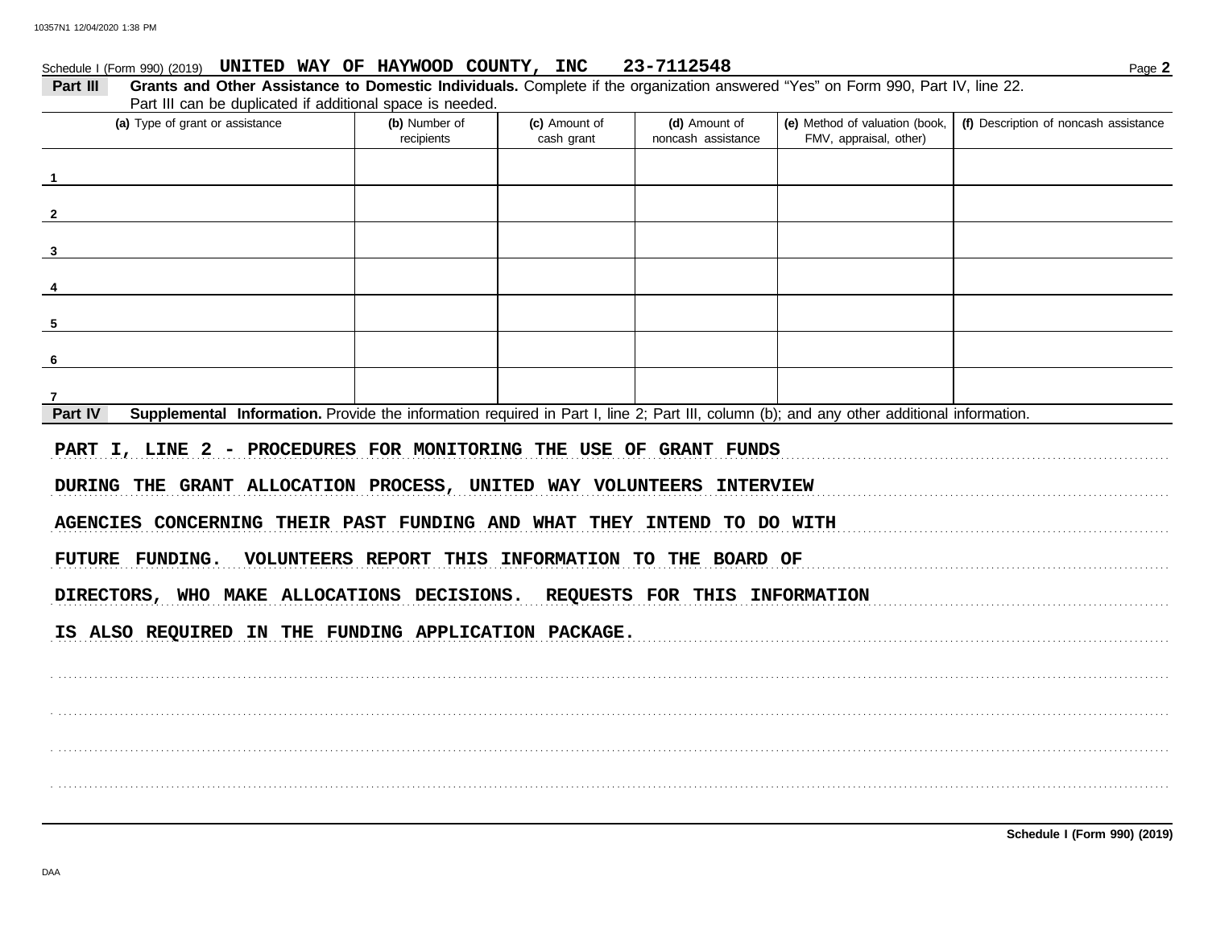Schedule I (Form 990) (2019) **UNITED WAY OF HAYWOOD COUNTY, INC 23-7112548** Page **2**

**Part III** **Grants and Other Assistance to Domestic Individuals.** Complete if the organization answered "Yes" on Form 990, Part IV, line 22. Part III can be duplicated if additional space is needed.

| (a) Type of grant or assistance | (b) Number of recipients | (c) Amount of cash grant | (d) Amount of noncash assistance | (e) Method of valuation (book, FMV, appraisal, other) | (f) Description of noncash assistance |
|---|---|---|---|---|---|
| 1 | | | | | |
| 2 | | | | | |
| 3 | | | | | |
| 4 | | | | | |
| 5 | | | | | |
| 6 | | | | | |
| 7 | | | | | |

**Part IV** **Supplemental Information.** Provide the information required in Part I, line 2; Part III, column (b); and any other additional information.

PART I, LINE 2 - PROCEDURES FOR MONITORING THE USE OF GRANT FUNDS

DURING THE GRANT ALLOCATION PROCESS, UNITED WAY VOLUNTEERS INTERVIEW AGENCIES CONCERNING THEIR PAST FUNDING AND WHAT THEY INTEND TO DO WITH FUTURE FUNDING. VOLUNTEERS REPORT THIS INFORMATION TO THE BOARD OF DIRECTORS, WHO MAKE ALLOCATIONS DECISIONS. REQUESTS FOR THIS INFORMATION IS ALSO REQUIRED IN THE FUNDING APPLICATION PACKAGE.

**Schedule I (Form 990) (2019)**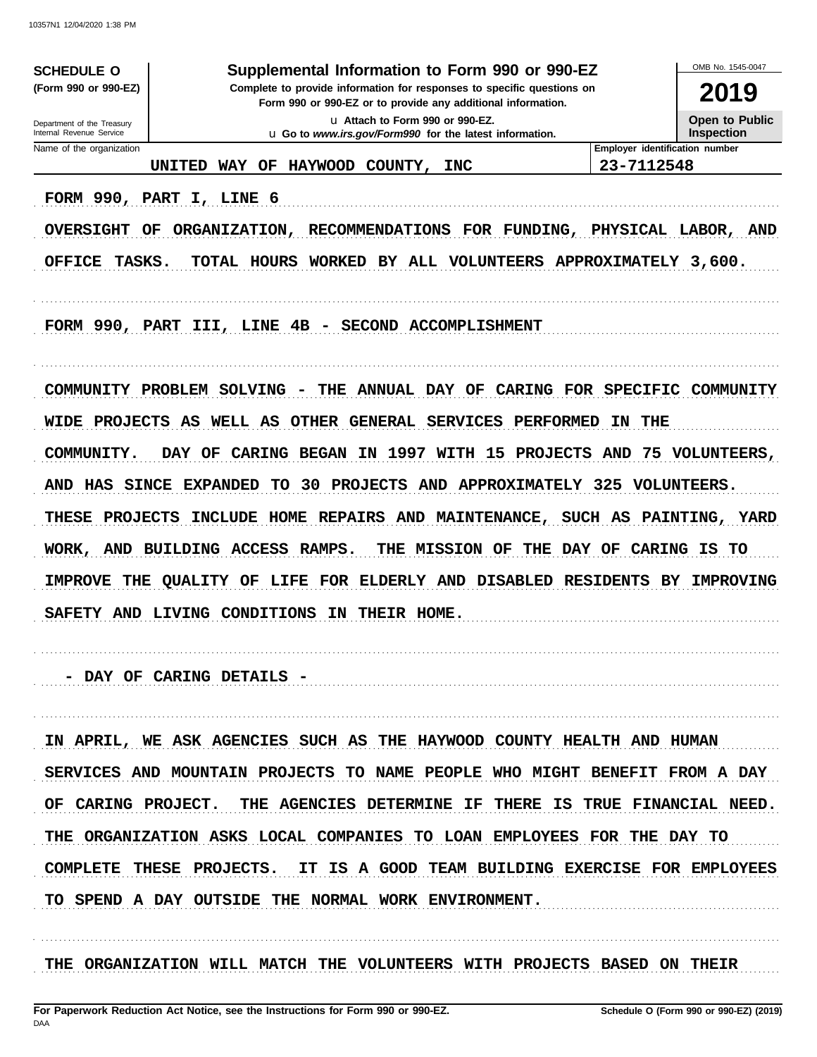10357N1 12/04/2020 1:38 PM

**SCHEDULE O** (Form 990 or 990-EZ)

Department of the Treasury
Internal Revenue Service

# Supplemental Information to Form 990 or 990-EZ

**Complete to provide information for responses to specific questions on Form 990 or 990-EZ or to provide any additional information.**

u Attach to Form 990 or 990-EZ.
u Go to *www.irs.gov/Form990* for the latest information.

OMB No. 1545-0047

**2019**

**Open to Public Inspection**

| Name of the organization | Employer identification number |
|---|---|
| UNITED WAY OF HAYWOOD COUNTY, INC | 23-7112548 |

FORM 990, PART I, LINE 6

OVERSIGHT OF ORGANIZATION, RECOMMENDATIONS FOR FUNDING, PHYSICAL LABOR, AND OFFICE TASKS. TOTAL HOURS WORKED BY ALL VOLUNTEERS APPROXIMATELY 3,600.

FORM 990, PART III, LINE 4B - SECOND ACCOMPLISHMENT

COMMUNITY PROBLEM SOLVING - THE ANNUAL DAY OF CARING FOR SPECIFIC COMMUNITY WIDE PROJECTS AS WELL AS OTHER GENERAL SERVICES PERFORMED IN THE COMMUNITY. DAY OF CARING BEGAN IN 1997 WITH 15 PROJECTS AND 75 VOLUNTEERS, AND HAS SINCE EXPANDED TO 30 PROJECTS AND APPROXIMATELY 325 VOLUNTEERS. THESE PROJECTS INCLUDE HOME REPAIRS AND MAINTENANCE, SUCH AS PAINTING, YARD WORK, AND BUILDING ACCESS RAMPS. THE MISSION OF THE DAY OF CARING IS TO IMPROVE THE QUALITY OF LIFE FOR ELDERLY AND DISABLED RESIDENTS BY IMPROVING SAFETY AND LIVING CONDITIONS IN THEIR HOME.

- DAY OF CARING DETAILS -

IN APRIL, WE ASK AGENCIES SUCH AS THE HAYWOOD COUNTY HEALTH AND HUMAN SERVICES AND MOUNTAIN PROJECTS TO NAME PEOPLE WHO MIGHT BENEFIT FROM A DAY OF CARING PROJECT. THE AGENCIES DETERMINE IF THERE IS TRUE FINANCIAL NEED. THE ORGANIZATION ASKS LOCAL COMPANIES TO LOAN EMPLOYEES FOR THE DAY TO COMPLETE THESE PROJECTS. IT IS A GOOD TEAM BUILDING EXERCISE FOR EMPLOYEES TO SPEND A DAY OUTSIDE THE NORMAL WORK ENVIRONMENT.

THE ORGANIZATION WILL MATCH THE VOLUNTEERS WITH PROJECTS BASED ON THEIR

**For Paperwork Reduction Act Notice, see the Instructions for Form 990 or 990-EZ.** **Schedule O (Form 990 or 990-EZ) (2019)**

DAA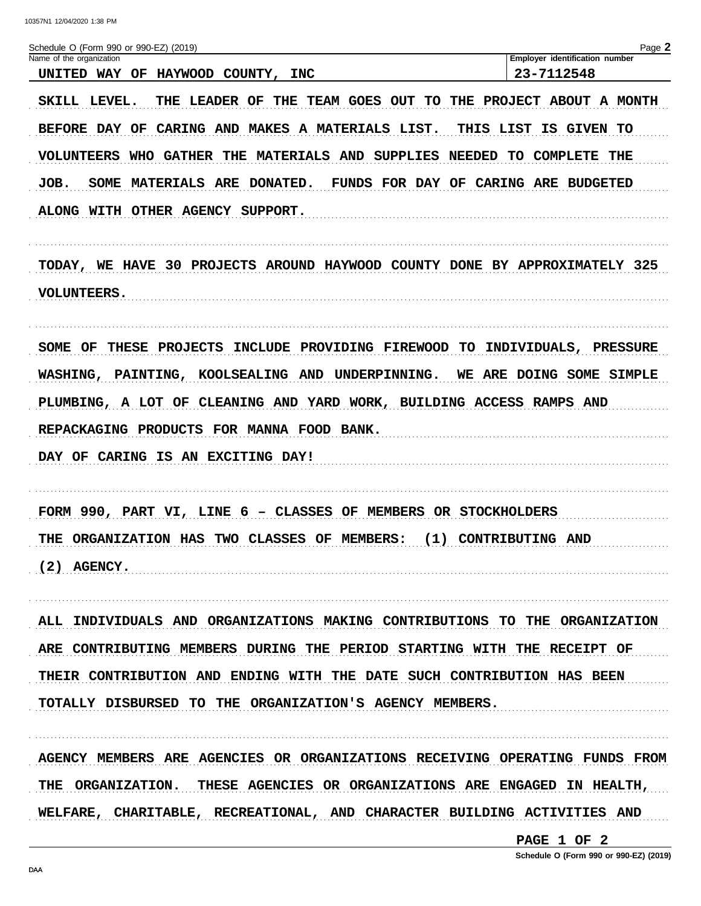Schedule O (Form 990 or 990-EZ) (2019)

| Name of the organization | Employer identification number |
|---|---|
| UNITED WAY OF HAYWOOD COUNTY, INC | 23-7112548 |

SKILL LEVEL. THE LEADER OF THE TEAM GOES OUT TO THE PROJECT ABOUT A MONTH BEFORE DAY OF CARING AND MAKES A MATERIALS LIST. THIS LIST IS GIVEN TO VOLUNTEERS WHO GATHER THE MATERIALS AND SUPPLIES NEEDED TO COMPLETE THE JOB. SOME MATERIALS ARE DONATED. FUNDS FOR DAY OF CARING ARE BUDGETED ALONG WITH OTHER AGENCY SUPPORT.

TODAY, WE HAVE 30 PROJECTS AROUND HAYWOOD COUNTY DONE BY APPROXIMATELY 325 VOLUNTEERS.

SOME OF THESE PROJECTS INCLUDE PROVIDING FIREWOOD TO INDIVIDUALS, PRESSURE WASHING, PAINTING, KOOLSEALING AND UNDERPINNING. WE ARE DOING SOME SIMPLE PLUMBING, A LOT OF CLEANING AND YARD WORK, BUILDING ACCESS RAMPS AND REPACKAGING PRODUCTS FOR MANNA FOOD BANK.

DAY OF CARING IS AN EXCITING DAY!

FORM 990, PART VI, LINE 6 - CLASSES OF MEMBERS OR STOCKHOLDERS

THE ORGANIZATION HAS TWO CLASSES OF MEMBERS: (1) CONTRIBUTING AND (2) AGENCY.

ALL INDIVIDUALS AND ORGANIZATIONS MAKING CONTRIBUTIONS TO THE ORGANIZATION ARE CONTRIBUTING MEMBERS DURING THE PERIOD STARTING WITH THE RECEIPT OF THEIR CONTRIBUTION AND ENDING WITH THE DATE SUCH CONTRIBUTION HAS BEEN TOTALLY DISBURSED TO THE ORGANIZATION'S AGENCY MEMBERS.

AGENCY MEMBERS ARE AGENCIES OR ORGANIZATIONS RECEIVING OPERATING FUNDS FROM THE ORGANIZATION. THESE AGENCIES OR ORGANIZATIONS ARE ENGAGED IN HEALTH, WELFARE, CHARITABLE, RECREATIONAL, AND CHARACTER BUILDING ACTIVITIES AND

Schedule O (Form 990 or 990-EZ) (2019)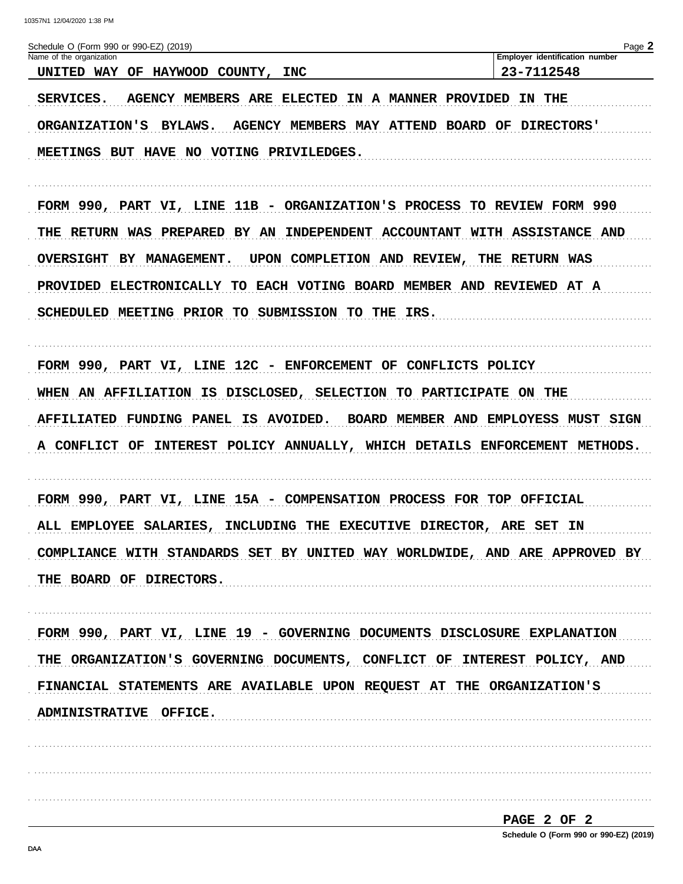Schedule O (Form 990 or 990-EZ) (2019) Page **2**

| Name of the organization | Employer identification number |
|---|---|
| UNITED WAY OF HAYWOOD COUNTY, INC | 23-7112548 |

SERVICES. AGENCY MEMBERS ARE ELECTED IN A MANNER PROVIDED IN THE ORGANIZATION'S BYLAWS. AGENCY MEMBERS MAY ATTEND BOARD OF DIRECTORS' MEETINGS BUT HAVE NO VOTING PRIVILEDGES.

FORM 990, PART VI, LINE 11B - ORGANIZATION'S PROCESS TO REVIEW FORM 990

THE RETURN WAS PREPARED BY AN INDEPENDENT ACCOUNTANT WITH ASSISTANCE AND OVERSIGHT BY MANAGEMENT. UPON COMPLETION AND REVIEW, THE RETURN WAS PROVIDED ELECTRONICALLY TO EACH VOTING BOARD MEMBER AND REVIEWED AT A SCHEDULED MEETING PRIOR TO SUBMISSION TO THE IRS.

FORM 990, PART VI, LINE 12C - ENFORCEMENT OF CONFLICTS POLICY

WHEN AN AFFILIATION IS DISCLOSED, SELECTION TO PARTICIPATE ON THE AFFILIATED FUNDING PANEL IS AVOIDED. BOARD MEMBER AND EMPLOYESS MUST SIGN A CONFLICT OF INTEREST POLICY ANNUALLY, WHICH DETAILS ENFORCEMENT METHODS.

FORM 990, PART VI, LINE 15A - COMPENSATION PROCESS FOR TOP OFFICIAL

ALL EMPLOYEE SALARIES, INCLUDING THE EXECUTIVE DIRECTOR, ARE SET IN COMPLIANCE WITH STANDARDS SET BY UNITED WAY WORLDWIDE, AND ARE APPROVED BY THE BOARD OF DIRECTORS.

FORM 990, PART VI, LINE 19 - GOVERNING DOCUMENTS DISCLOSURE EXPLANATION

THE ORGANIZATION'S GOVERNING DOCUMENTS, CONFLICT OF INTEREST POLICY, AND FINANCIAL STATEMENTS ARE AVAILABLE UPON REQUEST AT THE ORGANIZATION'S ADMINISTRATIVE OFFICE.

PAGE 2 OF 2

Schedule O (Form 990 or 990-EZ) (2019)